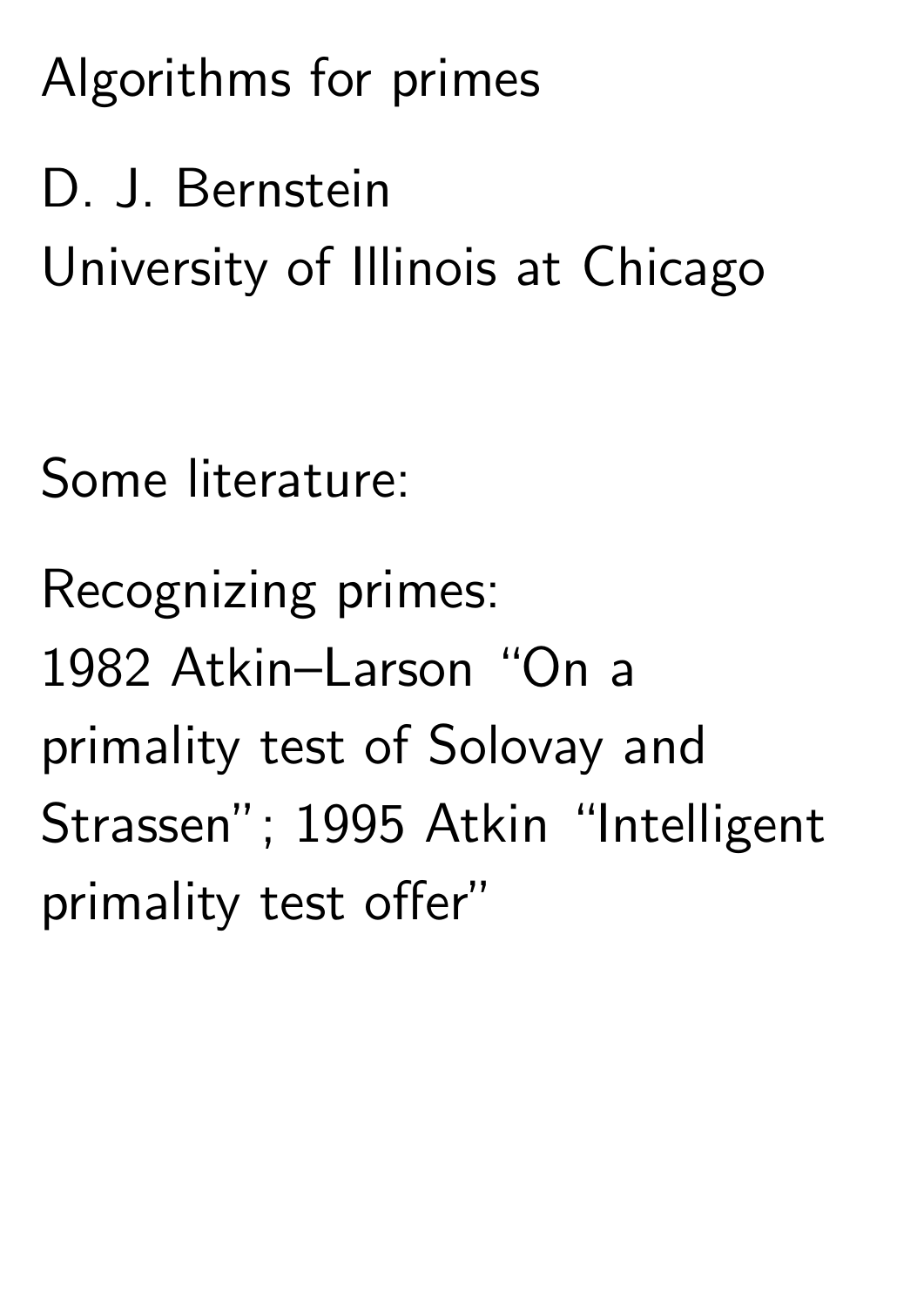# Algorithms for primes

D. J. Bernstein
University of Illinois at Chicago

Some literature:

Recognizing primes:
1982 Atkin–Larson "On a primality test of Solovay and Strassen"; 1995 Atkin "Intelligent primality test offer"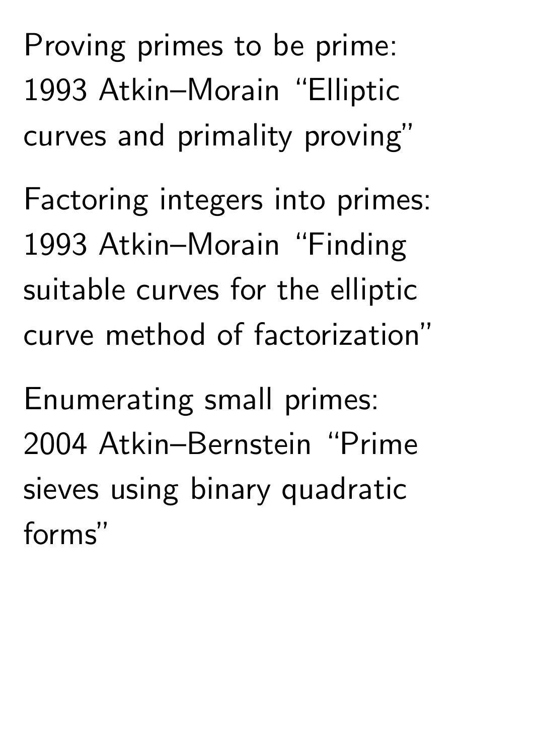Proving primes to be prime:
1993 Atkin–Morain "Elliptic curves and primality proving"

Factoring integers into primes:
1993 Atkin–Morain "Finding suitable curves for the elliptic curve method of factorization"

Enumerating small primes:
2004 Atkin–Bernstein "Prime sieves using binary quadratic forms"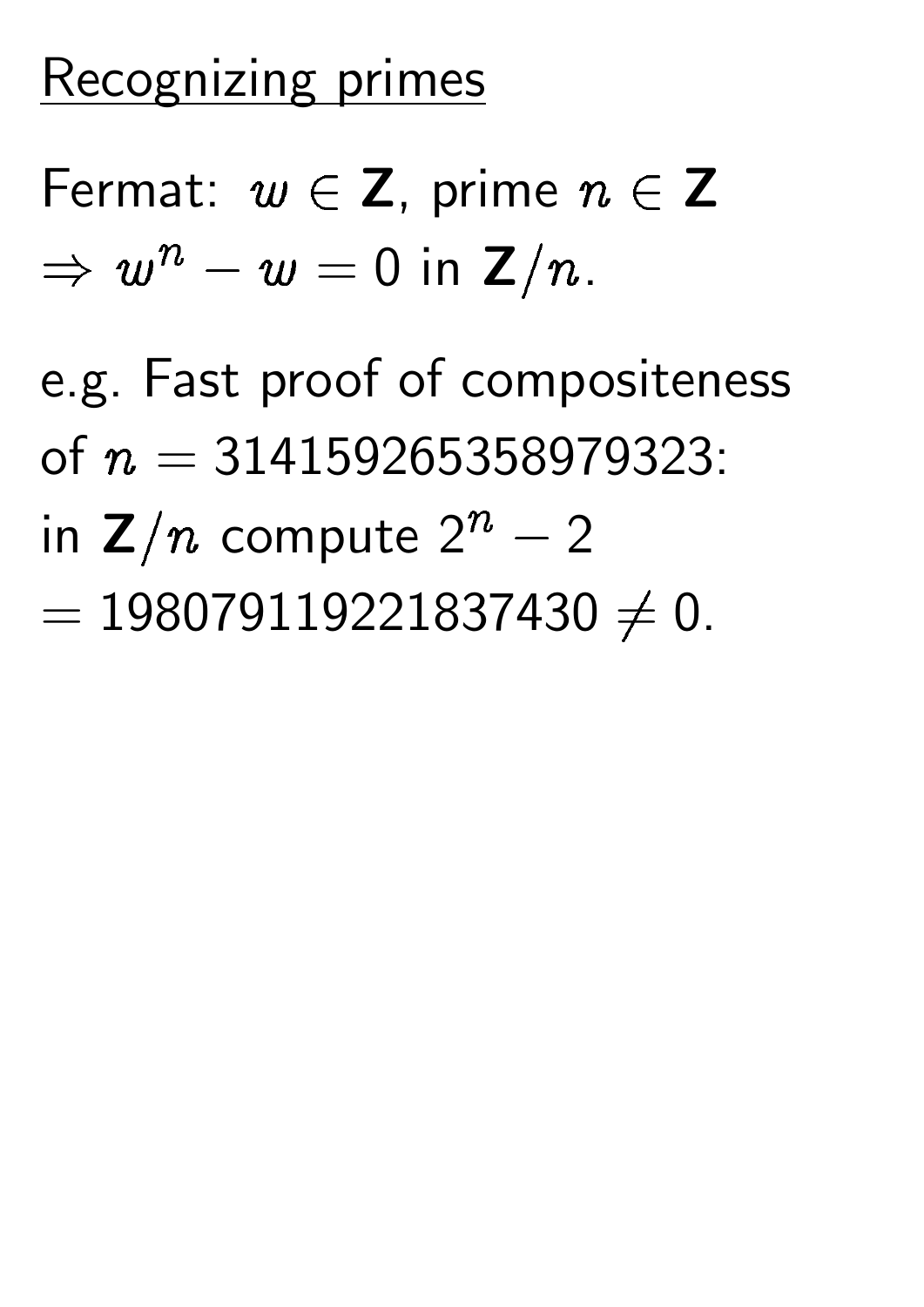## Recognizing primes

Fermat: $w \in \mathbf{Z}$, prime $n \in \mathbf{Z}$
$\Rightarrow w^n - w = 0$ in $\mathbf{Z}/n$.

e.g. Fast proof of compositeness of $n = 314159265358979323$:
in $\mathbf{Z}/n$ compute $2^n - 2$
$= 198079119221837430 \neq 0$.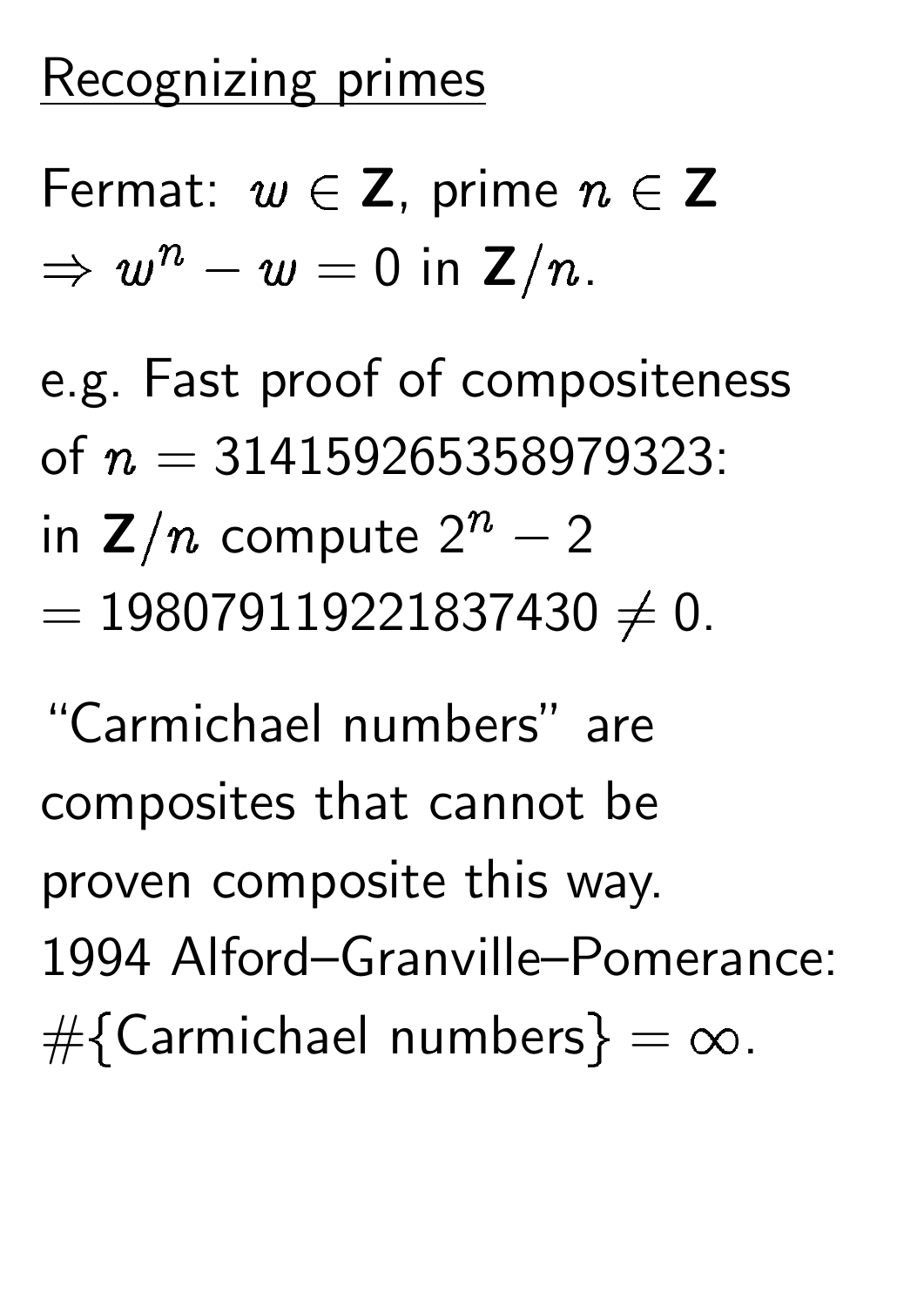## Recognizing primes

Fermat: $w \in \mathbf{Z}$, prime $n \in \mathbf{Z}$ $\Rightarrow w^n - w = 0$ in $\mathbf{Z}/n$.

e.g. Fast proof of compositeness of $n = 314159265358979323$: in $\mathbf{Z}/n$ compute $2^n - 2$ $= 198079119221837430 \neq 0$.

"Carmichael numbers" are composites that cannot be proven composite this way. 1994 Alford–Granville–Pomerance: $\#\{\text{Carmichael numbers}\} = \infty$.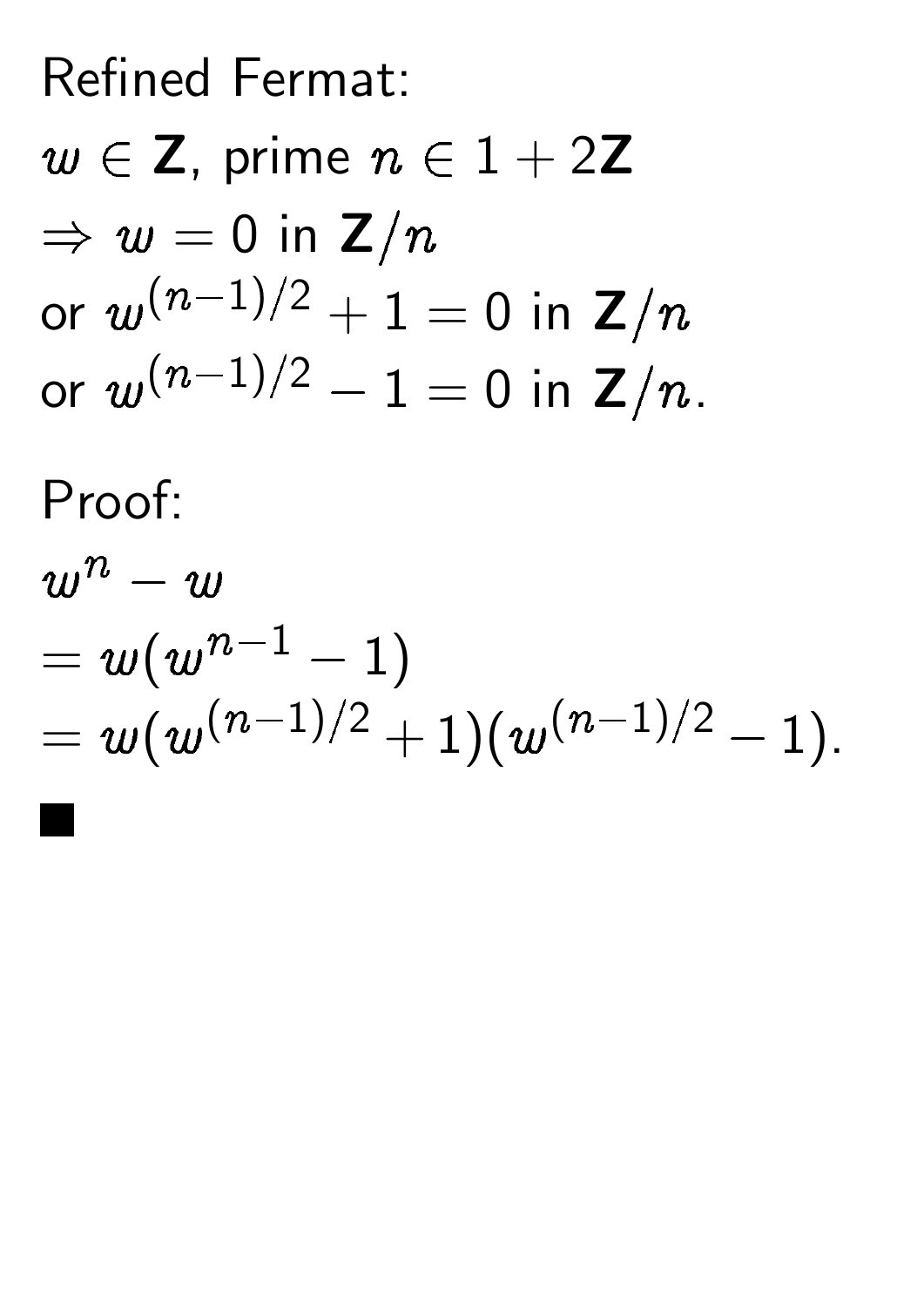Refined Fermat:

$w \in \mathbf{Z}$, prime $n \in 1 + 2\mathbf{Z}$

$\Rightarrow w = 0$ in $\mathbf{Z}/n$

or $w^{(n-1)/2} + 1 = 0$ in $\mathbf{Z}/n$

or $w^{(n-1)/2} - 1 = 0$ in $\mathbf{Z}/n$.

Proof:

$w^n - w$

$= w(w^{n-1} - 1)$

$= w(w^{(n-1)/2} + 1)(w^{(n-1)/2} - 1)$.

■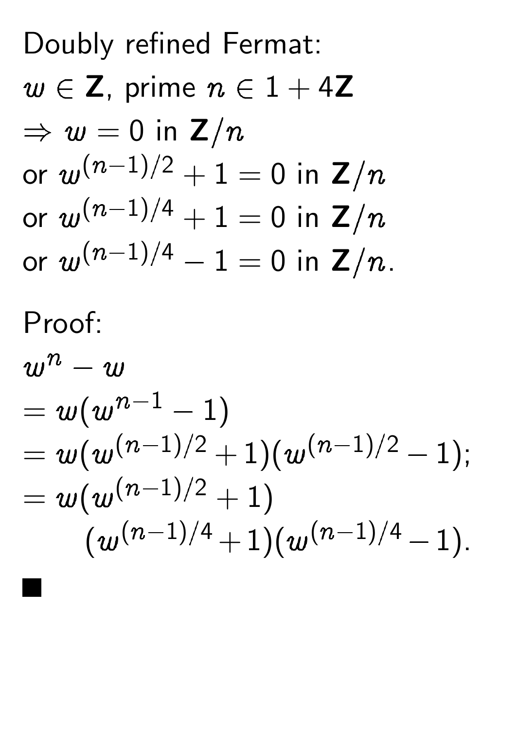Doubly refined Fermat:

$w \in \mathbf{Z}$, prime $n \in 1 + 4\mathbf{Z}$

$\Rightarrow w = 0$ in $\mathbf{Z}/n$

or $w^{(n-1)/2} + 1 = 0$ in $\mathbf{Z}/n$

or $w^{(n-1)/4} + 1 = 0$ in $\mathbf{Z}/n$

or $w^{(n-1)/4} - 1 = 0$ in $\mathbf{Z}/n$.

Proof:

$$
\begin{aligned}
&w^n - w \\
&= w(w^{n-1} - 1) \\
&= w(w^{(n-1)/2} + 1)(w^{(n-1)/2} - 1); \\
&= w(w^{(n-1)/2} + 1) \\
&\qquad (w^{(n-1)/4} + 1)(w^{(n-1)/4} - 1).
\end{aligned}
$$

■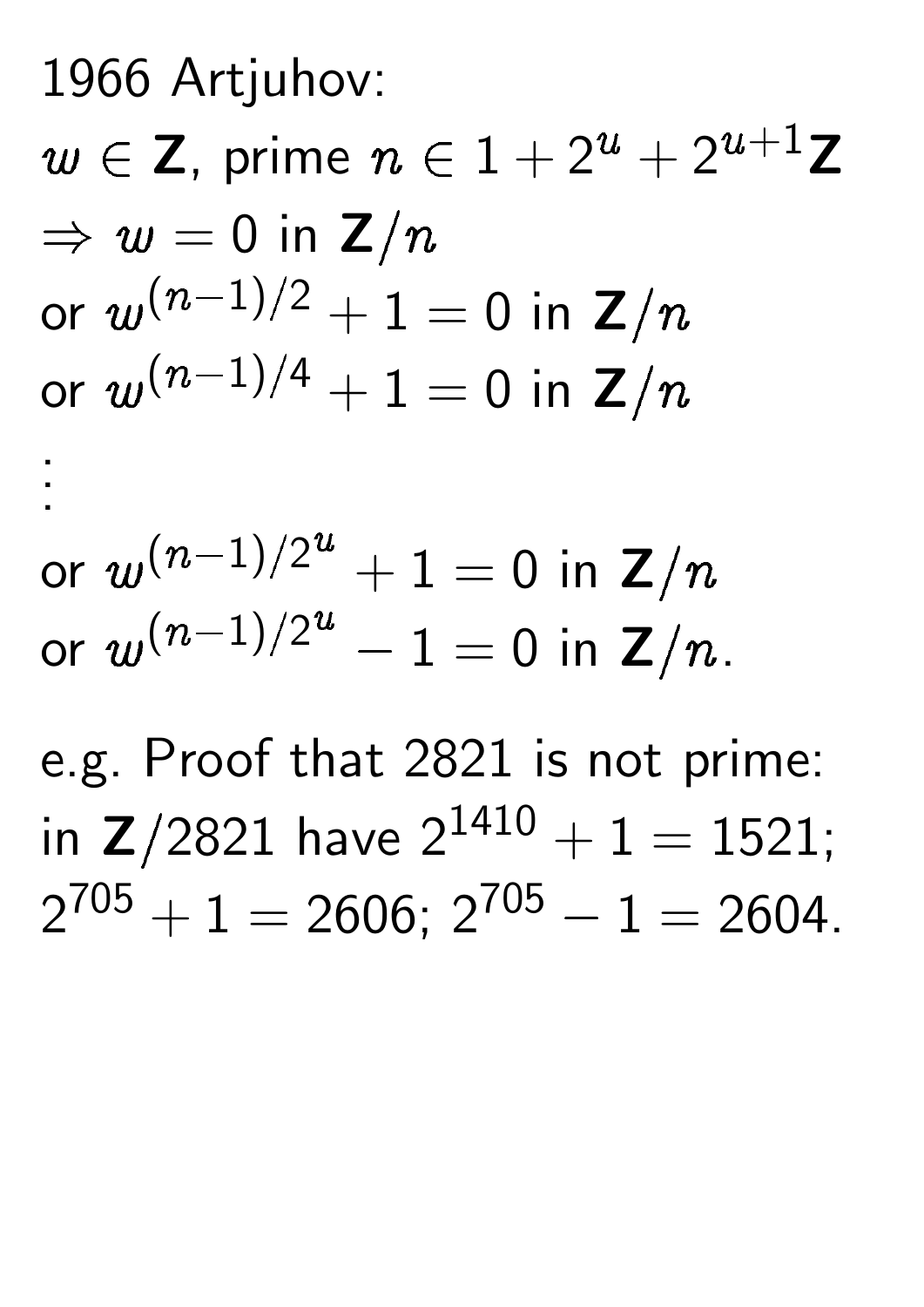1966 Artjuhov:

$w \in \mathbf{Z}$, prime $n \in 1 + 2^u + 2^{u+1}\mathbf{Z}$

$\Rightarrow w = 0$ in $\mathbf{Z}/n$

or $w^{(n-1)/2} + 1 = 0$ in $\mathbf{Z}/n$

or $w^{(n-1)/4} + 1 = 0$ in $\mathbf{Z}/n$

$\vdots$

or $w^{(n-1)/2^u} + 1 = 0$ in $\mathbf{Z}/n$

or $w^{(n-1)/2^u} - 1 = 0$ in $\mathbf{Z}/n$.

e.g. Proof that 2821 is not prime: in $\mathbf{Z}/2821$ have $2^{1410} + 1 = 1521$; $2^{705} + 1 = 2606$; $2^{705} - 1 = 2604$.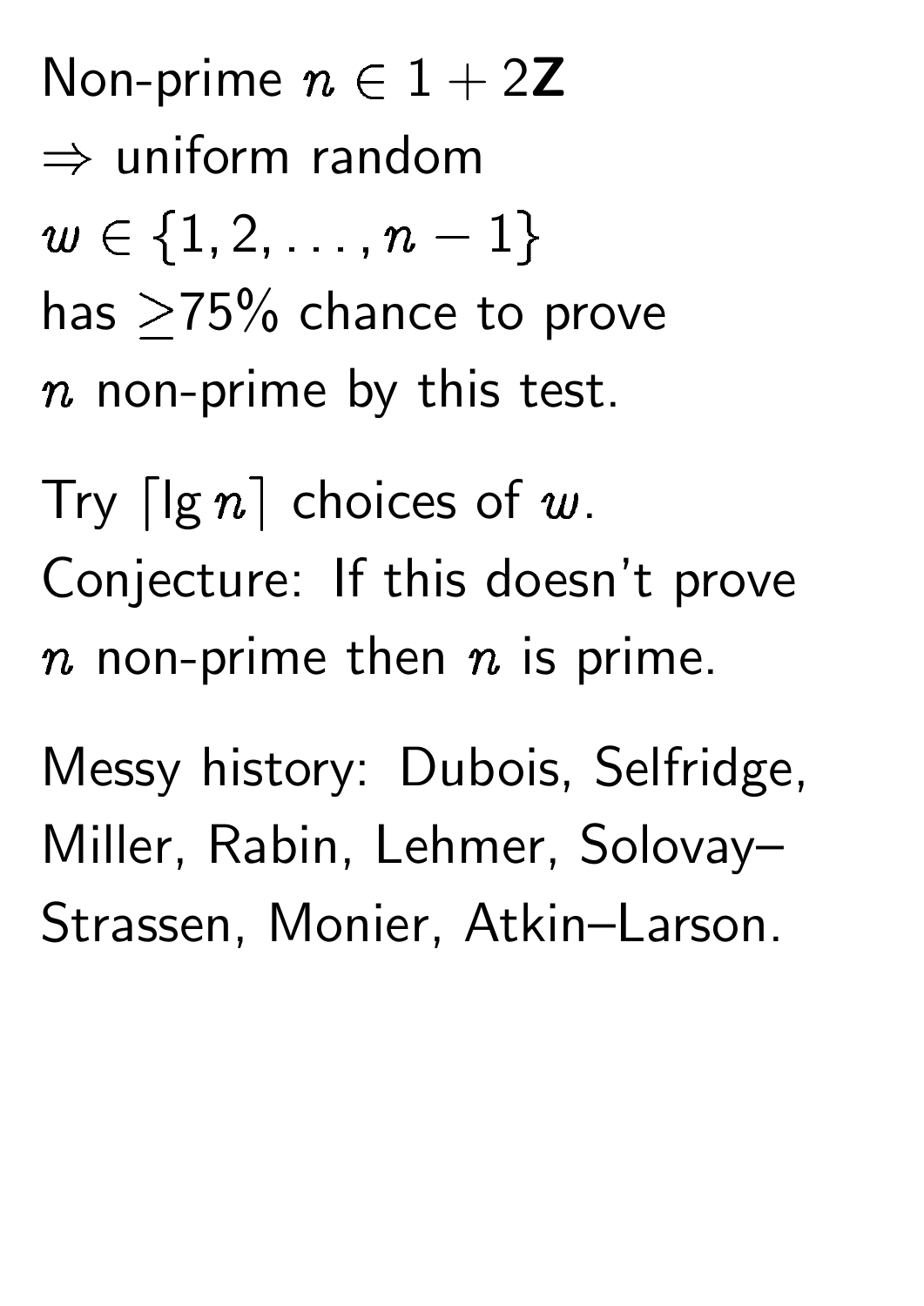Non-prime $n \in 1 + 2\mathbf{Z}$
$\Rightarrow$ uniform random
$w \in \{1, 2, \ldots, n-1\}$
has $\geq$75% chance to prove
$n$ non-prime by this test.

Try $\lceil \lg n \rceil$ choices of $w$.
Conjecture: If this doesn't prove
$n$ non-prime then $n$ is prime.

Messy history: Dubois, Selfridge, Miller, Rabin, Lehmer, Solovay–Strassen, Monier, Atkin–Larson.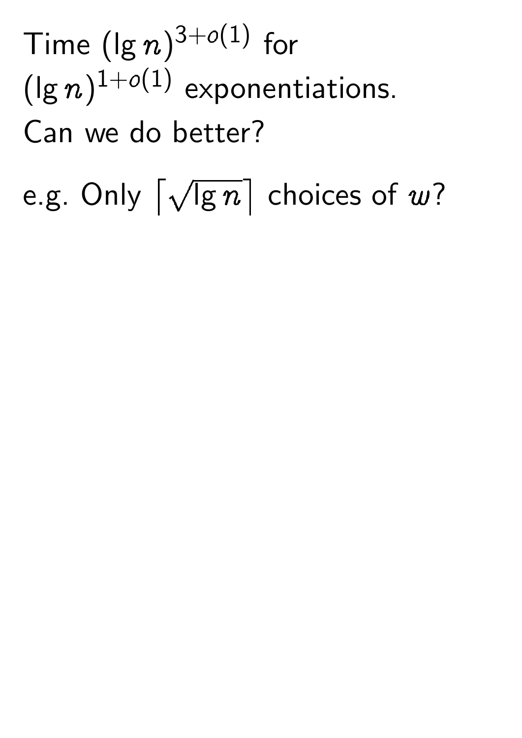Time $(\lg n)^{3+o(1)}$ for $(\lg n)^{1+o(1)}$ exponentiations.

Can we do better?

e.g. Only $\lceil \sqrt{\lg n} \rceil$ choices of $w$?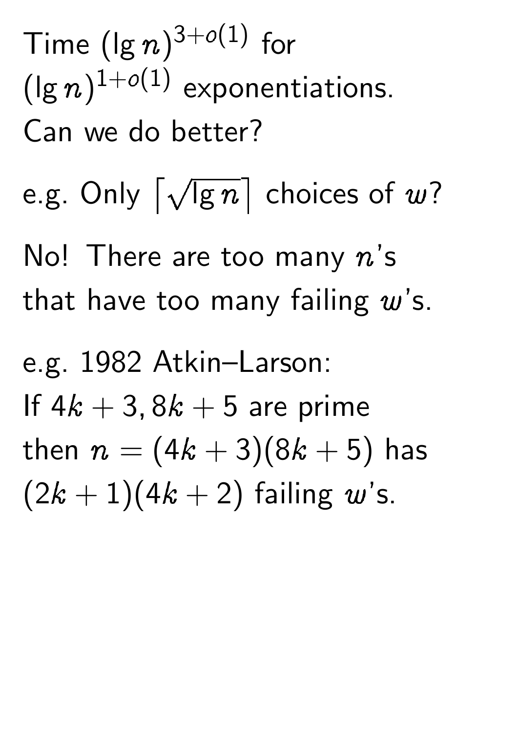Time $(\lg n)^{3+o(1)}$ for $(\lg n)^{1+o(1)}$ exponentiations. Can we do better?

e.g. Only $\lceil\sqrt{\lg n}\rceil$ choices of $w$?

No! There are too many $n$'s that have too many failing $w$'s.

e.g. 1982 Atkin–Larson: If $4k+3, 8k+5$ are prime then $n = (4k+3)(8k+5)$ has $(2k+1)(4k+2)$ failing $w$'s.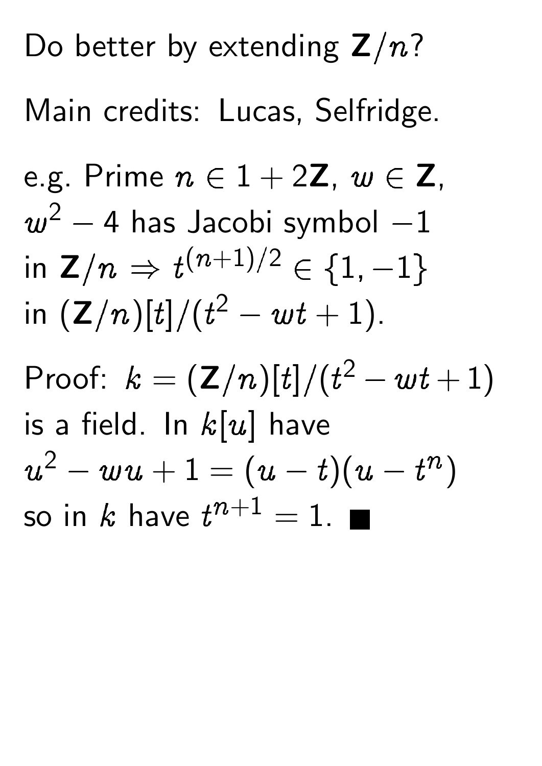Do better by extending $\mathbf{Z}/n$?

Main credits: Lucas, Selfridge.

e.g. Prime $n \in 1 + 2\mathbf{Z}$, $w \in \mathbf{Z}$, $w^2 - 4$ has Jacobi symbol $-1$ in $\mathbf{Z}/n \Rightarrow t^{(n+1)/2} \in \{1, -1\}$ in $(\mathbf{Z}/n)[t]/(t^2 - wt + 1)$.

Proof: $k = (\mathbf{Z}/n)[t]/(t^2 - wt + 1)$ is a field. In $k[u]$ have $u^2 - wu + 1 = (u - t)(u - t^n)$ so in $k$ have $t^{n+1} = 1$. ■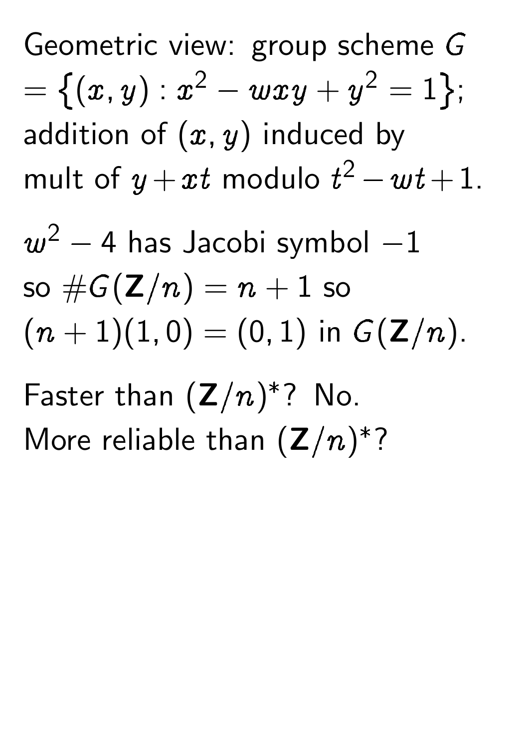Geometric view: group scheme $G = \{(x, y) : x^2 - wxy + y^2 = 1\}$; addition of $(x, y)$ induced by mult of $y + xt$ modulo $t^2 - wt + 1$.

$w^2 - 4$ has Jacobi symbol $-1$ so $\#G(\mathbf{Z}/n) = n + 1$ so $(n + 1)(1, 0) = (0, 1)$ in $G(\mathbf{Z}/n)$.

Faster than $(\mathbf{Z}/n)^*$? No.
More reliable than $(\mathbf{Z}/n)^*$?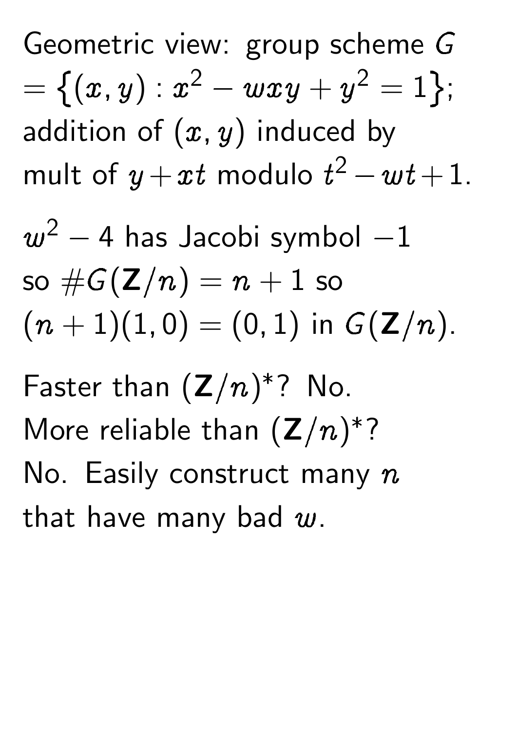Geometric view: group scheme $G$ $= \{(x, y) : x^2 - wxy + y^2 = 1\}$; addition of $(x, y)$ induced by mult of $y + xt$ modulo $t^2 - wt + 1$.

$w^2 - 4$ has Jacobi symbol $-1$ so $\#G(\mathbf{Z}/n) = n + 1$ so $(n + 1)(1, 0) = (0, 1)$ in $G(\mathbf{Z}/n)$.

Faster than $(\mathbf{Z}/n)^*$? No.
More reliable than $(\mathbf{Z}/n)^*$? No. Easily construct many $n$ that have many bad $w$.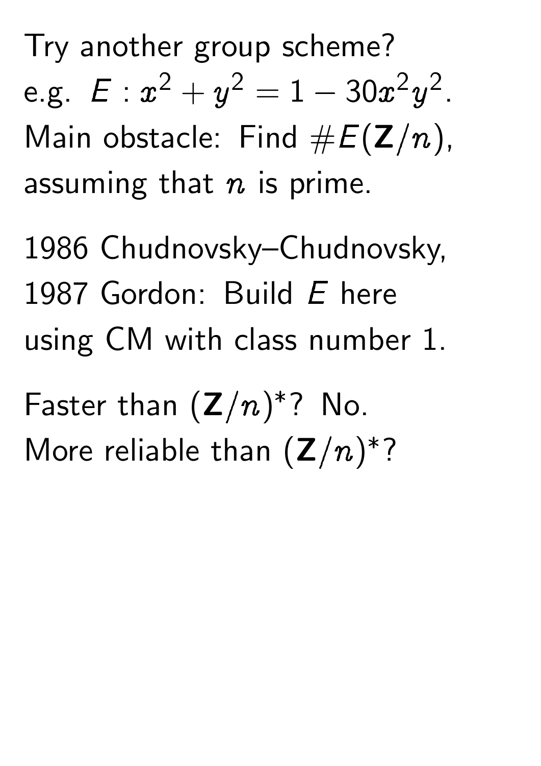Try another group scheme?
e.g. $E : x^2 + y^2 = 1 - 30x^2y^2$.
Main obstacle: Find $\#E(\mathbf{Z}/n)$,
assuming that $n$ is prime.

1986 Chudnovsky–Chudnovsky,
1987 Gordon: Build $E$ here
using CM with class number 1.

Faster than $(\mathbf{Z}/n)^*$? No.
More reliable than $(\mathbf{Z}/n)^*$?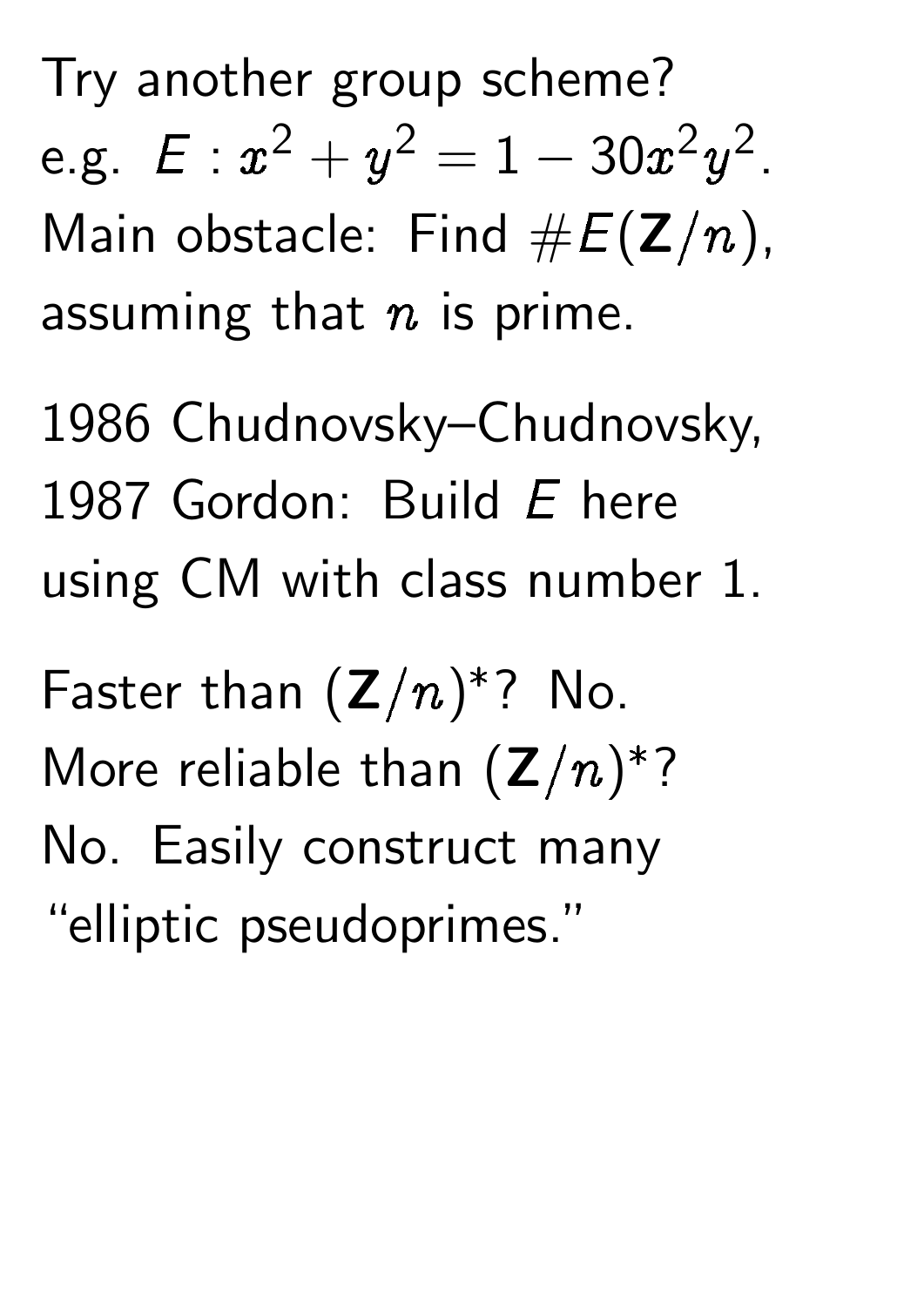Try another group scheme?
e.g. $E : x^2 + y^2 = 1 - 30x^2y^2$.
Main obstacle: Find $\#E(\mathbf{Z}/n)$,
assuming that $n$ is prime.

1986 Chudnovsky–Chudnovsky,
1987 Gordon: Build $E$ here
using CM with class number 1.

Faster than $(\mathbf{Z}/n)^*$? No.
More reliable than $(\mathbf{Z}/n)^*$?
No. Easily construct many
"elliptic pseudoprimes."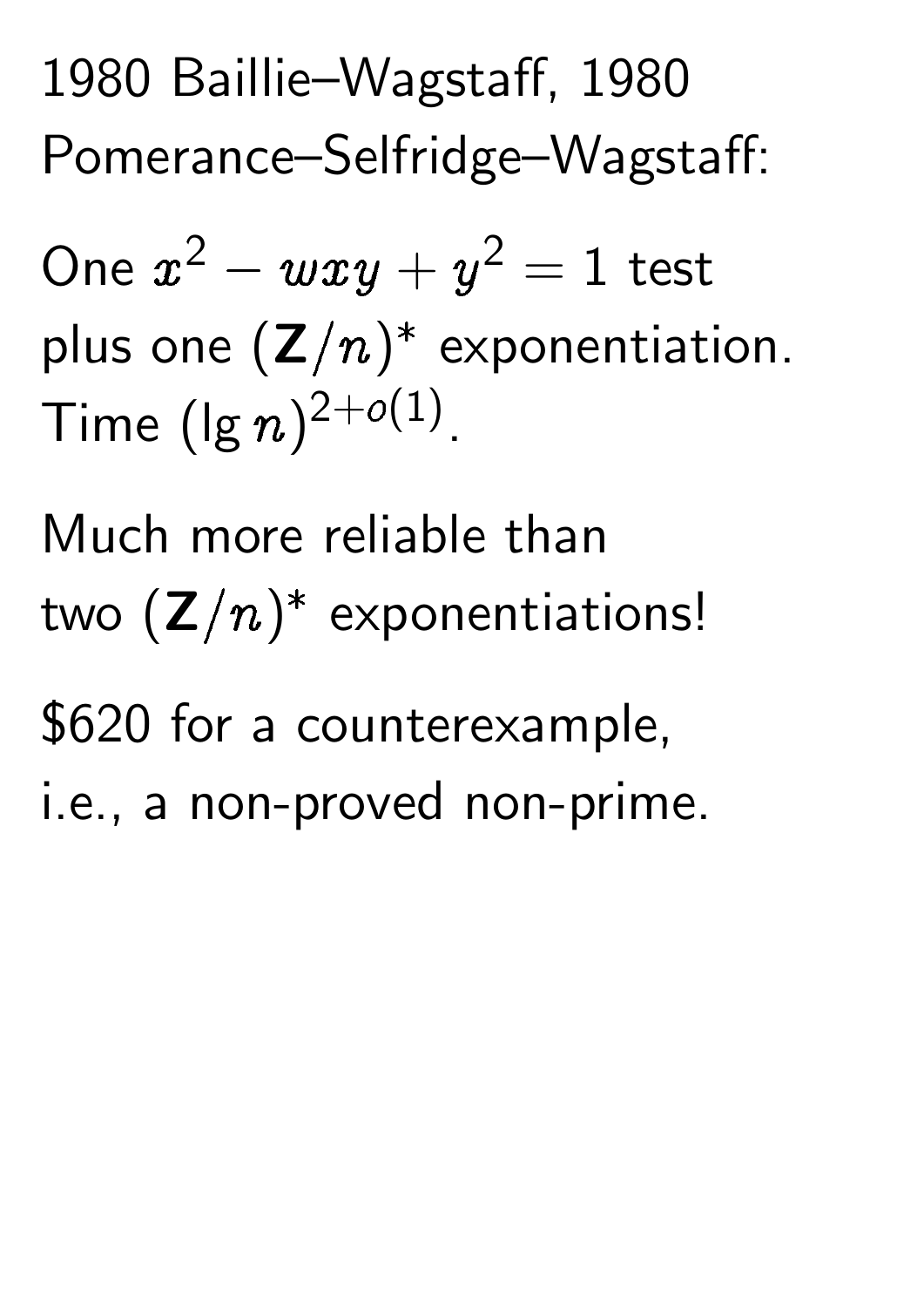1980 Baillie–Wagstaff, 1980 Pomerance–Selfridge–Wagstaff:

One $x^2 - wxy + y^2 = 1$ test plus one $(\mathbf{Z}/n)^*$ exponentiation. Time $(\lg n)^{2+o(1)}$.

Much more reliable than two $(\mathbf{Z}/n)^*$ exponentiations!

$620 for a counterexample, i.e., a non-proved non-prime.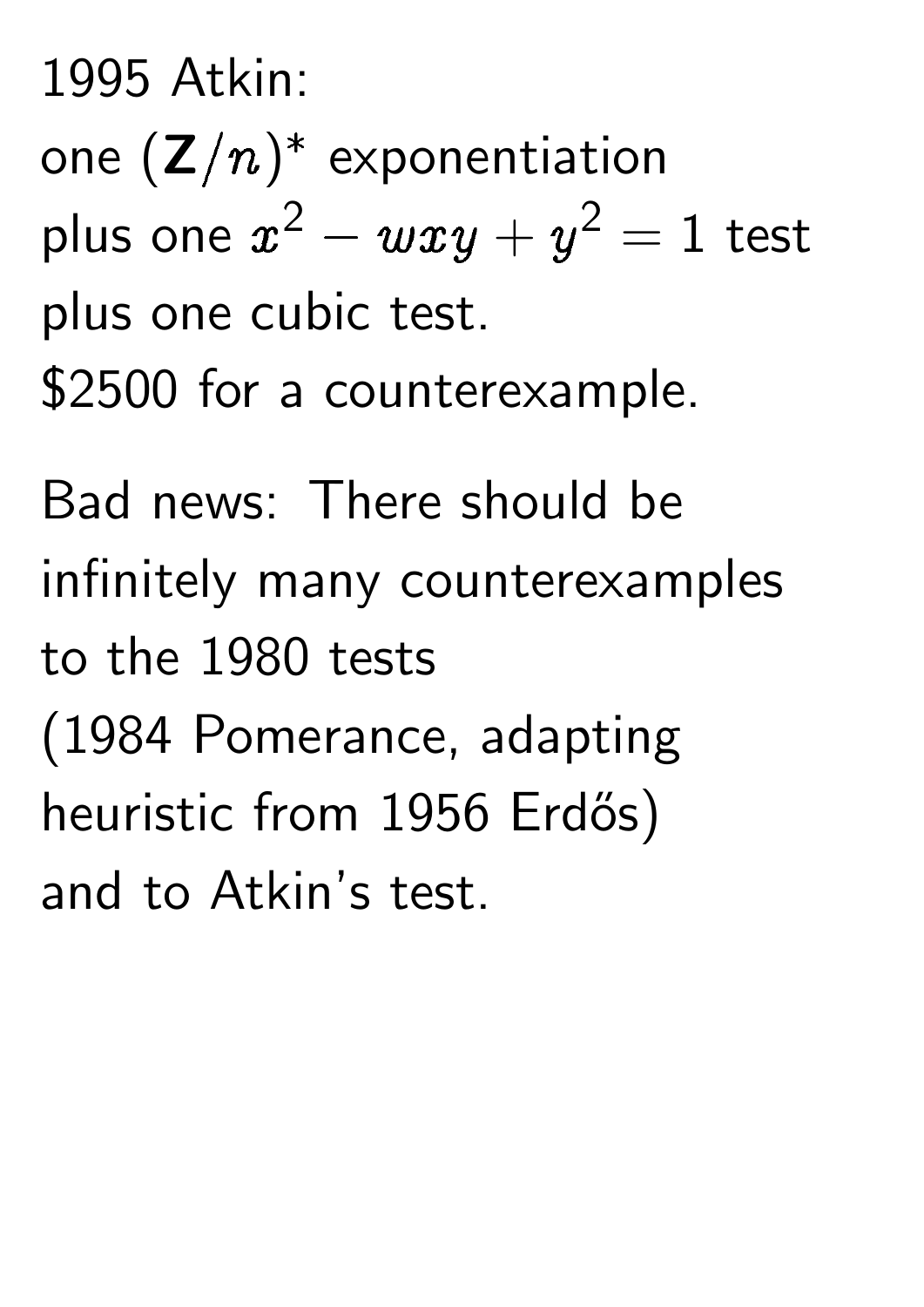1995 Atkin:
one $(\mathbf{Z}/n)^*$ exponentiation
plus one $x^2 - wxy + y^2 = 1$ test
plus one cubic test.
$2500 for a counterexample.

Bad news: There should be
infinitely many counterexamples
to the 1980 tests
(1984 Pomerance, adapting
heuristic from 1956 Erdős)
and to Atkin's test.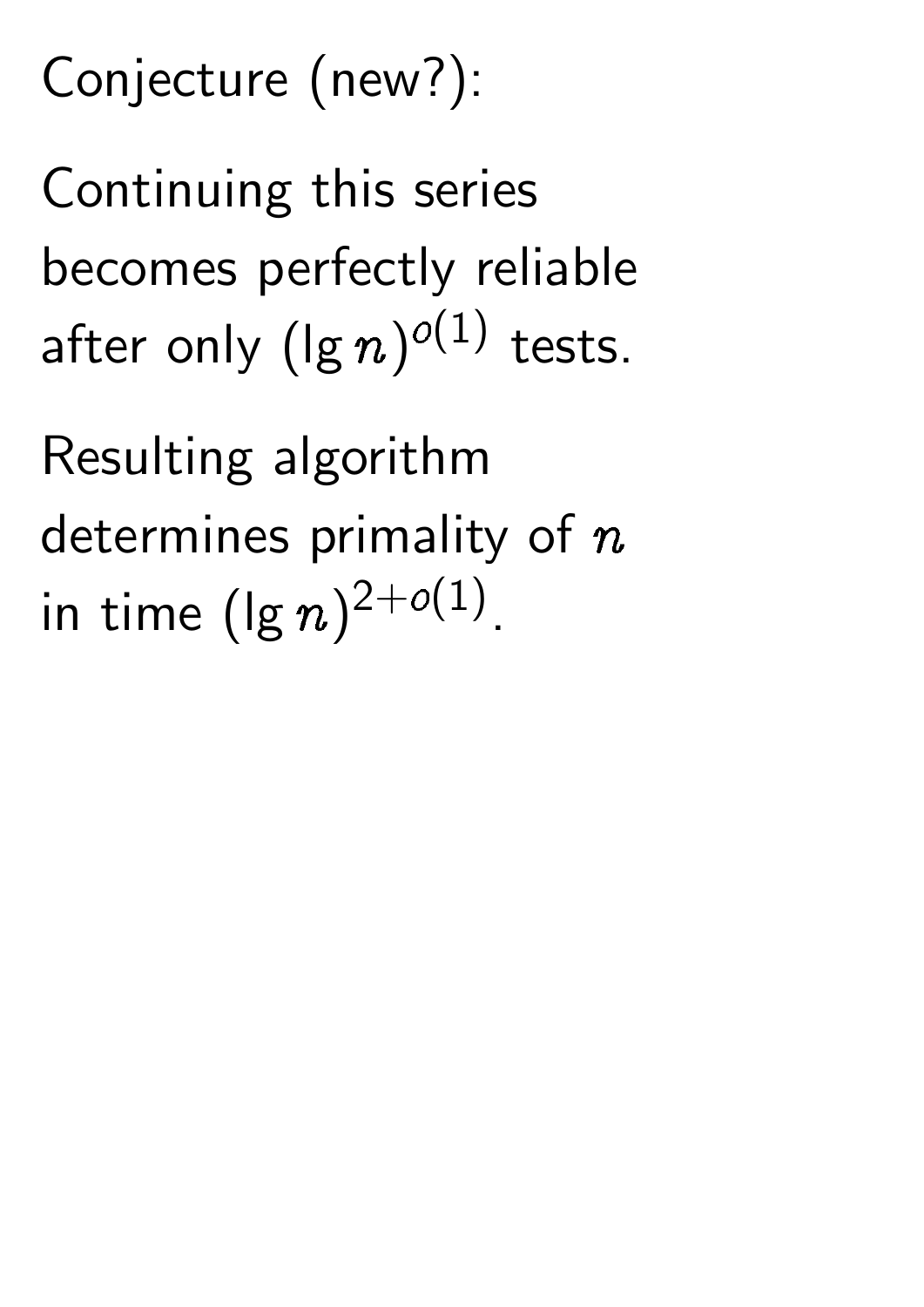Conjecture (new?):

Continuing this series becomes perfectly reliable after only $(\lg n)^{o(1)}$ tests.

Resulting algorithm determines primality of $n$ in time $(\lg n)^{2+o(1)}$.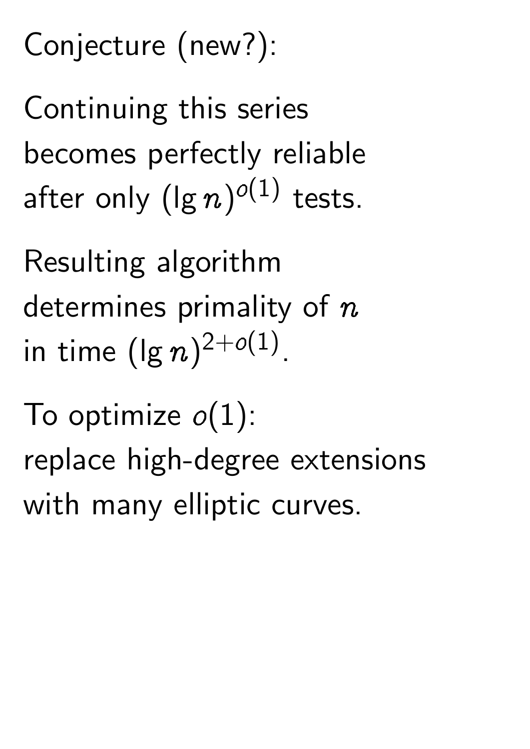Conjecture (new?):

Continuing this series becomes perfectly reliable after only $(\lg n)^{o(1)}$ tests.

Resulting algorithm determines primality of $n$ in time $(\lg n)^{2+o(1)}$.

To optimize $o(1)$: replace high-degree extensions with many elliptic curves.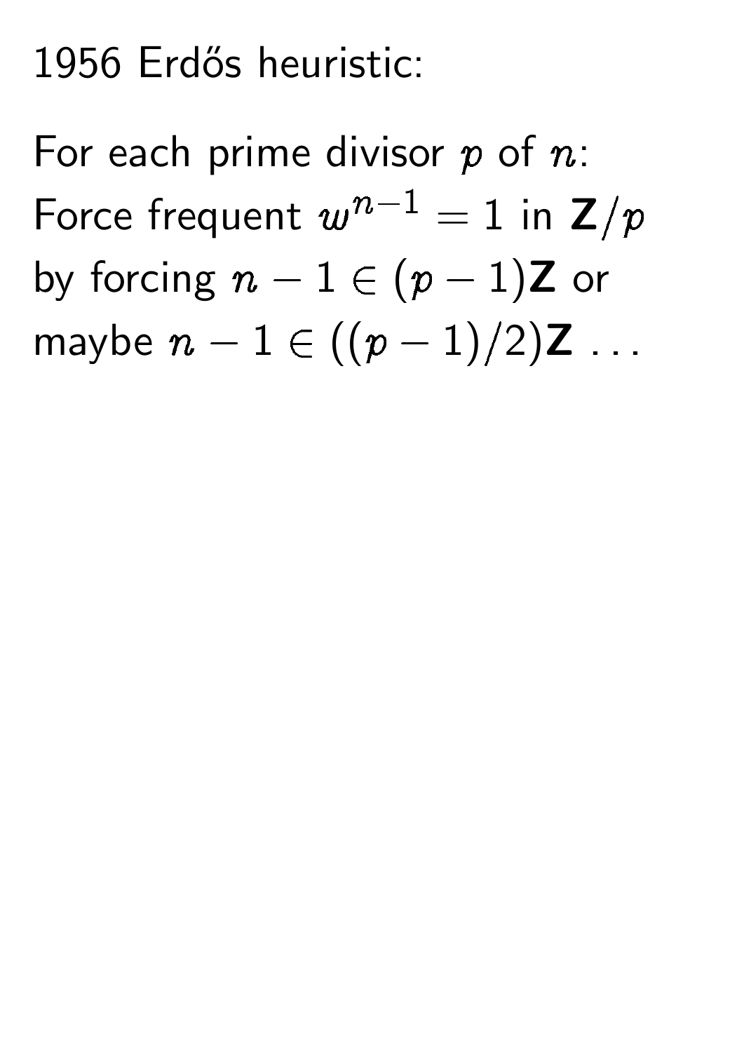1956 Erdős heuristic:

For each prime divisor $p$ of $n$:
Force frequent $w^{n-1} = 1$ in $\mathbf{Z}/p$
by forcing $n - 1 \in (p - 1)\mathbf{Z}$ or
maybe $n - 1 \in ((p - 1)/2)\mathbf{Z}$ . . .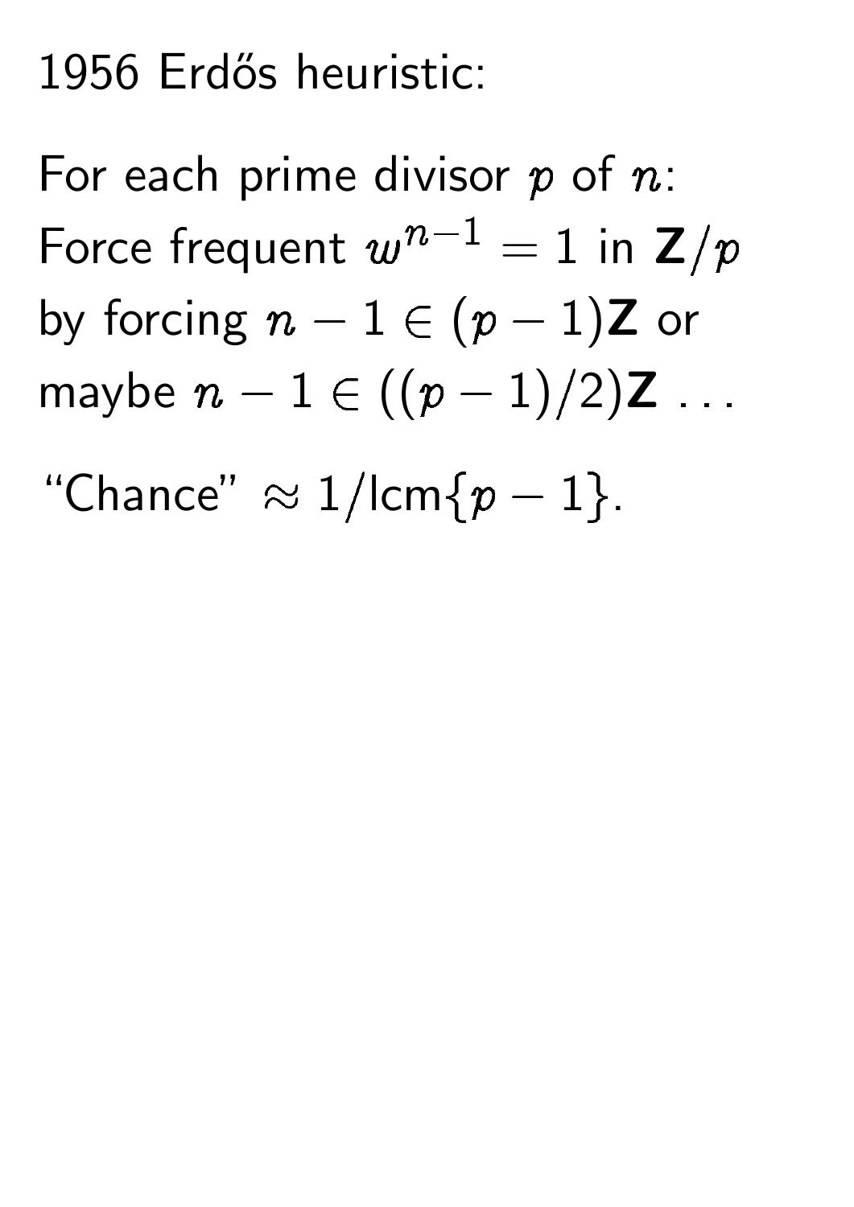1956 Erdős heuristic:

For each prime divisor $p$ of $n$:
Force frequent $w^{n-1} = 1$ in $\mathbf{Z}/p$
by forcing $n - 1 \in (p-1)\mathbf{Z}$ or
maybe $n - 1 \in ((p-1)/2)\mathbf{Z}$ . . .

"Chance" $\approx 1/\text{lcm}\{p - 1\}$.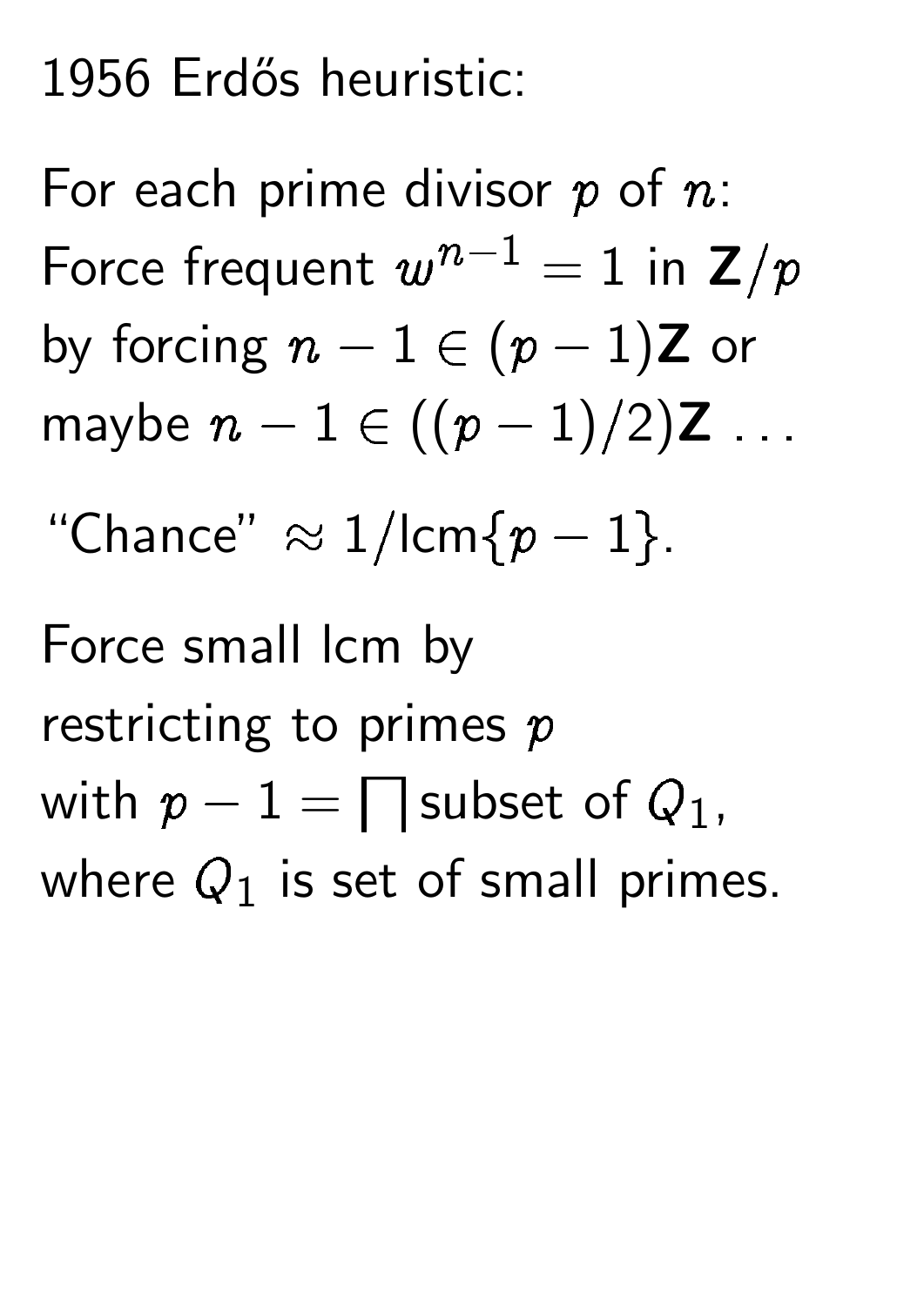1956 Erdős heuristic:

For each prime divisor $p$ of $n$:
Force frequent $w^{n-1} = 1$ in $\mathbf{Z}/p$
by forcing $n - 1 \in (p-1)\mathbf{Z}$ or
maybe $n - 1 \in ((p-1)/2)\mathbf{Z}$ …

"Chance" $\approx 1/\text{lcm}\{p-1\}$.

Force small lcm by
restricting to primes $p$
with $p - 1 = \prod$ subset of $Q_1$,
where $Q_1$ is set of small primes.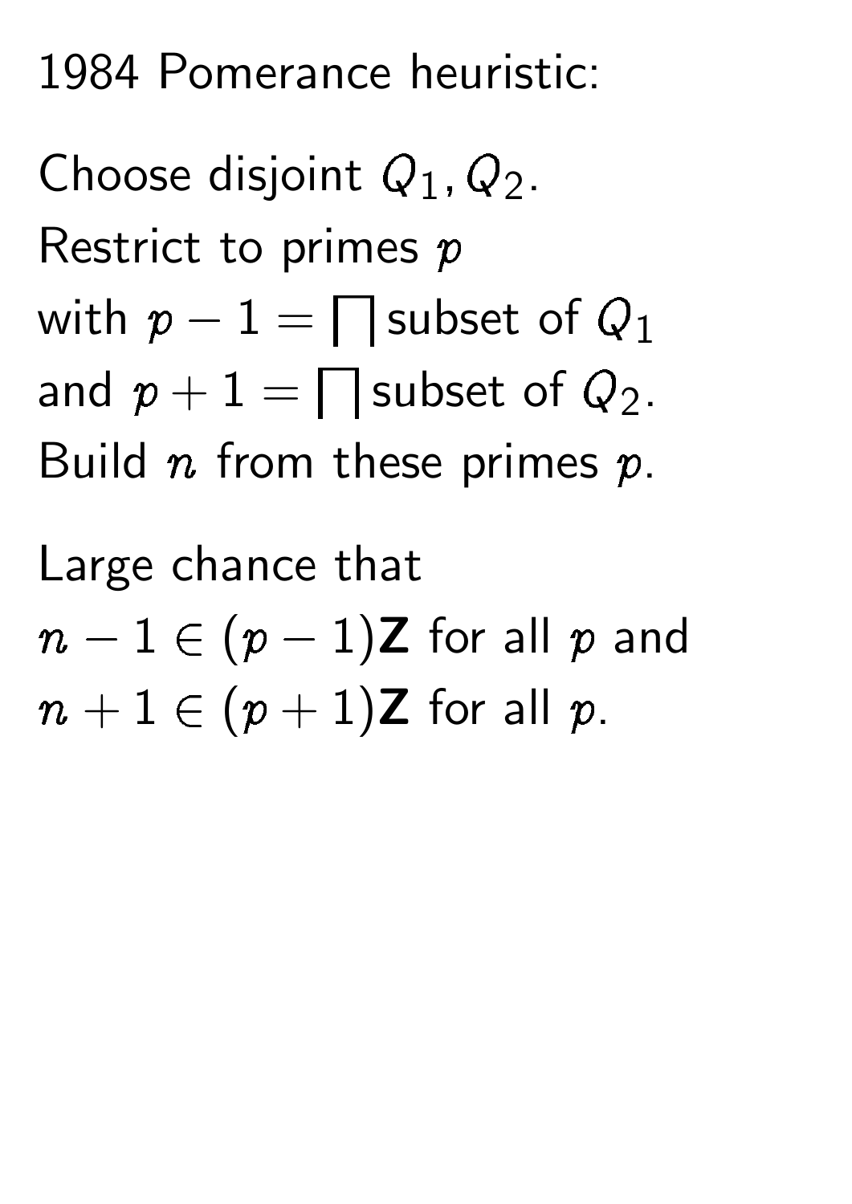1984 Pomerance heuristic:

Choose disjoint $Q_1, Q_2$.
Restrict to primes $p$
with $p - 1 = \prod$ subset of $Q_1$
and $p + 1 = \prod$ subset of $Q_2$.
Build $n$ from these primes $p$.

Large chance that
$n - 1 \in (p - 1)\mathbf{Z}$ for all $p$ and
$n + 1 \in (p + 1)\mathbf{Z}$ for all $p$.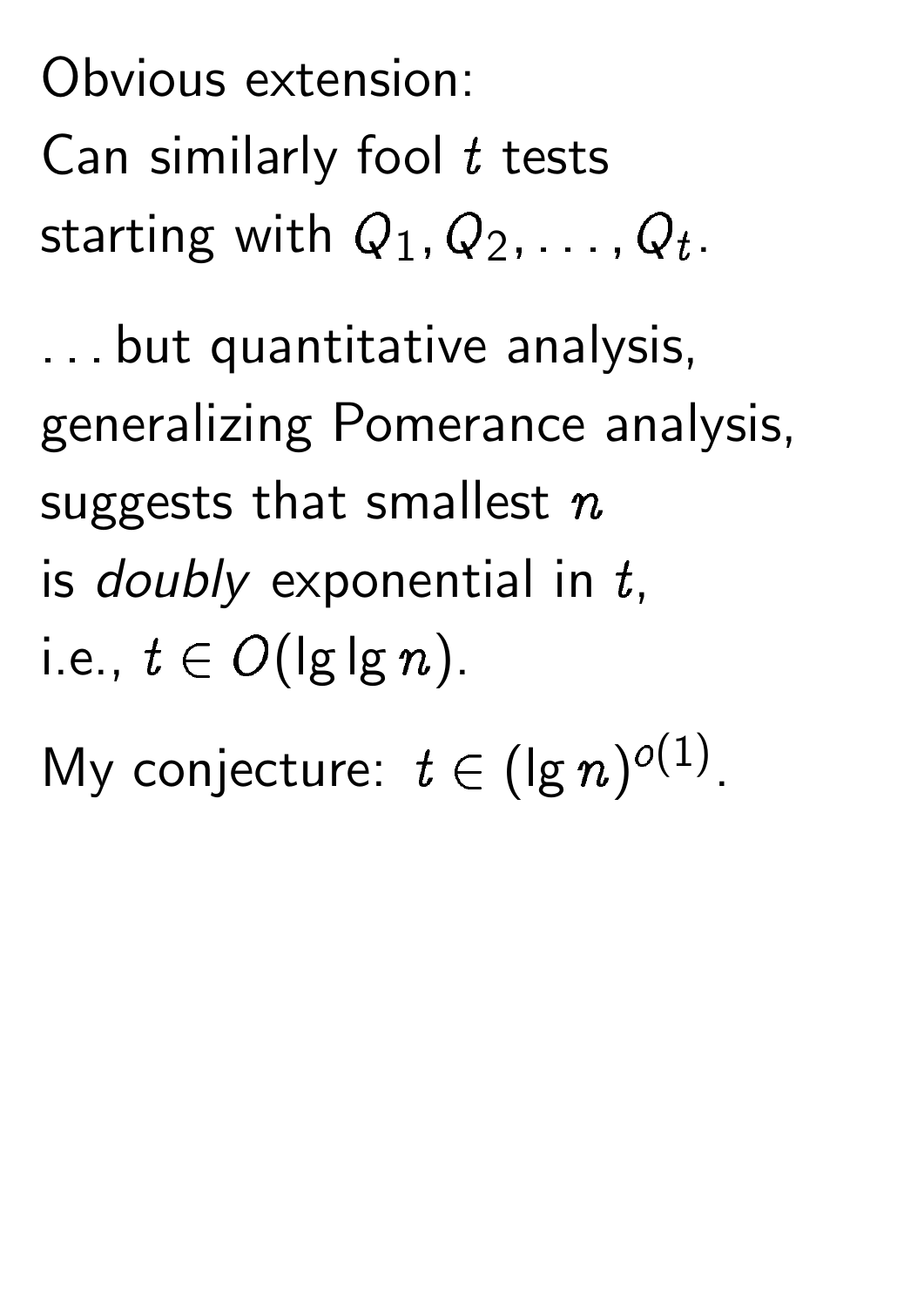Obvious extension:
Can similarly fool $t$ tests
starting with $Q_1, Q_2, \ldots, Q_t$.

... but quantitative analysis,
generalizing Pomerance analysis,
suggests that smallest $n$
is *doubly* exponential in $t$,
i.e., $t \in O(\lg \lg n)$.

My conjecture: $t \in (\lg n)^{o(1)}$.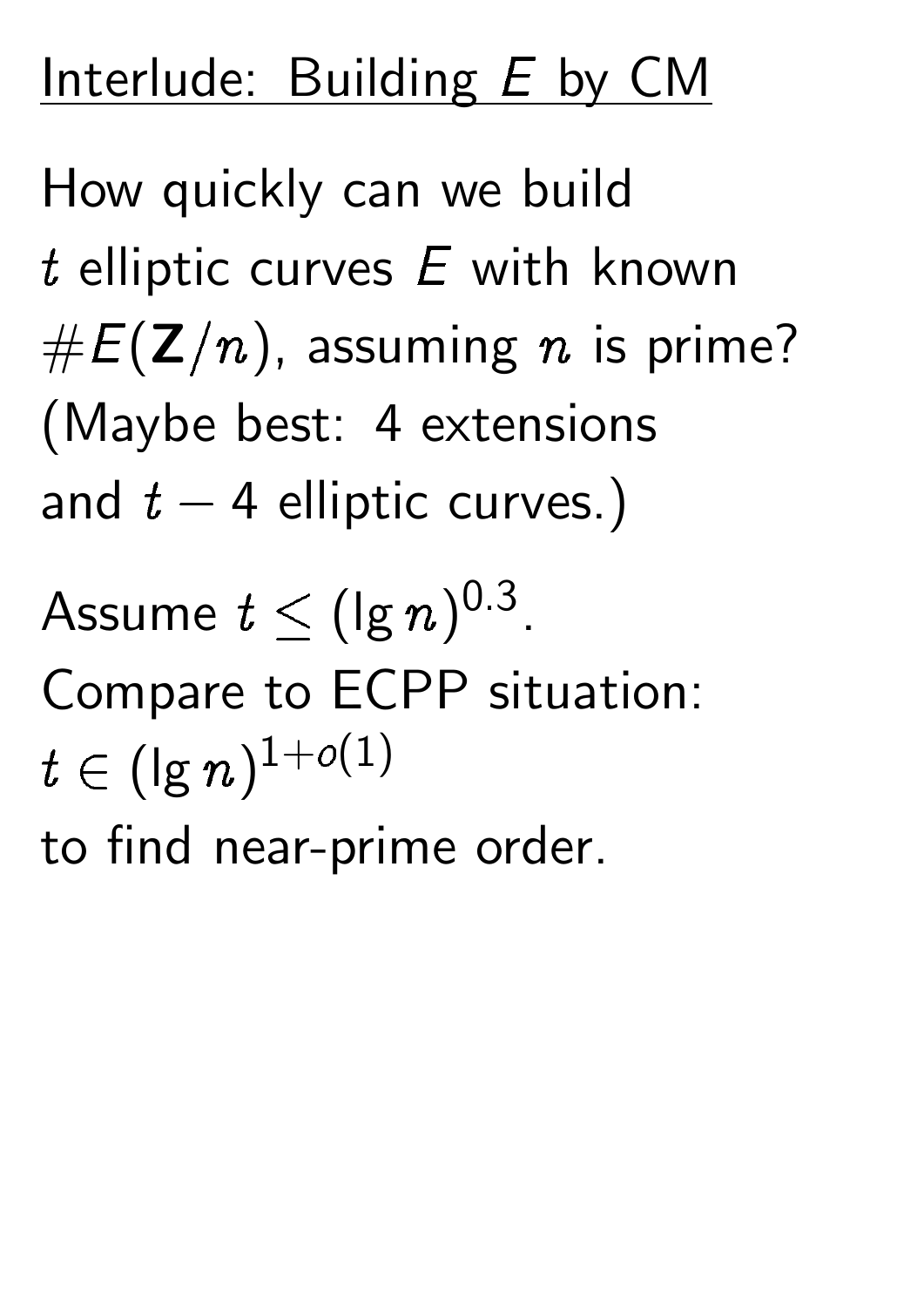# Interlude: Building $E$ by CM

How quickly can we build $t$ elliptic curves $E$ with known $\#E(\mathbf{Z}/n)$, assuming $n$ is prime? (Maybe best: 4 extensions and $t - 4$ elliptic curves.)

Assume $t \le (\lg n)^{0.3}$. Compare to ECPP situation: $t \in (\lg n)^{1+o(1)}$ to find near-prime order.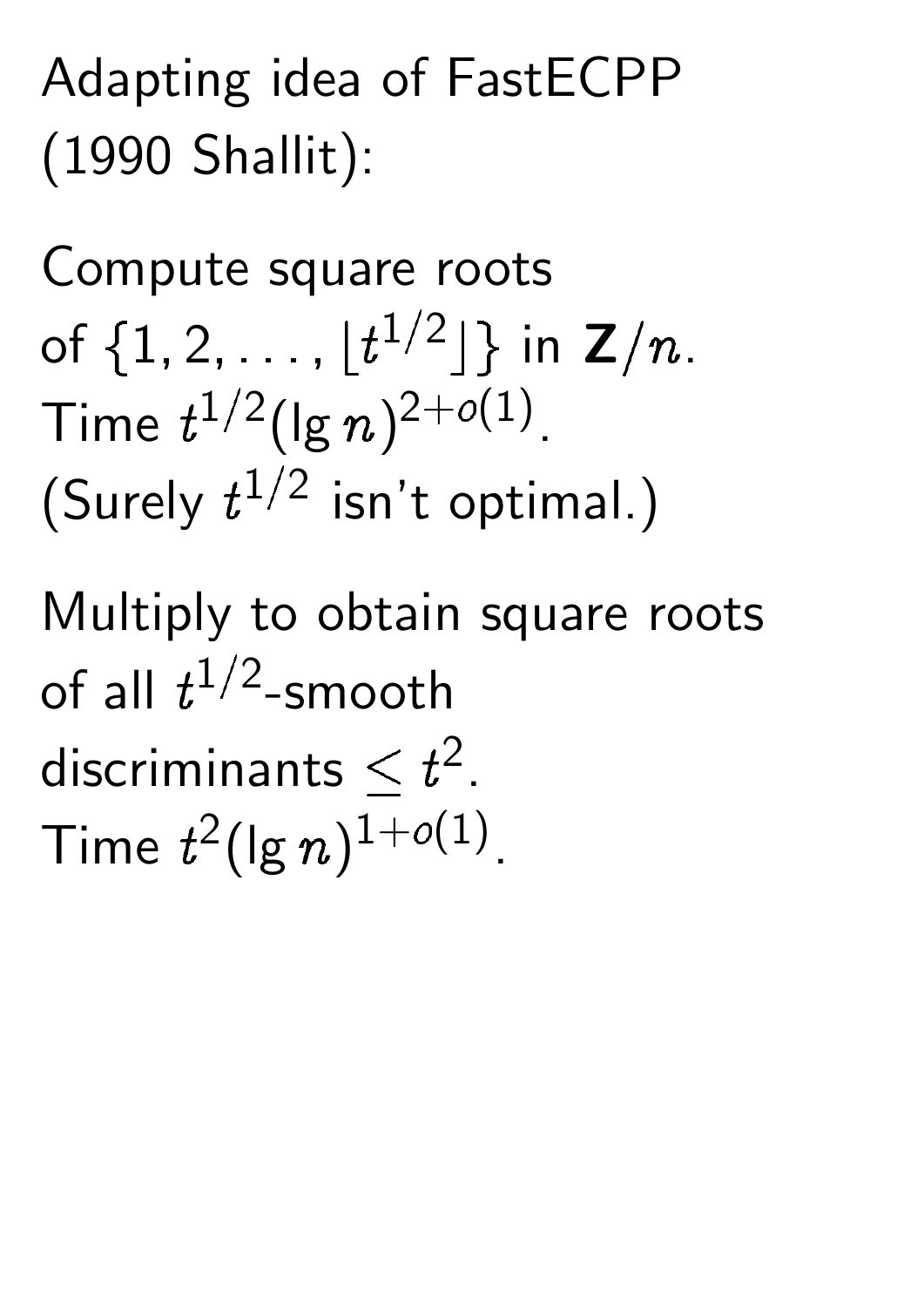Adapting idea of FastECPP (1990 Shallit):

Compute square roots of $\{1, 2, \ldots, \lfloor t^{1/2} \rfloor\}$ in $\mathbf{Z}/n$. Time $t^{1/2}(\lg n)^{2+o(1)}$. (Surely $t^{1/2}$ isn't optimal.)

Multiply to obtain square roots of all $t^{1/2}$-smooth discriminants $\leq t^2$. Time $t^2(\lg n)^{1+o(1)}$.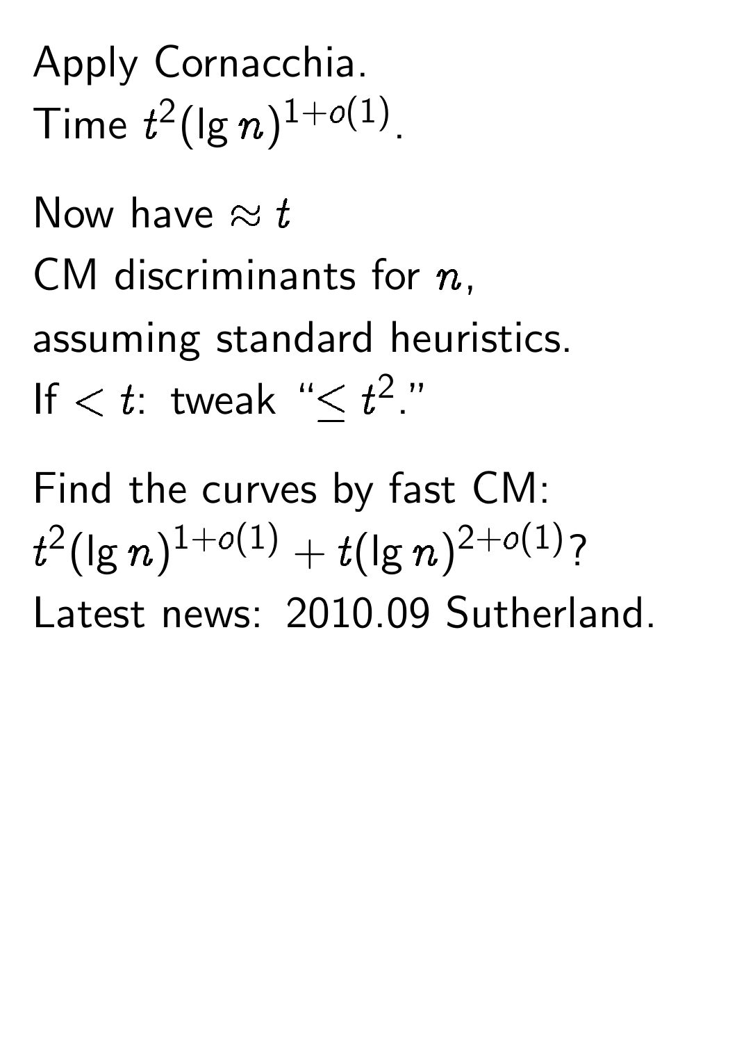Apply Cornacchia.
Time $t^2(\lg n)^{1+o(1)}$.

Now have $\approx t$
CM discriminants for $n$,
assuming standard heuristics.
If $< t$: tweak "$\le t^2$."

Find the curves by fast CM:
$t^2(\lg n)^{1+o(1)} + t(\lg n)^{2+o(1)}$?
Latest news: 2010.09 Sutherland.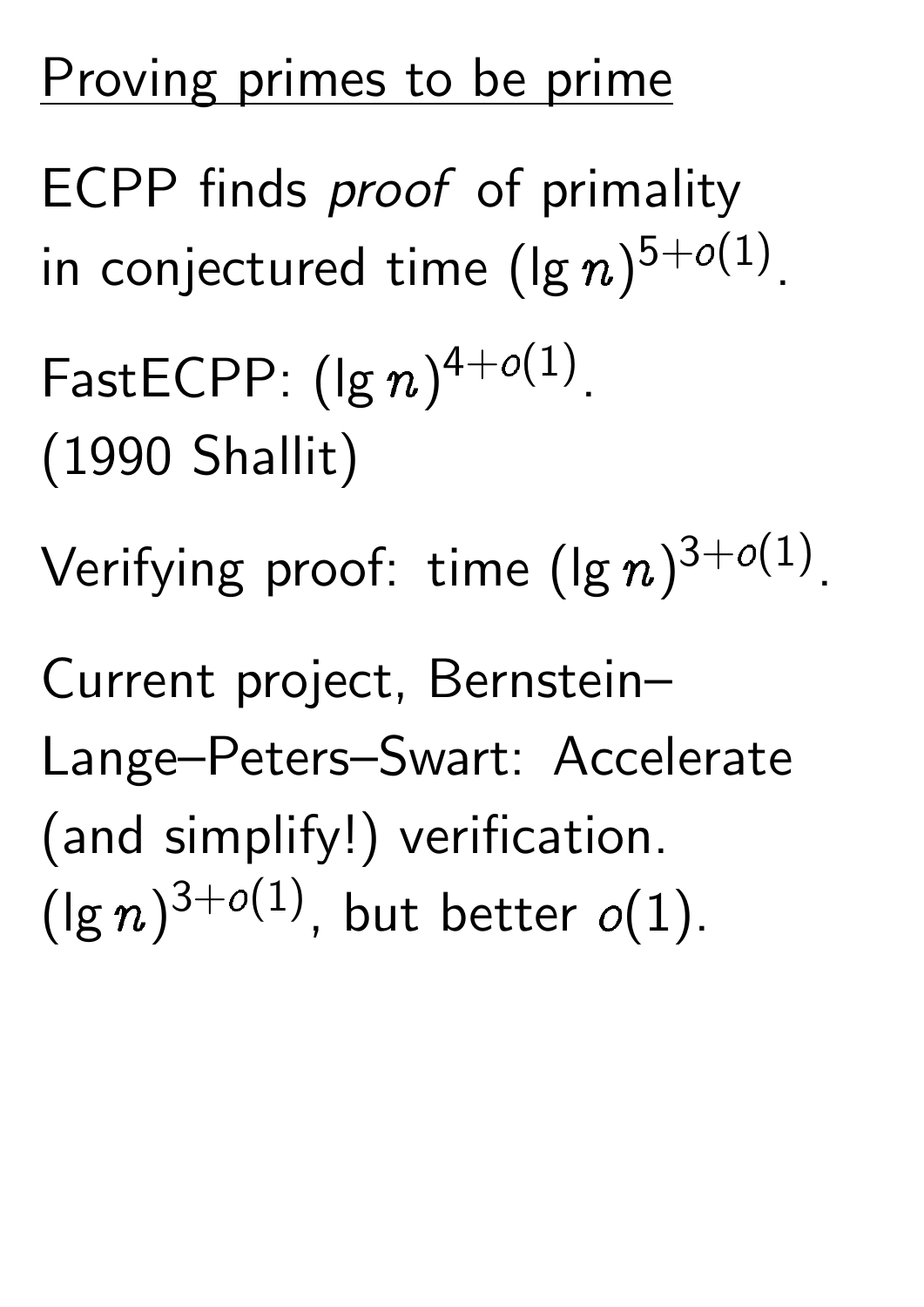## Proving primes to be prime

ECPP finds *proof* of primality in conjectured time $(\lg n)^{5+o(1)}$.

FastECPP: $(\lg n)^{4+o(1)}$. (1990 Shallit)

Verifying proof: time $(\lg n)^{3+o(1)}$.

Current project, Bernstein–Lange–Peters–Swart: Accelerate (and simplify!) verification. $(\lg n)^{3+o(1)}$, but better $o(1)$.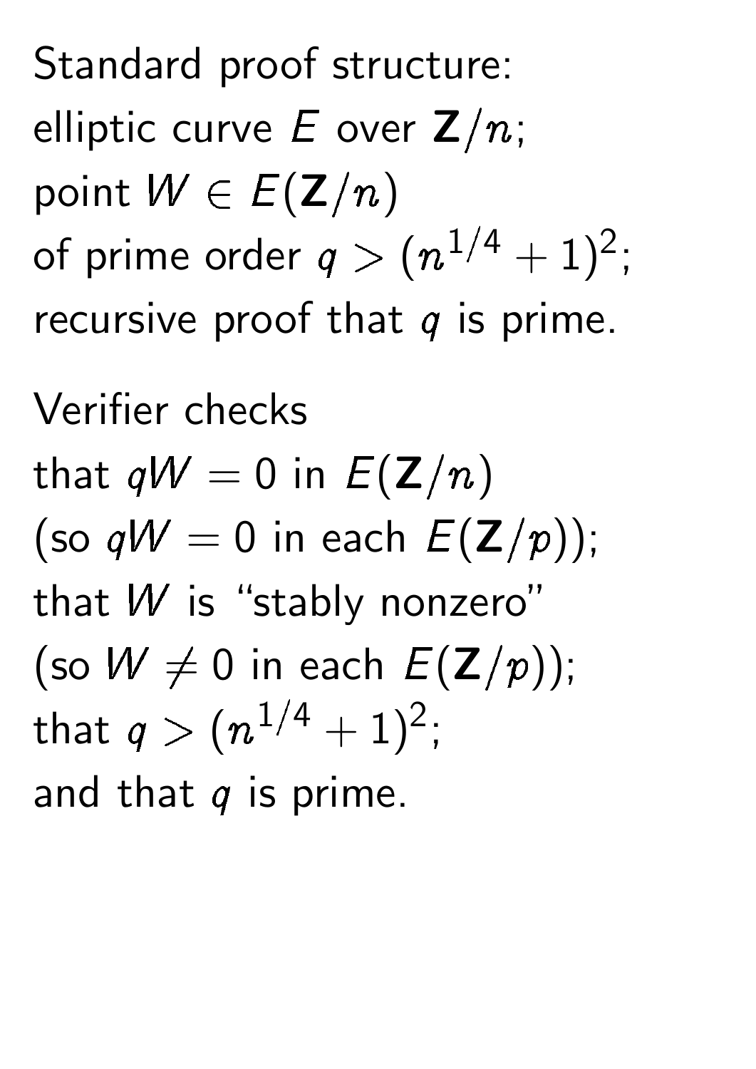Standard proof structure:
elliptic curve $E$ over $\mathbf{Z}/n$;
point $W \in E(\mathbf{Z}/n)$
of prime order $q > (n^{1/4} + 1)^2$;
recursive proof that $q$ is prime.

Verifier checks
that $qW = 0$ in $E(\mathbf{Z}/n)$
(so $qW = 0$ in each $E(\mathbf{Z}/p)$);
that $W$ is "stably nonzero"
(so $W \neq 0$ in each $E(\mathbf{Z}/p)$);
that $q > (n^{1/4} + 1)^2$;
and that $q$ is prime.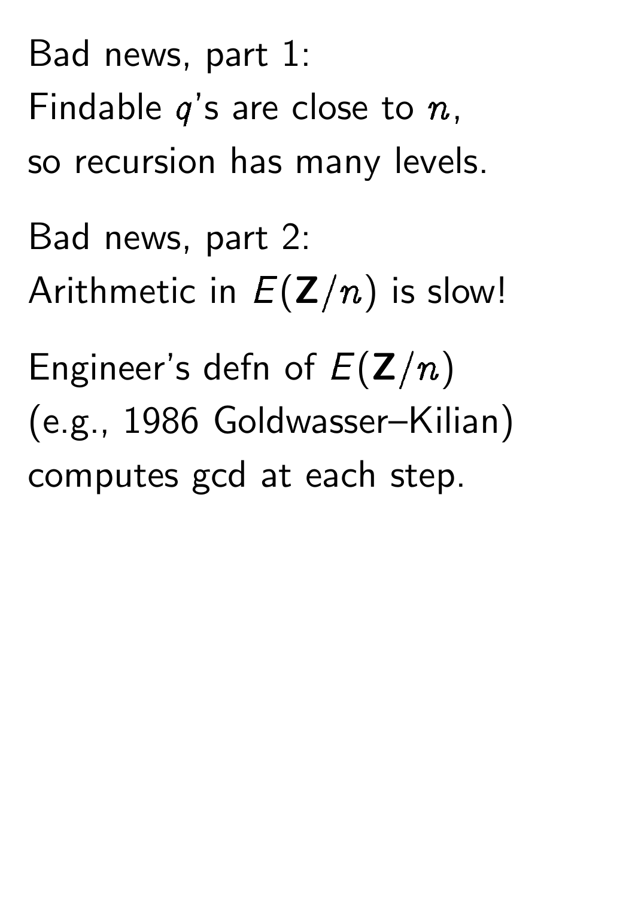Bad news, part 1:
Findable $q$'s are close to $n$,
so recursion has many levels.

Bad news, part 2:
Arithmetic in $E(\mathbf{Z}/n)$ is slow!

Engineer's defn of $E(\mathbf{Z}/n)$
(e.g., 1986 Goldwasser–Kilian)
computes gcd at each step.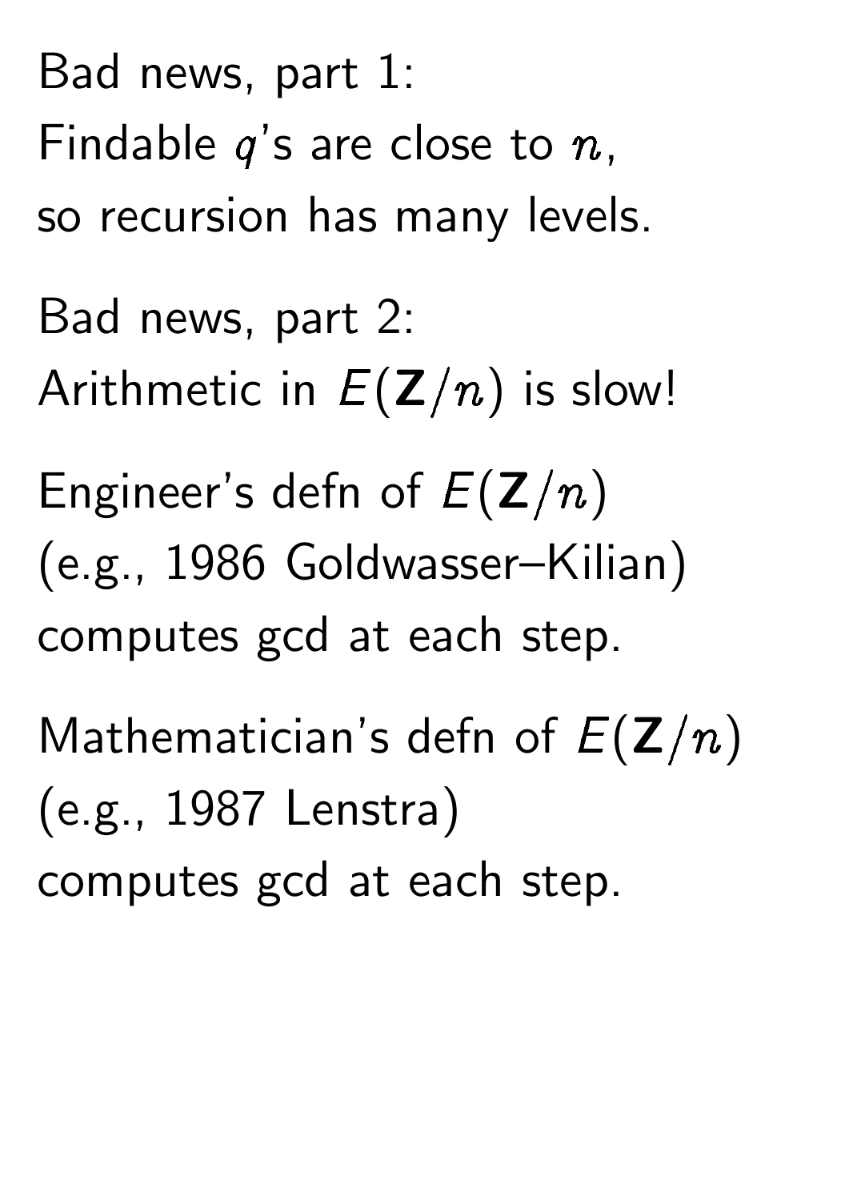Bad news, part 1:
Findable $q$'s are close to $n$,
so recursion has many levels.

Bad news, part 2:
Arithmetic in $E(\mathbf{Z}/n)$ is slow!

Engineer's defn of $E(\mathbf{Z}/n)$
(e.g., 1986 Goldwasser–Kilian)
computes gcd at each step.

Mathematician's defn of $E(\mathbf{Z}/n)$
(e.g., 1987 Lenstra)
computes gcd at each step.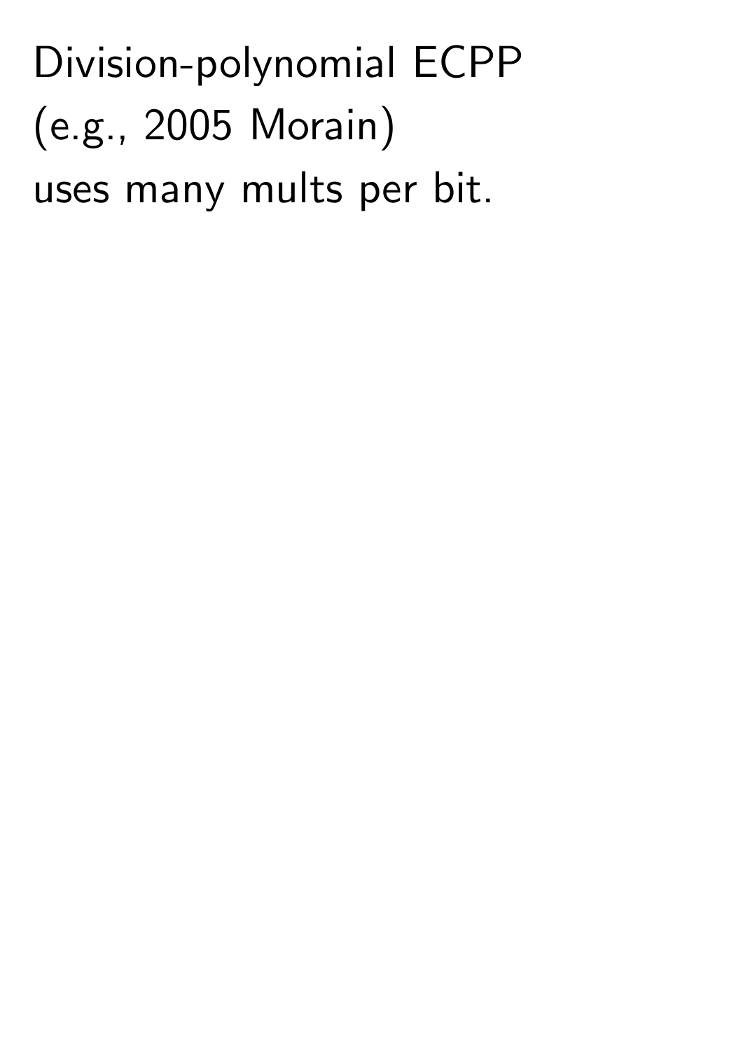Division-polynomial ECPP
(e.g., 2005 Morain)
uses many mults per bit.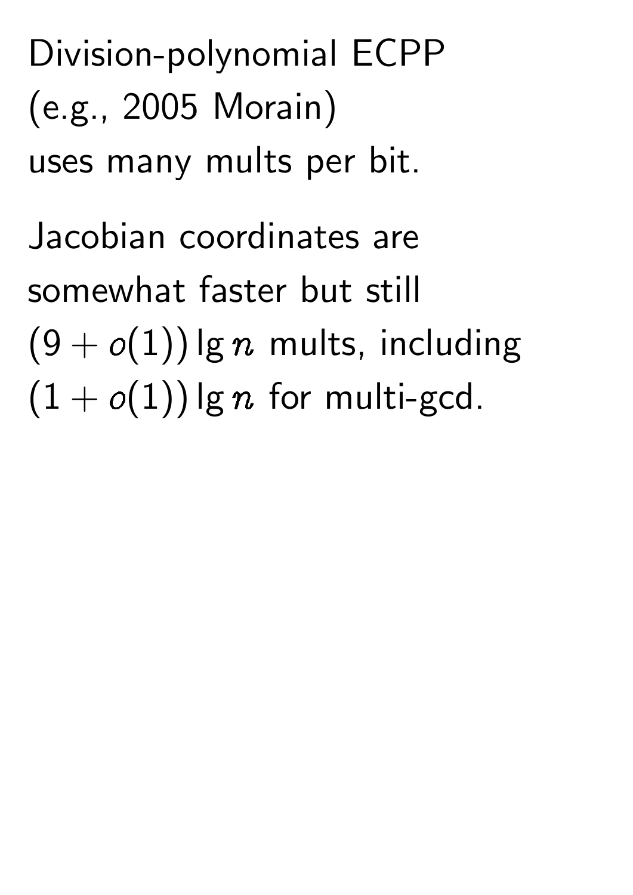Division-polynomial ECPP (e.g., 2005 Morain) uses many mults per bit.

Jacobian coordinates are somewhat faster but still $(9 + o(1)) \lg n$ mults, including $(1 + o(1)) \lg n$ for multi-gcd.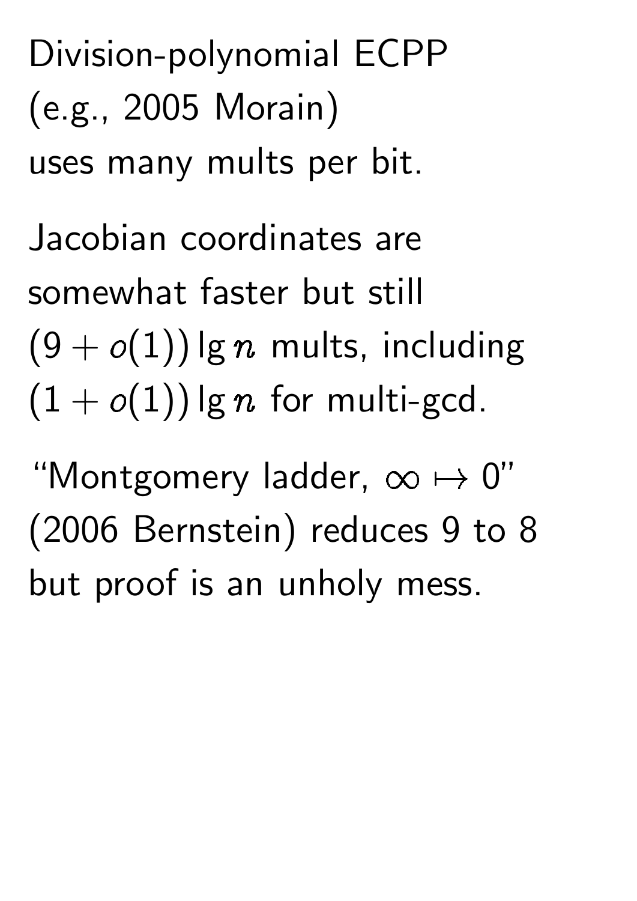Division-polynomial ECPP (e.g., 2005 Morain) uses many mults per bit.

Jacobian coordinates are somewhat faster but still $(9 + o(1)) \lg n$ mults, including $(1 + o(1)) \lg n$ for multi-gcd.

"Montgomery ladder, $\infty \mapsto 0$" (2006 Bernstein) reduces 9 to 8 but proof is an unholy mess.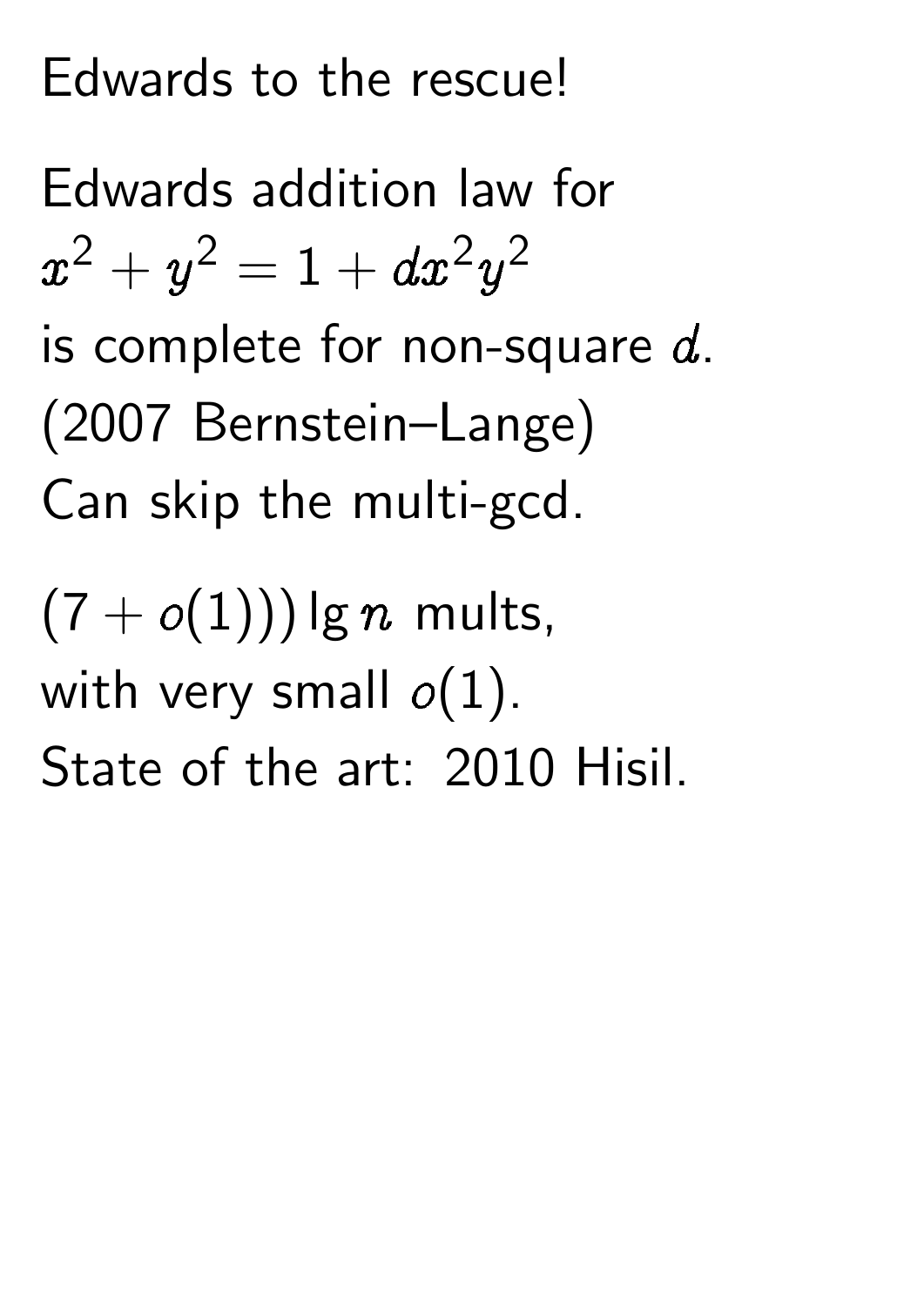Edwards to the rescue!

Edwards addition law for
$x^2 + y^2 = 1 + dx^2y^2$
is complete for non-square $d$.
(2007 Bernstein–Lange)
Can skip the multi-gcd.

$(7 + o(1)) \lg n$ mults,
with very small $o(1)$.
State of the art: 2010 Hisil.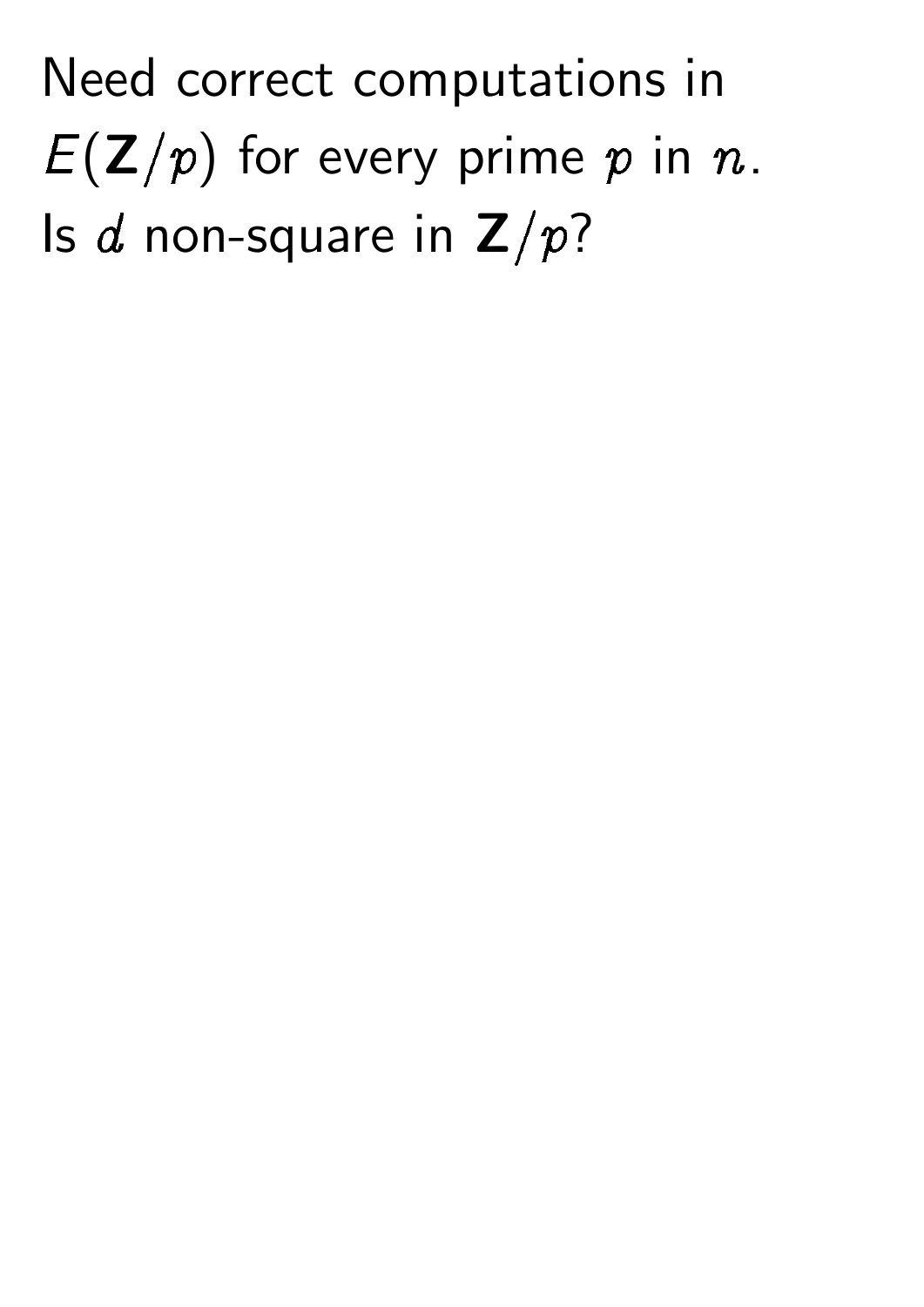Need correct computations in $E(\mathbf{Z}/p)$ for every prime $p$ in $n$.
Is $d$ non-square in $\mathbf{Z}/p$?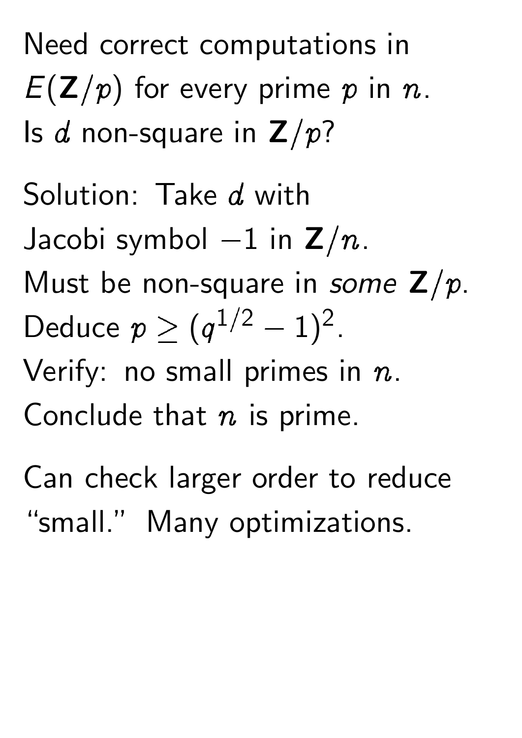Need correct computations in $E(\mathbf{Z}/p)$ for every prime $p$ in $n$.
Is $d$ non-square in $\mathbf{Z}/p$?

Solution: Take $d$ with
Jacobi symbol $-1$ in $\mathbf{Z}/n$.
Must be non-square in *some* $\mathbf{Z}/p$.
Deduce $p \geq (q^{1/2} - 1)^2$.
Verify: no small primes in $n$.
Conclude that $n$ is prime.

Can check larger order to reduce "small." Many optimizations.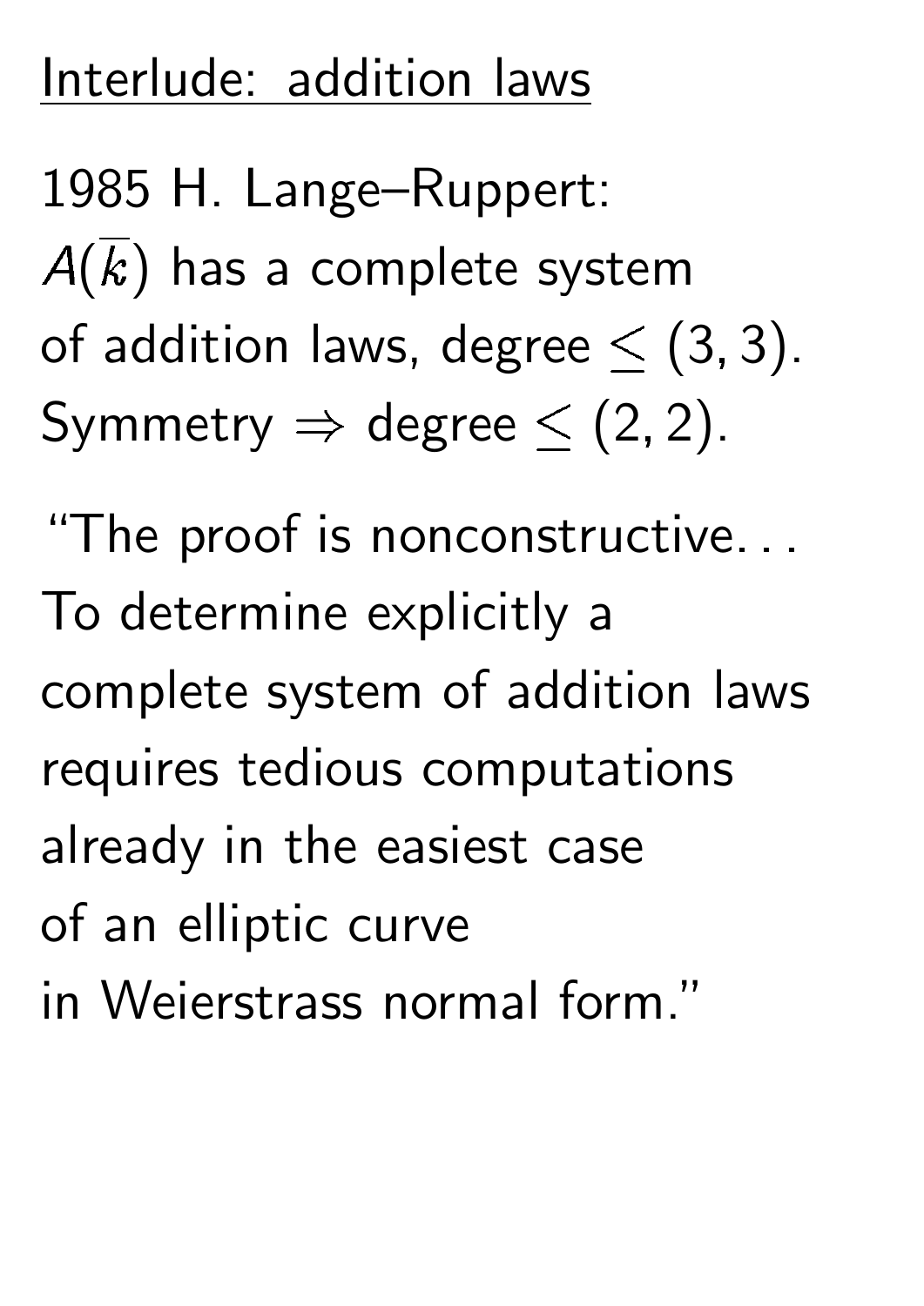## Interlude: addition laws

1985 H. Lange–Ruppert:
$A(\overline{k})$ has a complete system
of addition laws, degree $\leq (3, 3)$.
Symmetry $\Rightarrow$ degree $\leq (2, 2)$.

"The proof is nonconstructive. . .
To determine explicitly a
complete system of addition laws
requires tedious computations
already in the easiest case
of an elliptic curve
in Weierstrass normal form."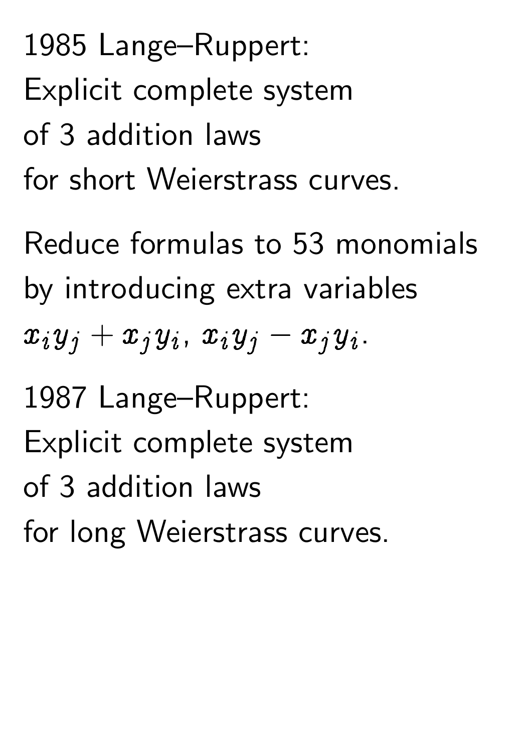1985 Lange–Ruppert:
Explicit complete system
of 3 addition laws
for short Weierstrass curves.

Reduce formulas to 53 monomials
by introducing extra variables
$x_i y_j + x_j y_i$, $x_i y_j - x_j y_i$.

1987 Lange–Ruppert:
Explicit complete system
of 3 addition laws
for long Weierstrass curves.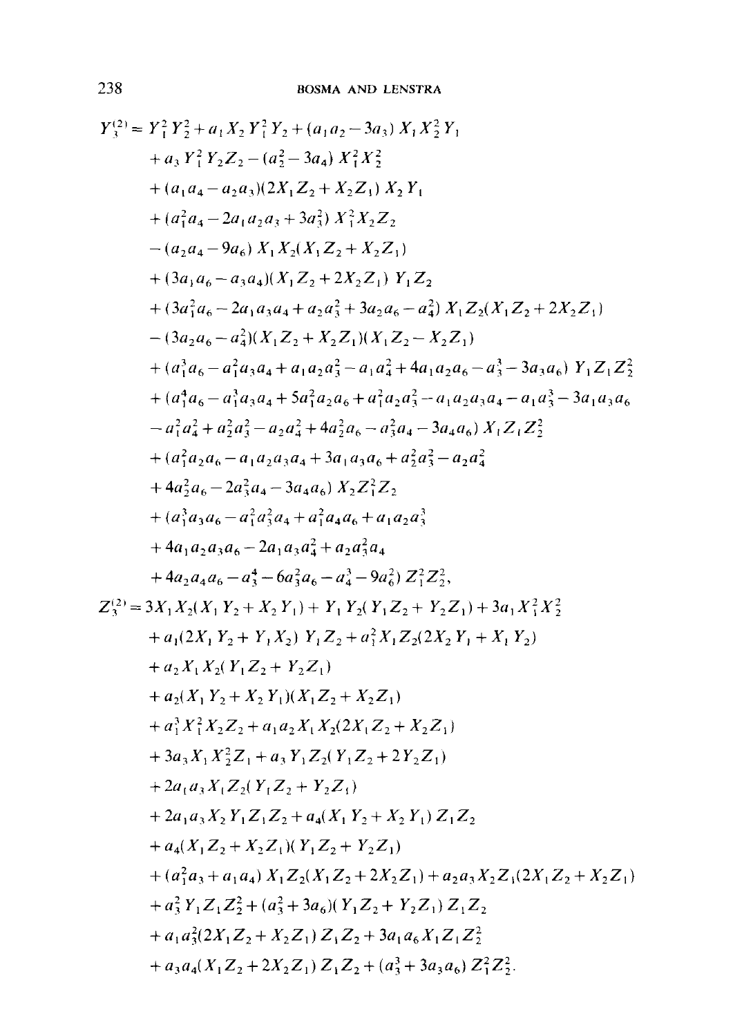$$
\begin{aligned}
Y_3^{(2)} = {} & Y_1^2 Y_2^2 + a_1 X_2 Y_1^2 Y_2 + (a_1 a_2 - 3a_3)\, X_1 X_2^2 Y_1 \\
& + a_3 Y_1^2 Y_2 Z_2 - (a_2^2 - 3a_4)\, X_1^2 X_2^2 \\
& + (a_1 a_4 - a_2 a_3)(2X_1 Z_2 + X_2 Z_1)\, X_2 Y_1 \\
& + (a_1^2 a_4 - 2a_1 a_2 a_3 + 3a_3^2)\, X_1^2 X_2 Z_2 \\
& - (a_2 a_4 - 9a_6)\, X_1 X_2 (X_1 Z_2 + X_2 Z_1) \\
& + (3a_1 a_6 - a_3 a_4)(X_1 Z_2 + 2X_2 Z_1)\, Y_1 Z_2 \\
& + (3a_1^2 a_6 - 2a_1 a_3 a_4 + a_2 a_3^2 + 3a_2 a_6 - a_4^2)\, X_1 Z_2 (X_1 Z_2 + 2X_2 Z_1) \\
& - (3a_2 a_6 - a_4^2)(X_1 Z_2 + X_2 Z_1)(X_1 Z_2 - X_2 Z_1) \\
& + (a_1^3 a_6 - a_1^2 a_3 a_4 + a_1 a_2 a_3^2 - a_1 a_4^2 + 4a_1 a_2 a_6 - a_3^3 - 3a_3 a_6)\, Y_1 Z_1 Z_2^2 \\
& + (a_1^4 a_6 - a_1^3 a_3 a_4 + 5a_1^2 a_2 a_6 + a_1^2 a_2 a_3^2 - a_1 a_2 a_3 a_4 - a_1 a_3^3 - 3a_1 a_3 a_6 \\
& - a_1^2 a_4^2 + a_2^2 a_3^2 - a_2 a_4^2 + 4a_2^2 a_6 - a_3^2 a_4 - 3a_4 a_6)\, X_1 Z_1 Z_2^2 \\
& + (a_1^2 a_2 a_6 - a_1 a_2 a_3 a_4 + 3a_1 a_3 a_6 + a_2^2 a_3^2 - a_2 a_4^2 \\
& + 4a_2^2 a_6 - 2a_3^2 a_4 - 3a_4 a_6)\, X_2 Z_1^2 Z_2 \\
& + (a_1^3 a_3 a_6 - a_1^2 a_3^2 a_4 + a_1^2 a_4 a_6 + a_1 a_2 a_3^3 \\
& + 4a_1 a_2 a_3 a_6 - 2a_1 a_3 a_4^2 + a_2 a_3^2 a_4 \\
& + 4a_2 a_4 a_6 - a_3^4 - 6a_3^2 a_6 - a_4^3 - 9a_6^2)\, Z_1^2 Z_2^2,
\end{aligned}
$$

$$
\begin{aligned}
Z_3^{(2)} = {} & 3X_1 X_2 (X_1 Y_2 + X_2 Y_1) + Y_1 Y_2 (Y_1 Z_2 + Y_2 Z_1) + 3a_1 X_1^2 X_2^2 \\
& + a_1 (2X_1 Y_2 + Y_1 X_2)\, Y_1 Z_2 + a_1^2 X_1 Z_2 (2X_2 Y_1 + X_1 Y_2) \\
& + a_2 X_1 X_2 (Y_1 Z_2 + Y_2 Z_1) \\
& + a_2 (X_1 Y_2 + X_2 Y_1)(X_1 Z_2 + X_2 Z_1) \\
& + a_1^3 X_1^2 X_2 Z_2 + a_1 a_2 X_1 X_2 (2X_1 Z_2 + X_2 Z_1) \\
& + 3a_3 X_1 X_2^2 Z_1 + a_3 Y_1 Z_2 (Y_1 Z_2 + 2Y_2 Z_1) \\
& + 2a_1 a_3 X_1 Z_2 (Y_1 Z_2 + Y_2 Z_1) \\
& + 2a_1 a_3 X_2 Y_1 Z_1 Z_2 + a_4 (X_1 Y_2 + X_2 Y_1)\, Z_1 Z_2 \\
& + a_4 (X_1 Z_2 + X_2 Z_1)(Y_1 Z_2 + Y_2 Z_1) \\
& + (a_1^2 a_3 + a_1 a_4)\, X_1 Z_2 (X_1 Z_2 + 2X_2 Z_1) + a_2 a_3 X_2 Z_1 (2X_1 Z_2 + X_2 Z_1) \\
& + a_3^2 Y_1 Z_1 Z_2^2 + (a_3^2 + 3a_6)(Y_1 Z_2 + Y_2 Z_1)\, Z_1 Z_2 \\
& + a_1 a_3^2 (2X_1 Z_2 + X_2 Z_1)\, Z_1 Z_2 + 3a_1 a_6 X_1 Z_1 Z_2^2 \\
& + a_3 a_4 (X_1 Z_2 + 2X_2 Z_1)\, Z_1 Z_2 + (a_3^3 + 3a_3 a_6)\, Z_1^2 Z_2^2.
\end{aligned}
$$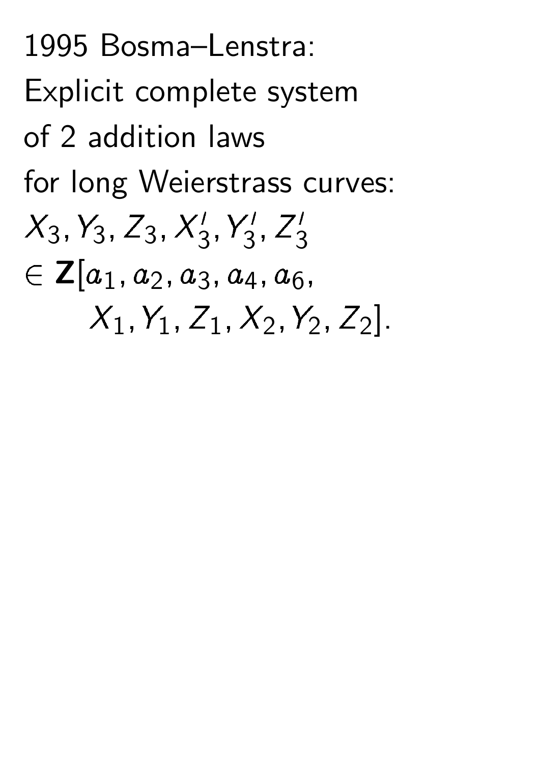1995 Bosma–Lenstra:
Explicit complete system
of 2 addition laws
for long Weierstrass curves:
$X_3, Y_3, Z_3, X_3', Y_3', Z_3'$
$\in \mathbf{Z}[a_1, a_2, a_3, a_4, a_6,$
$X_1, Y_1, Z_1, X_2, Y_2, Z_2]$.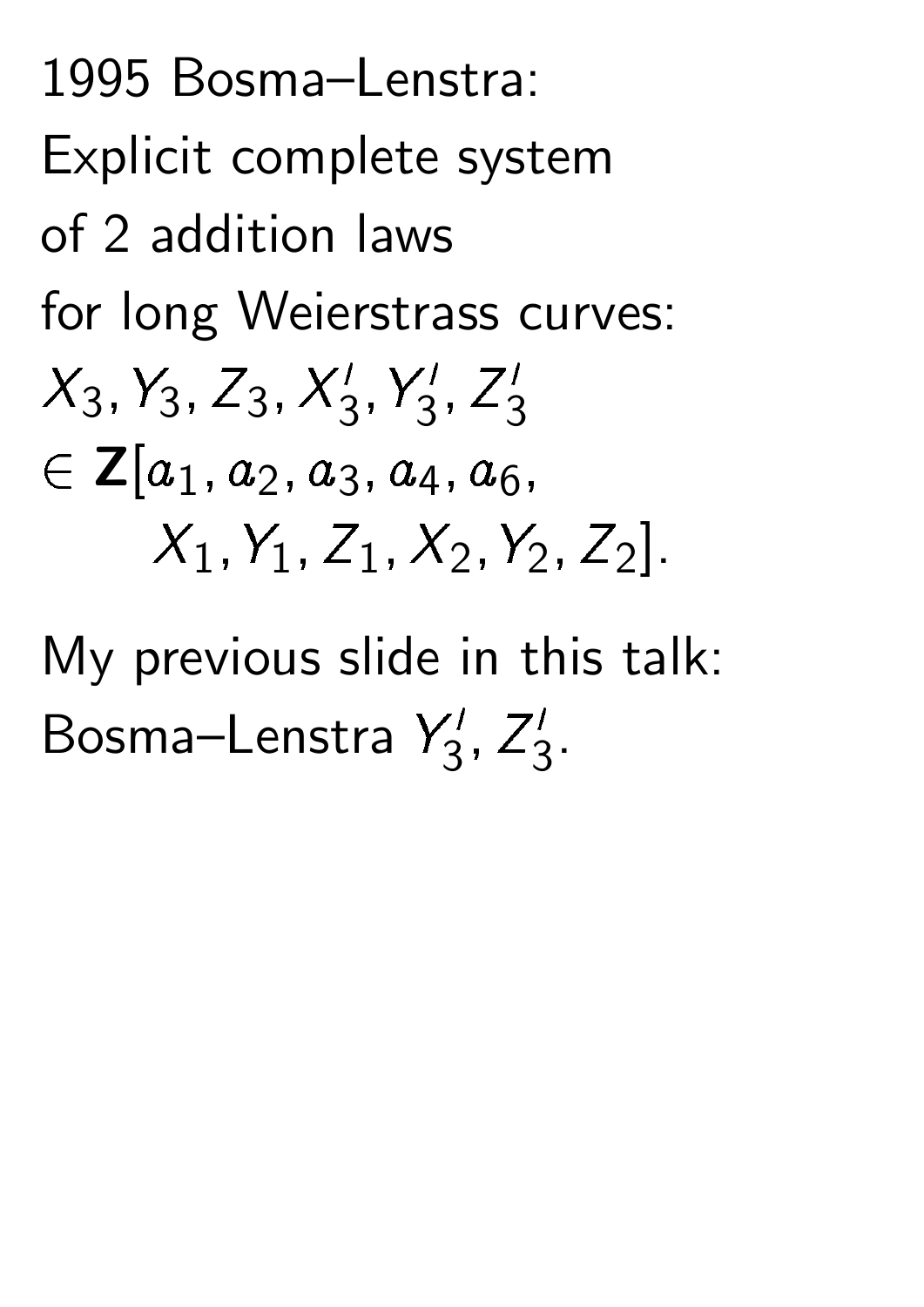1995 Bosma–Lenstra:
Explicit complete system
of 2 addition laws
for long Weierstrass curves:

$X_3, Y_3, Z_3, X_3', Y_3', Z_3'$
$\in \mathbf{Z}[a_1, a_2, a_3, a_4, a_6,$
$X_1, Y_1, Z_1, X_2, Y_2, Z_2]$.

My previous slide in this talk:
Bosma–Lenstra $Y_3', Z_3'$.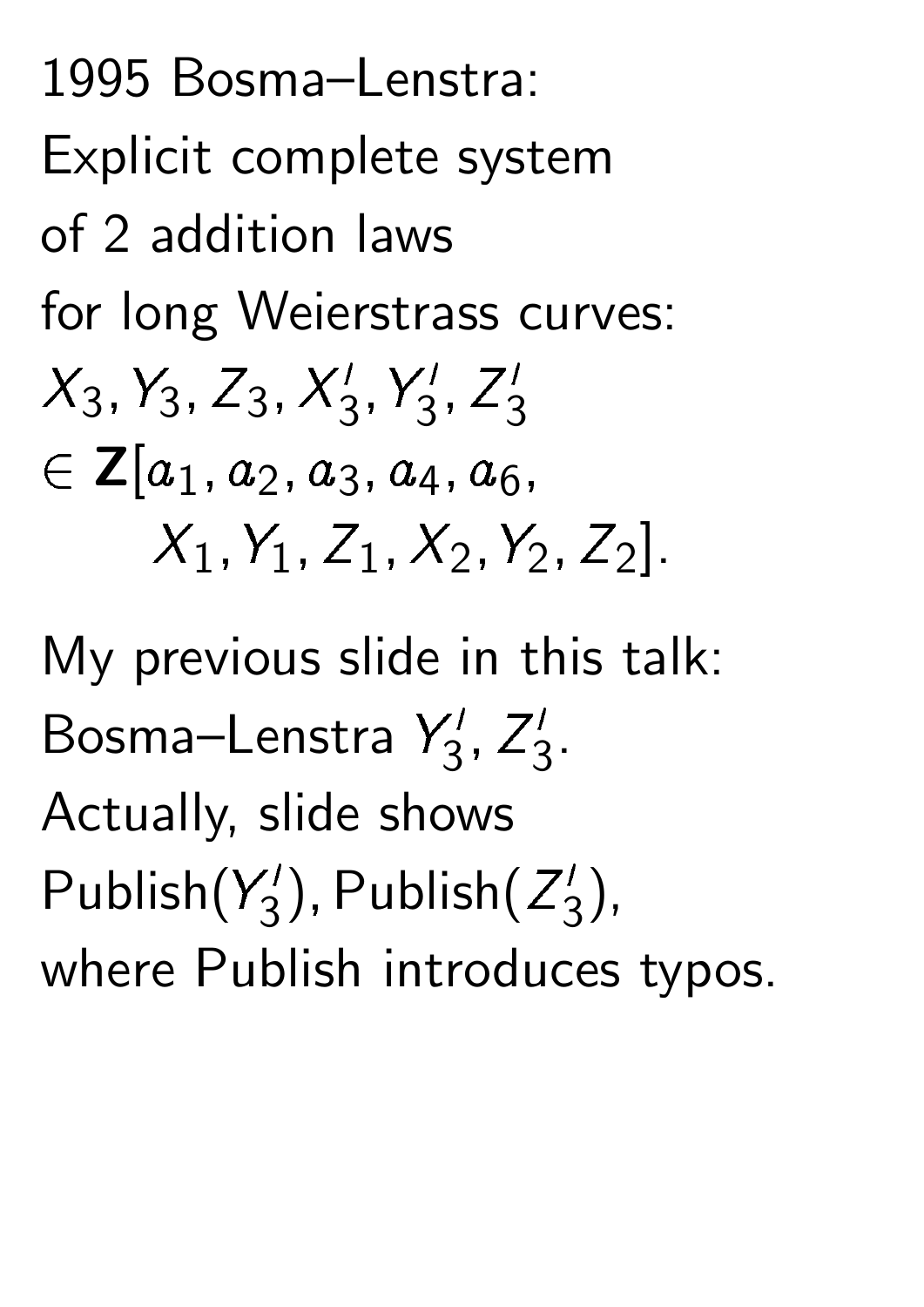1995 Bosma–Lenstra:
Explicit complete system
of 2 addition laws
for long Weierstrass curves:
$X_3, Y_3, Z_3, X_3', Y_3', Z_3'$
$\in \mathbf{Z}[a_1, a_2, a_3, a_4, a_6,$
$X_1, Y_1, Z_1, X_2, Y_2, Z_2]$.

My previous slide in this talk:
Bosma–Lenstra $Y_3', Z_3'$.
Actually, slide shows
$\text{Publish}(Y_3'), \text{Publish}(Z_3')$,
where Publish introduces typos.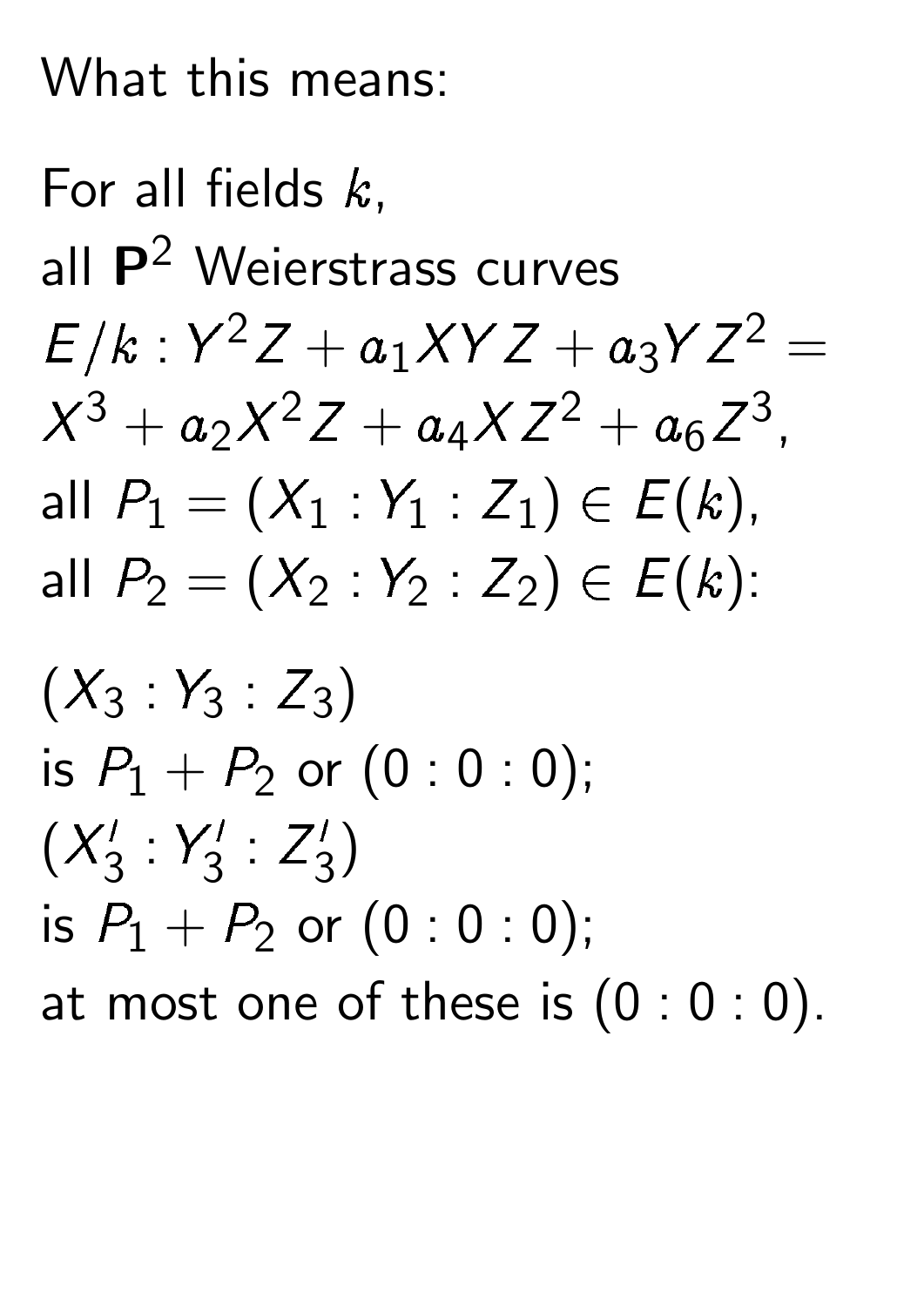What this means:

For all fields $k$,
all $\mathbf{P}^2$ Weierstrass curves
$E/k : Y^2Z + a_1XYZ + a_3YZ^2 = X^3 + a_2X^2Z + a_4XZ^2 + a_6Z^3$,
all $P_1 = (X_1 : Y_1 : Z_1) \in E(k)$,
all $P_2 = (X_2 : Y_2 : Z_2) \in E(k)$:

$(X_3 : Y_3 : Z_3)$
is $P_1 + P_2$ or $(0 : 0 : 0)$;
$(X_3' : Y_3' : Z_3')$
is $P_1 + P_2$ or $(0 : 0 : 0)$;
at most one of these is $(0 : 0 : 0)$.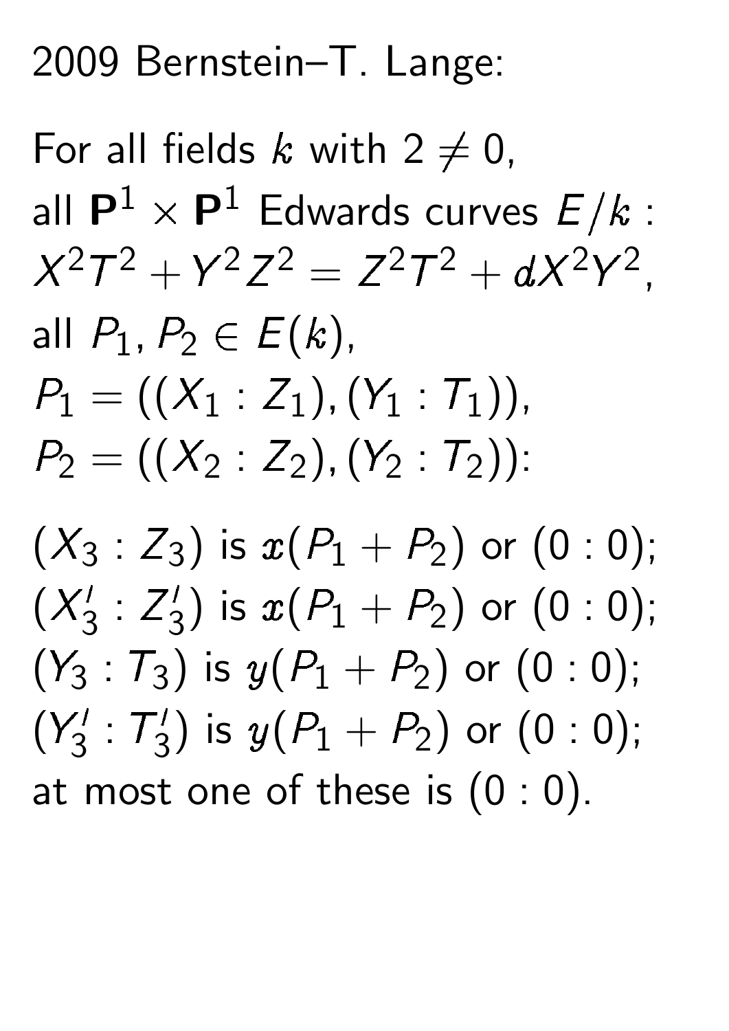2009 Bernstein–T. Lange:

For all fields $k$ with $2 \neq 0$,
all $\mathbf{P}^1 \times \mathbf{P}^1$ Edwards curves $E/k$ :
$X^2T^2 + Y^2Z^2 = Z^2T^2 + dX^2Y^2$,
all $P_1, P_2 \in E(k)$,
$P_1 = ((X_1 : Z_1), (Y_1 : T_1))$,
$P_2 = ((X_2 : Z_2), (Y_2 : T_2))$:

$(X_3 : Z_3)$ is $x(P_1 + P_2)$ or $(0 : 0)$;
$(X_3' : Z_3')$ is $x(P_1 + P_2)$ or $(0 : 0)$;
$(Y_3 : T_3)$ is $y(P_1 + P_2)$ or $(0 : 0)$;
$(Y_3' : T_3')$ is $y(P_1 + P_2)$ or $(0 : 0)$;
at most one of these is $(0 : 0)$.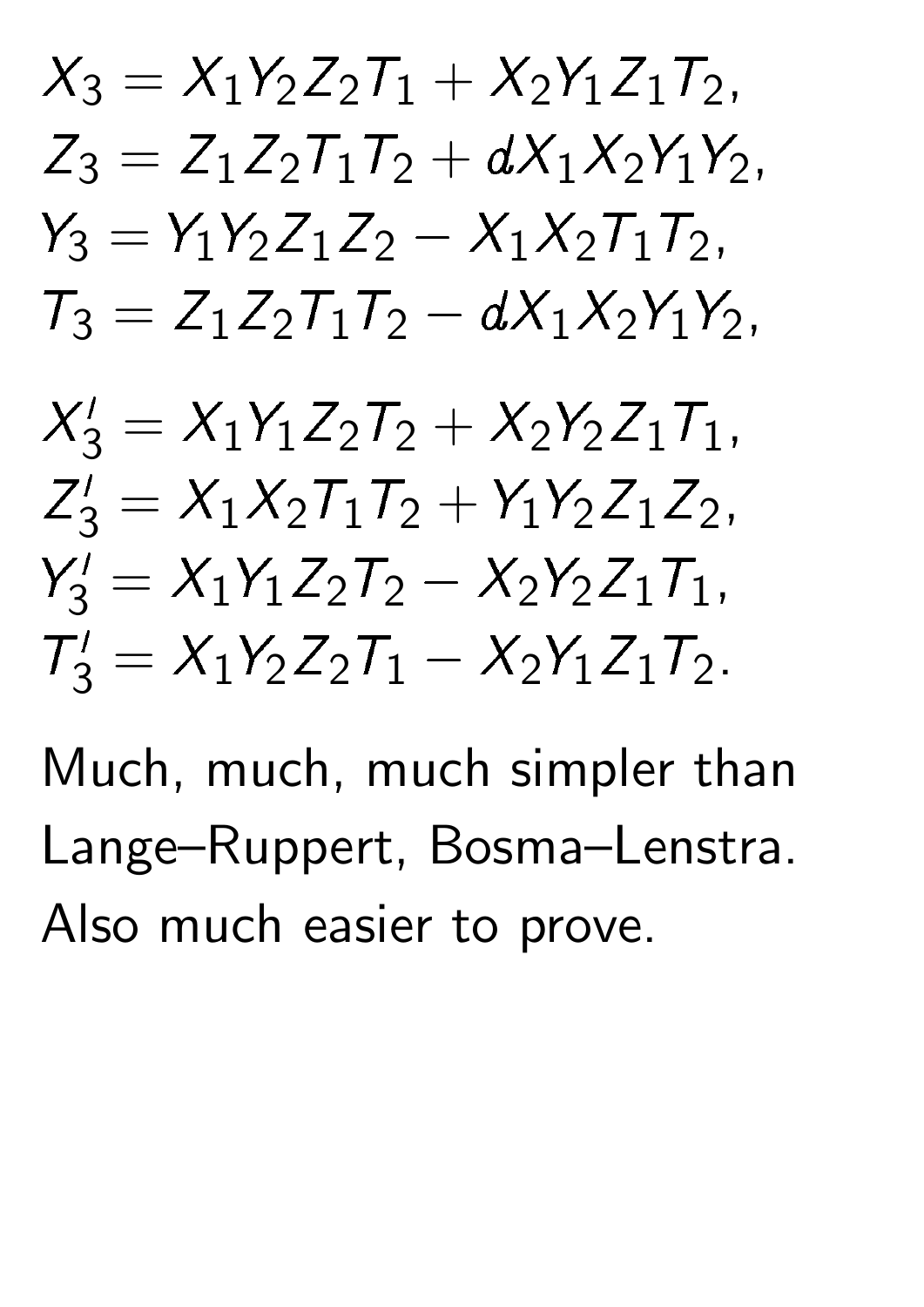$$X_3 = X_1 Y_2 Z_2 T_1 + X_2 Y_1 Z_1 T_2,$$
$$Z_3 = Z_1 Z_2 T_1 T_2 + d X_1 X_2 Y_1 Y_2,$$
$$Y_3 = Y_1 Y_2 Z_1 Z_2 - X_1 X_2 T_1 T_2,$$
$$T_3 = Z_1 Z_2 T_1 T_2 - d X_1 X_2 Y_1 Y_2,$$

$$X_3' = X_1 Y_1 Z_2 T_2 + X_2 Y_2 Z_1 T_1,$$
$$Z_3' = X_1 X_2 T_1 T_2 + Y_1 Y_2 Z_1 Z_2,$$
$$Y_3' = X_1 Y_1 Z_2 T_2 - X_2 Y_2 Z_1 T_1,$$
$$T_3' = X_1 Y_2 Z_2 T_1 - X_2 Y_1 Z_1 T_2.$$

Much, much, much simpler than Lange–Ruppert, Bosma–Lenstra. Also much easier to prove.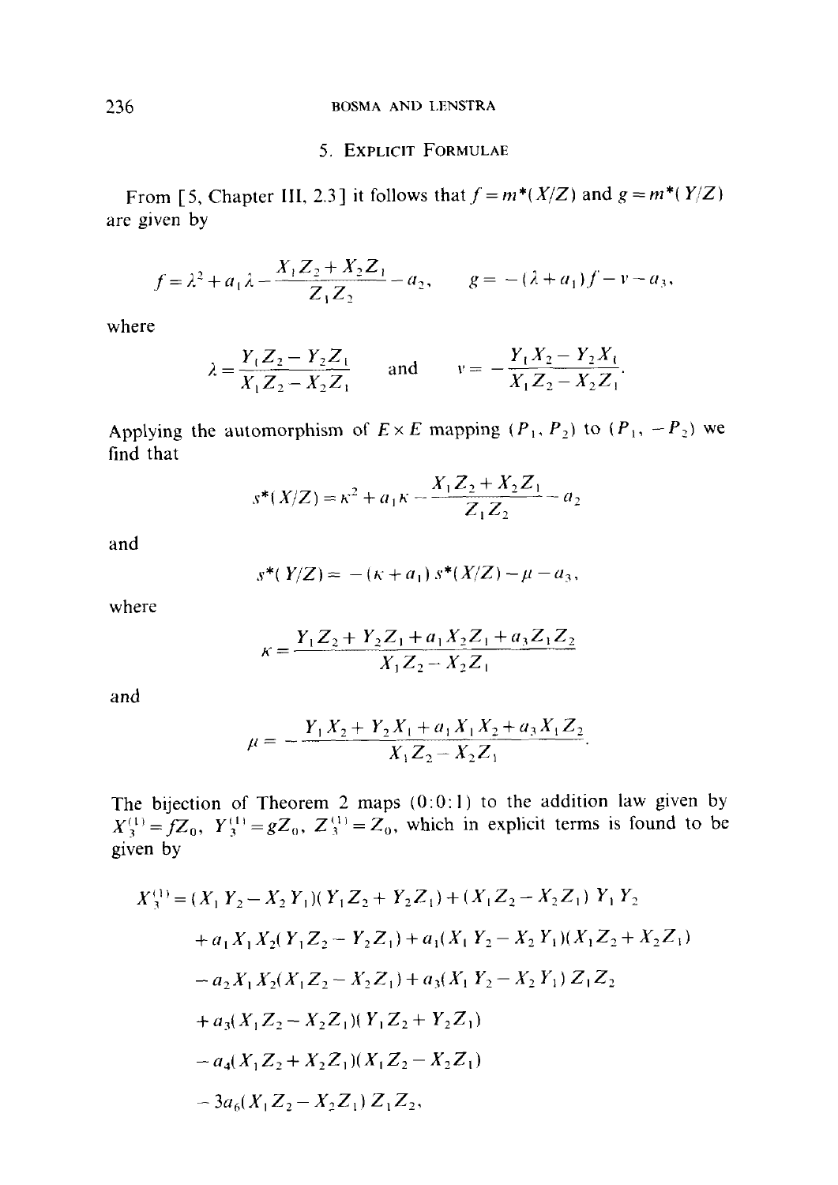## 5. Explicit Formulae

From [5, Chapter III, 2.3] it follows that $f = m^*(X/Z)$ and $g = m^*(Y/Z)$ are given by

$$f = \lambda^2 + a_1\lambda - \frac{X_1Z_2 + X_2Z_1}{Z_1Z_2} - a_2, \qquad g = -(\lambda + a_1)f - \nu - a_3,$$

where

$$\lambda = \frac{Y_1Z_2 - Y_2Z_1}{X_1Z_2 - X_2Z_1} \quad \text{and} \quad \nu = -\frac{Y_1X_2 - Y_2X_1}{X_1Z_2 - X_2Z_1}.$$

Applying the automorphism of $E \times E$ mapping $(P_1, P_2)$ to $(P_1, -P_2)$ we find that

$$s^*(X/Z) = \kappa^2 + a_1\kappa - \frac{X_1Z_2 + X_2Z_1}{Z_1Z_2} - a_2$$

and

$$s^*(Y/Z) = -(\kappa + a_1)\,s^*(X/Z) - \mu - a_3,$$

where

$$\kappa = \frac{Y_1Z_2 + Y_2Z_1 + a_1X_2Z_1 + a_3Z_1Z_2}{X_1Z_2 - X_2Z_1}$$

and

$$\mu = -\frac{Y_1X_2 + Y_2X_1 + a_1X_1X_2 + a_3X_1Z_2}{X_1Z_2 - X_2Z_1}.$$

The bijection of Theorem 2 maps $(0:0:1)$ to the addition law given by $X_3^{(1)} = fZ_0$, $Y_3^{(1)} = gZ_0$, $Z_3^{(1)} = Z_0$, which in explicit terms is found to be given by

$$\begin{aligned}
X_3^{(1)} = {} & (X_1Y_2 - X_2Y_1)(Y_1Z_2 + Y_2Z_1) + (X_1Z_2 - X_2Z_1)\,Y_1Y_2 \\
& + a_1X_1X_2(Y_1Z_2 - Y_2Z_1) + a_1(X_1Y_2 - X_2Y_1)(X_1Z_2 + X_2Z_1) \\
& - a_2X_1X_2(X_1Z_2 - X_2Z_1) + a_3(X_1Y_2 - X_2Y_1)\,Z_1Z_2 \\
& + a_3(X_1Z_2 - X_2Z_1)(Y_1Z_2 + Y_2Z_1) \\
& - a_4(X_1Z_2 + X_2Z_1)(X_1Z_2 - X_2Z_1) \\
& - 3a_6(X_1Z_2 - X_2Z_1)\,Z_1Z_2,
\end{aligned}$$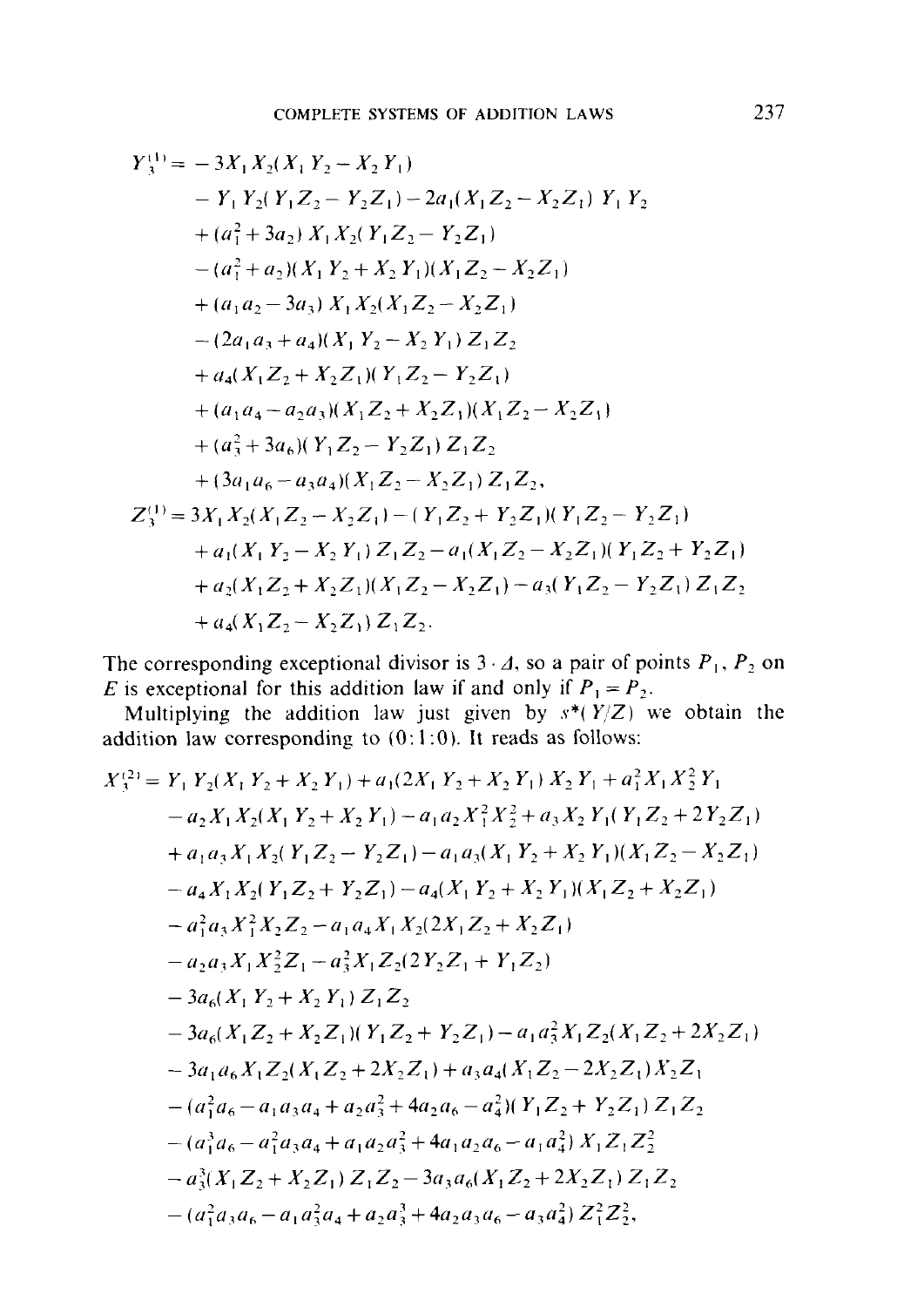$$
\begin{aligned}
Y_3^{(1)} = {} & -3X_1X_2(X_1Y_2 - X_2Y_1) \\
& - Y_1Y_2(Y_1Z_2 - Y_2Z_1) - 2a_1(X_1Z_2 - X_2Z_1)\,Y_1Y_2 \\
& + (a_1^2 + 3a_2)\,X_1X_2(Y_1Z_2 - Y_2Z_1) \\
& - (a_1^2 + a_2)(X_1Y_2 + X_2Y_1)(X_1Z_2 - X_2Z_1) \\
& + (a_1a_2 - 3a_3)\,X_1X_2(X_1Z_2 - X_2Z_1) \\
& - (2a_1a_3 + a_4)(X_1Y_2 - X_2Y_1)\,Z_1Z_2 \\
& + a_4(X_1Z_2 + X_2Z_1)(Y_1Z_2 - Y_2Z_1) \\
& + (a_1a_4 - a_2a_3)(X_1Z_2 + X_2Z_1)(X_1Z_2 - X_2Z_1) \\
& + (a_3^2 + 3a_6)(Y_1Z_2 - Y_2Z_1)\,Z_1Z_2 \\
& + (3a_1a_6 - a_3a_4)(X_1Z_2 - X_2Z_1)\,Z_1Z_2,
\end{aligned}
$$

$$
\begin{aligned}
Z_3^{(1)} = {} & 3X_1X_2(X_1Z_2 - X_2Z_1) - (Y_1Z_2 + Y_2Z_1)(Y_1Z_2 - Y_2Z_1) \\
& + a_1(X_1Y_2 - X_2Y_1)\,Z_1Z_2 - a_1(X_1Z_2 - X_2Z_1)(Y_1Z_2 + Y_2Z_1) \\
& + a_2(X_1Z_2 + X_2Z_1)(X_1Z_2 - X_2Z_1) - a_3(Y_1Z_2 - Y_2Z_1)\,Z_1Z_2 \\
& + a_4(X_1Z_2 - X_2Z_1)\,Z_1Z_2.
\end{aligned}
$$

The corresponding exceptional divisor is $3 \cdot \Delta$, so a pair of points $P_1$, $P_2$ on $E$ is exceptional for this addition law if and only if $P_1 = P_2$.

Multiplying the addition law just given by $s^*(Y/Z)$ we obtain the addition law corresponding to $(0:1:0)$. It reads as follows:

$$
\begin{aligned}
X_3^{(2)} = {} & Y_1Y_2(X_1Y_2 + X_2Y_1) + a_1(2X_1Y_2 + X_2Y_1)\,X_2Y_1 + a_1^2X_1X_2^2Y_1 \\
& - a_2X_1X_2(X_1Y_2 + X_2Y_1) - a_1a_2X_1^2X_2^2 + a_3X_2Y_1(Y_1Z_2 + 2Y_2Z_1) \\
& + a_1a_3X_1X_2(Y_1Z_2 - Y_2Z_1) - a_1a_3(X_1Y_2 + X_2Y_1)(X_1Z_2 - X_2Z_1) \\
& - a_4X_1X_2(Y_1Z_2 + Y_2Z_1) - a_4(X_1Y_2 + X_2Y_1)(X_1Z_2 + X_2Z_1) \\
& - a_1^2a_3X_1^2X_2Z_2 - a_1a_4X_1X_2(2X_1Z_2 + X_2Z_1) \\
& - a_2a_3X_1X_2^2Z_1 - a_3^2X_1Z_2(2Y_2Z_1 + Y_1Z_2) \\
& - 3a_6(X_1Y_2 + X_2Y_1)\,Z_1Z_2 \\
& - 3a_6(X_1Z_2 + X_2Z_1)(Y_1Z_2 + Y_2Z_1) - a_1a_3^2X_1Z_2(X_1Z_2 + 2X_2Z_1) \\
& - 3a_1a_6X_1Z_2(X_1Z_2 + 2X_2Z_1) + a_3a_4(X_1Z_2 - 2X_2Z_1)\,X_2Z_1 \\
& - (a_1^2a_6 - a_1a_3a_4 + a_2a_3^2 + 4a_2a_6 - a_4^2)(Y_1Z_2 + Y_2Z_1)\,Z_1Z_2 \\
& - (a_1^3a_6 - a_1^2a_3a_4 + a_1a_2a_3^2 + 4a_1a_2a_6 - a_1a_4^2)\,X_1Z_1Z_2^2 \\
& - a_3^3(X_1Z_2 + X_2Z_1)\,Z_1Z_2 - 3a_3a_6(X_1Z_2 + 2X_2Z_1)\,Z_1Z_2 \\
& - (a_1^2a_3a_6 - a_1a_3^2a_4 + a_2a_3^3 + 4a_2a_3a_6 - a_3a_4^2)\,Z_1^2Z_2^2,
\end{aligned}
$$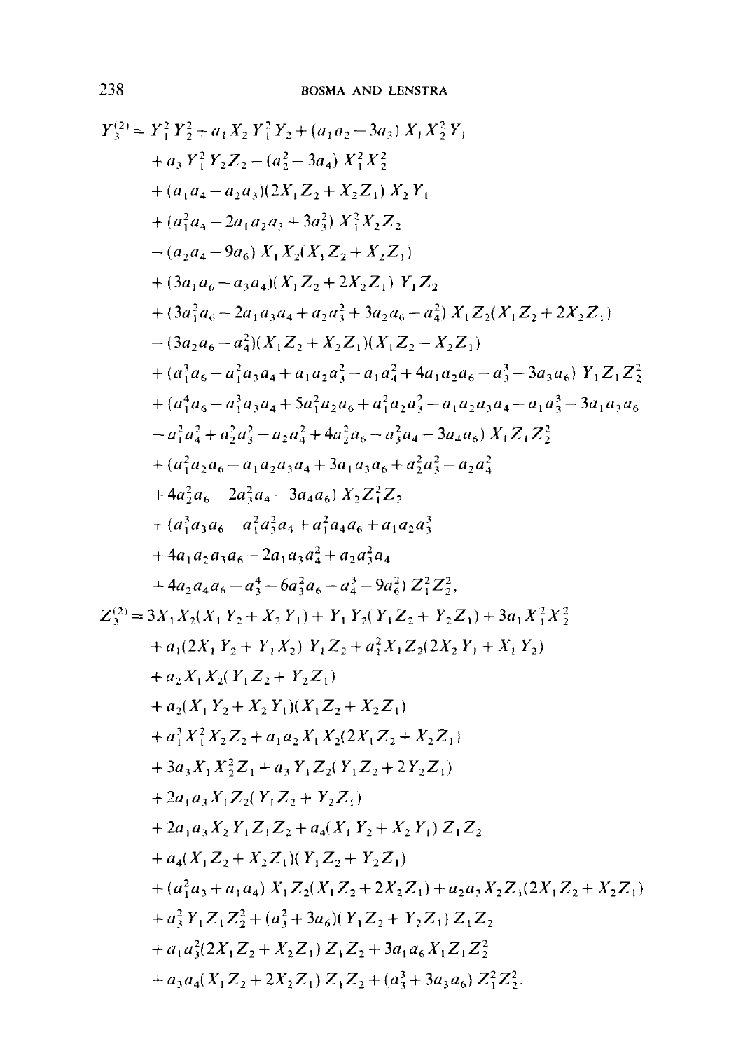$$
\begin{aligned}
Y_3^{(2)} = {} & Y_1^2 Y_2^2 + a_1 X_2 Y_1^2 Y_2 + (a_1 a_2 - 3a_3) X_1 X_2^2 Y_1 \\
& + a_3 Y_1^2 Y_2 Z_2 - (a_2^2 - 3a_4) X_1^2 X_2^2 \\
& + (a_1 a_4 - a_2 a_3)(2X_1 Z_2 + X_2 Z_1) X_2 Y_1 \\
& + (a_1^2 a_4 - 2a_1 a_2 a_3 + 3a_3^2) X_1^2 X_2 Z_2 \\
& - (a_2 a_4 - 9a_6) X_1 X_2 (X_1 Z_2 + X_2 Z_1) \\
& + (3a_1 a_6 - a_3 a_4)(X_1 Z_2 + 2X_2 Z_1) Y_1 Z_2 \\
& + (3a_1^2 a_6 - 2a_1 a_3 a_4 + a_2 a_3^2 + 3a_2 a_6 - a_4^2) X_1 Z_2 (X_1 Z_2 + 2X_2 Z_1) \\
& - (3a_2 a_6 - a_4^2)(X_1 Z_2 + X_2 Z_1)(X_1 Z_2 - X_2 Z_1) \\
& + (a_1^3 a_6 - a_1^2 a_3 a_4 + a_1 a_2 a_3^2 - a_1 a_4^2 + 4a_1 a_2 a_6 - a_3^3 - 3a_3 a_6) Y_1 Z_1 Z_2^2 \\
& + (a_1^4 a_6 - a_1^3 a_3 a_4 + 5a_1^2 a_2 a_6 + a_1^2 a_2 a_3^2 - a_1 a_2 a_3 a_4 - a_1 a_3^3 - 3a_1 a_3 a_6 \\
& - a_1^2 a_4^2 + a_2^2 a_3^2 - a_2 a_4^2 + 4a_2^2 a_6 - a_3^2 a_4 - 3a_4 a_6) X_1 Z_1 Z_2^2 \\
& + (a_1^2 a_2 a_6 - a_1 a_2 a_3 a_4 + 3a_1 a_3 a_6 + a_2^2 a_3^2 - a_2 a_4^2 \\
& + 4a_2^2 a_6 - 2a_3^2 a_4 - 3a_4 a_6) X_2 Z_1^2 Z_2 \\
& + (a_1^3 a_3 a_6 - a_1^2 a_3^2 a_4 + a_1^2 a_4 a_6 + a_1 a_2 a_3^3 \\
& + 4a_1 a_2 a_3 a_6 - 2a_1 a_3 a_4^2 + a_2 a_3^2 a_4 \\
& + 4a_2 a_4 a_6 - a_3^4 - 6a_3^2 a_6 - a_4^3 - 9a_6^2) Z_1^2 Z_2^2,
\end{aligned}
$$

$$
\begin{aligned}
Z_3^{(2)} = {} & 3X_1 X_2 (X_1 Y_2 + X_2 Y_1) + Y_1 Y_2 (Y_1 Z_2 + Y_2 Z_1) + 3a_1 X_1^2 X_2^2 \\
& + a_1 (2X_1 Y_2 + Y_1 X_2) Y_1 Z_2 + a_1^2 X_1 Z_2 (2X_2 Y_1 + X_1 Y_2) \\
& + a_2 X_1 X_2 (Y_1 Z_2 + Y_2 Z_1) \\
& + a_2 (X_1 Y_2 + X_2 Y_1)(X_1 Z_2 + X_2 Z_1) \\
& + a_1^3 X_1^2 X_2 Z_2 + a_1 a_2 X_1 X_2 (2X_1 Z_2 + X_2 Z_1) \\
& + 3a_3 X_1 X_2^2 Z_1 + a_3 Y_1 Z_2 (Y_1 Z_2 + 2Y_2 Z_1) \\
& + 2a_1 a_3 X_1 Z_2 (Y_1 Z_2 + Y_2 Z_1) \\
& + 2a_1 a_3 X_2 Y_1 Z_1 Z_2 + a_4 (X_1 Y_2 + X_2 Y_1) Z_1 Z_2 \\
& + a_4 (X_1 Z_2 + X_2 Z_1)(Y_1 Z_2 + Y_2 Z_1) \\
& + (a_1^2 a_3 + a_1 a_4) X_1 Z_2 (X_1 Z_2 + 2X_2 Z_1) + a_2 a_3 X_2 Z_1 (2X_1 Z_2 + X_2 Z_1) \\
& + a_3^2 Y_1 Z_1 Z_2^2 + (a_3^2 + 3a_6)(Y_1 Z_2 + Y_2 Z_1) Z_1 Z_2 \\
& + a_1 a_3^2 (2X_1 Z_2 + X_2 Z_1) Z_1 Z_2 + 3a_1 a_6 X_1 Z_1 Z_2^2 \\
& + a_3 a_4 (X_1 Z_2 + 2X_2 Z_1) Z_1 Z_2 + (a_3^3 + 3a_3 a_6) Z_1^2 Z_2^2.
\end{aligned}
$$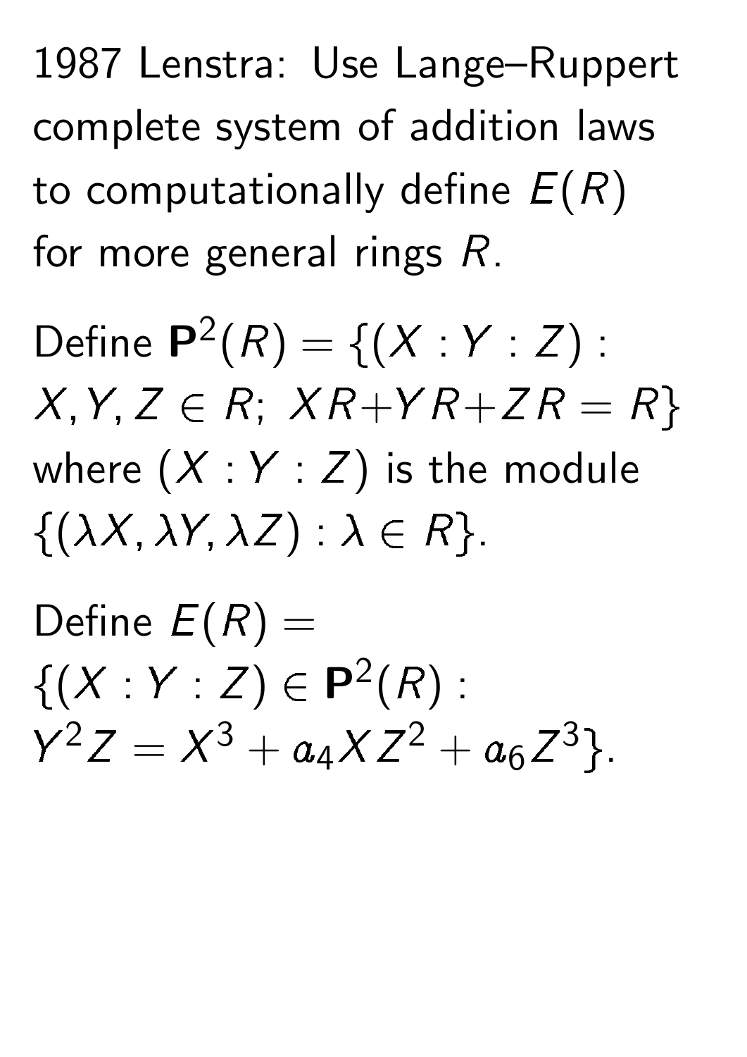1987 Lenstra: Use Lange–Ruppert complete system of addition laws to computationally define $E(R)$ for more general rings $R$.

Define $\mathbf{P}^2(R) = \{(X : Y : Z) : X, Y, Z \in R;\ XR + YR + ZR = R\}$ where $(X : Y : Z)$ is the module $\{(\lambda X, \lambda Y, \lambda Z) : \lambda \in R\}$.

Define $E(R) = \{(X : Y : Z) \in \mathbf{P}^2(R) : Y^2 Z = X^3 + a_4 X Z^2 + a_6 Z^3\}$.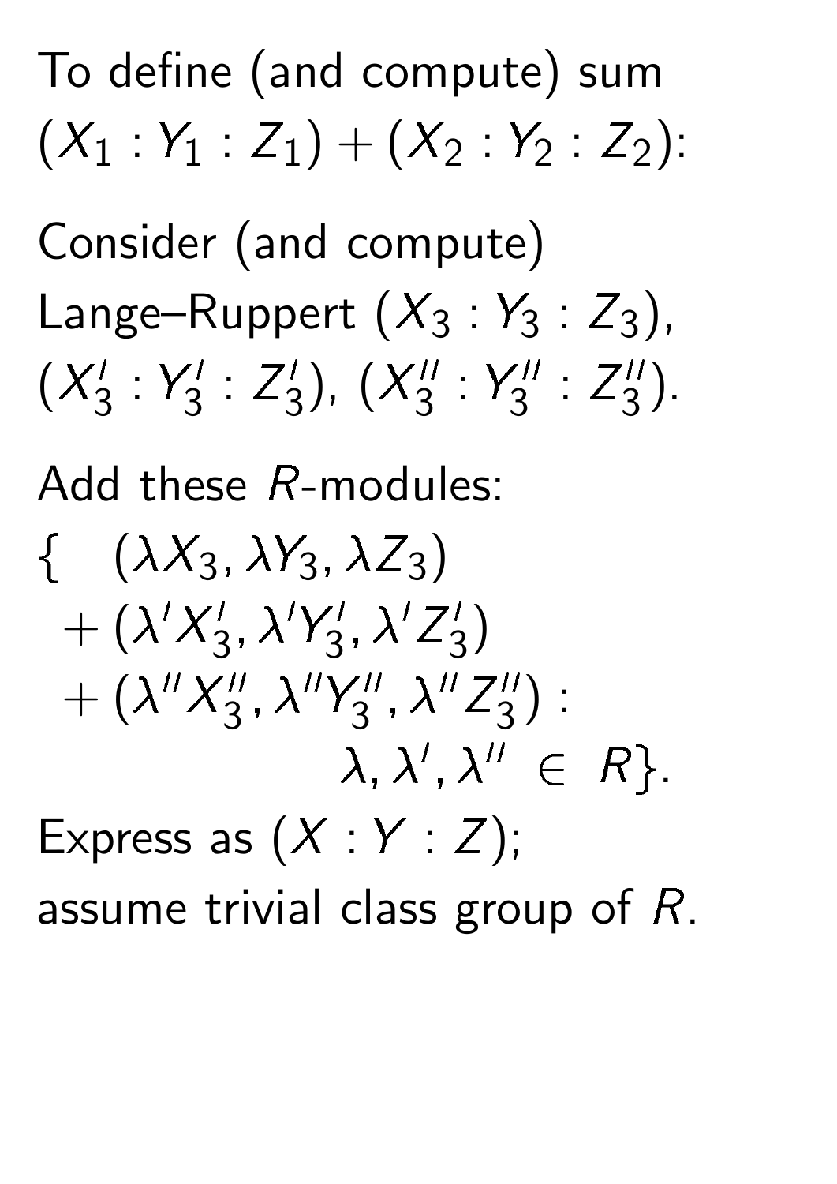To define (and compute) sum $(X_1 : Y_1 : Z_1) + (X_2 : Y_2 : Z_2)$:

Consider (and compute) Lange–Ruppert $(X_3 : Y_3 : Z_3)$, $(X_3' : Y_3' : Z_3')$, $(X_3'' : Y_3'' : Z_3'')$.

Add these $R$-modules:

$$\{ \quad (\lambda X_3, \lambda Y_3, \lambda Z_3) + (\lambda' X_3', \lambda' Y_3', \lambda' Z_3') + (\lambda'' X_3'', \lambda'' Y_3'', \lambda'' Z_3'') : \lambda, \lambda', \lambda'' \in R\}.$$

Express as $(X : Y : Z)$; assume trivial class group of $R$.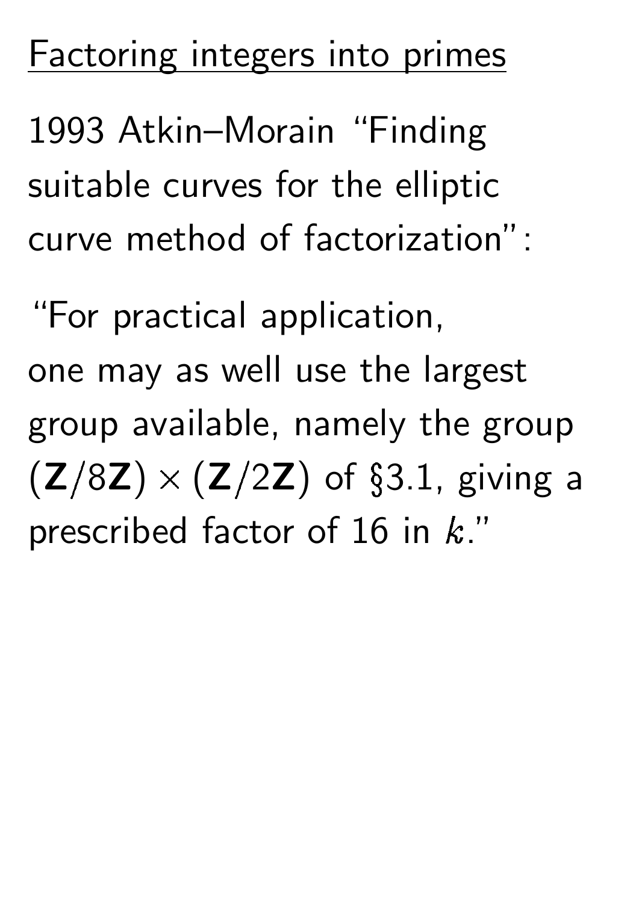## Factoring integers into primes

1993 Atkin–Morain "Finding suitable curves for the elliptic curve method of factorization":

"For practical application, one may as well use the largest group available, namely the group $(\mathbf{Z}/8\mathbf{Z}) \times (\mathbf{Z}/2\mathbf{Z})$ of §3.1, giving a prescribed factor of 16 in $k$."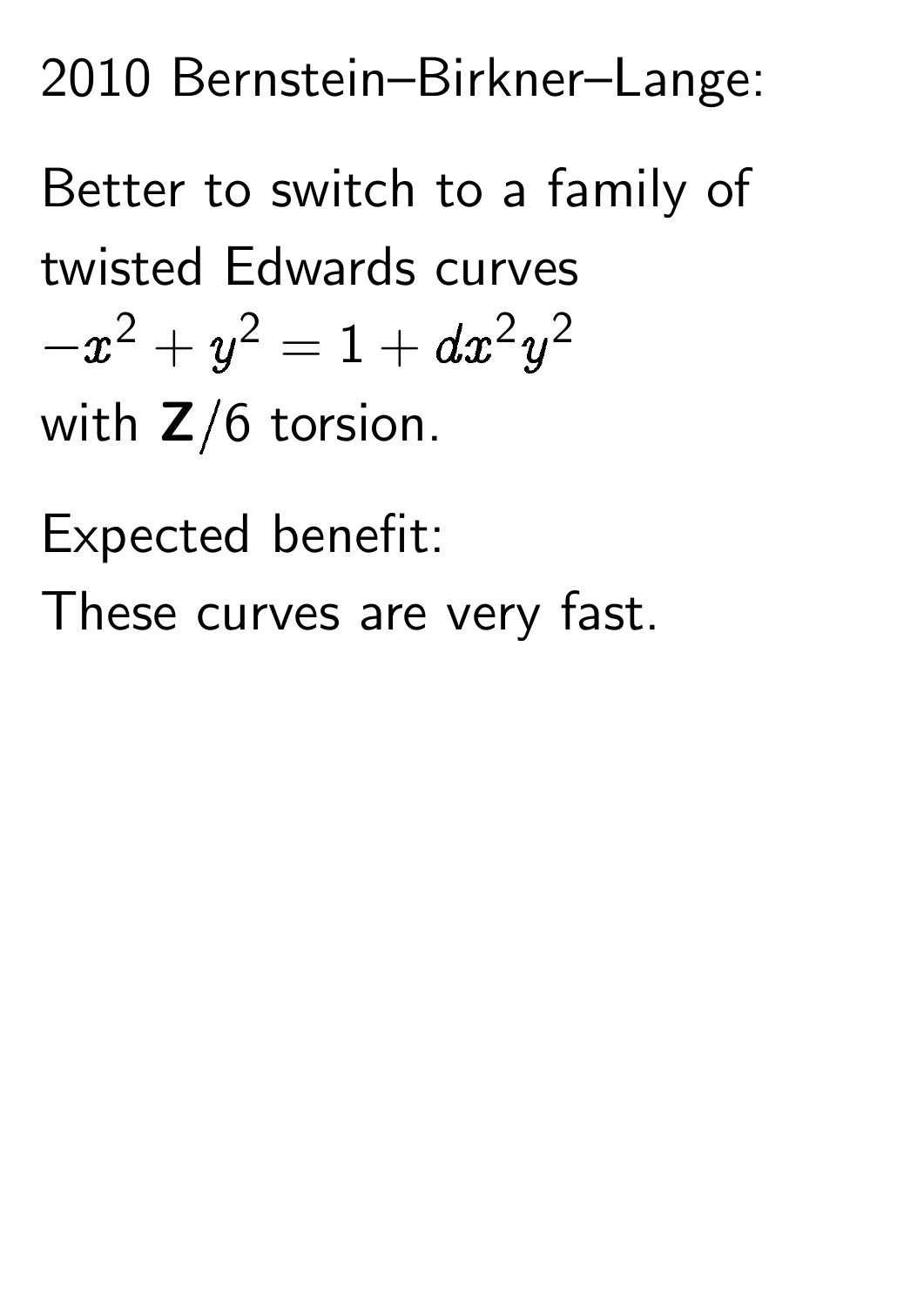2010 Bernstein–Birkner–Lange:

Better to switch to a family of twisted Edwards curves $-x^2 + y^2 = 1 + dx^2y^2$ with $\mathbf{Z}/6$ torsion.

Expected benefit:
These curves are very fast.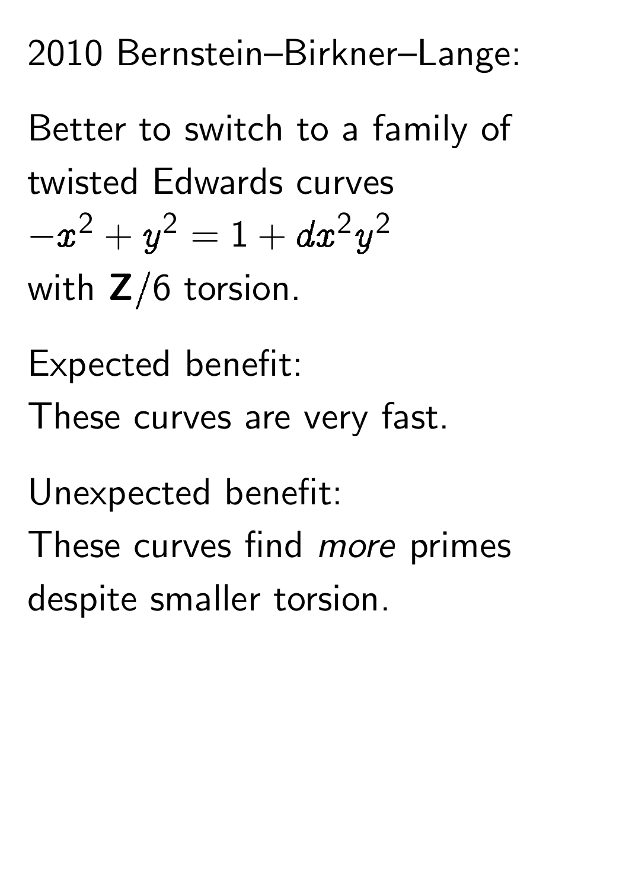2010 Bernstein–Birkner–Lange:

Better to switch to a family of twisted Edwards curves
$-x^2 + y^2 = 1 + dx^2y^2$
with $\mathbf{Z}/6$ torsion.

Expected benefit:
These curves are very fast.

Unexpected benefit:
These curves find *more* primes despite smaller torsion.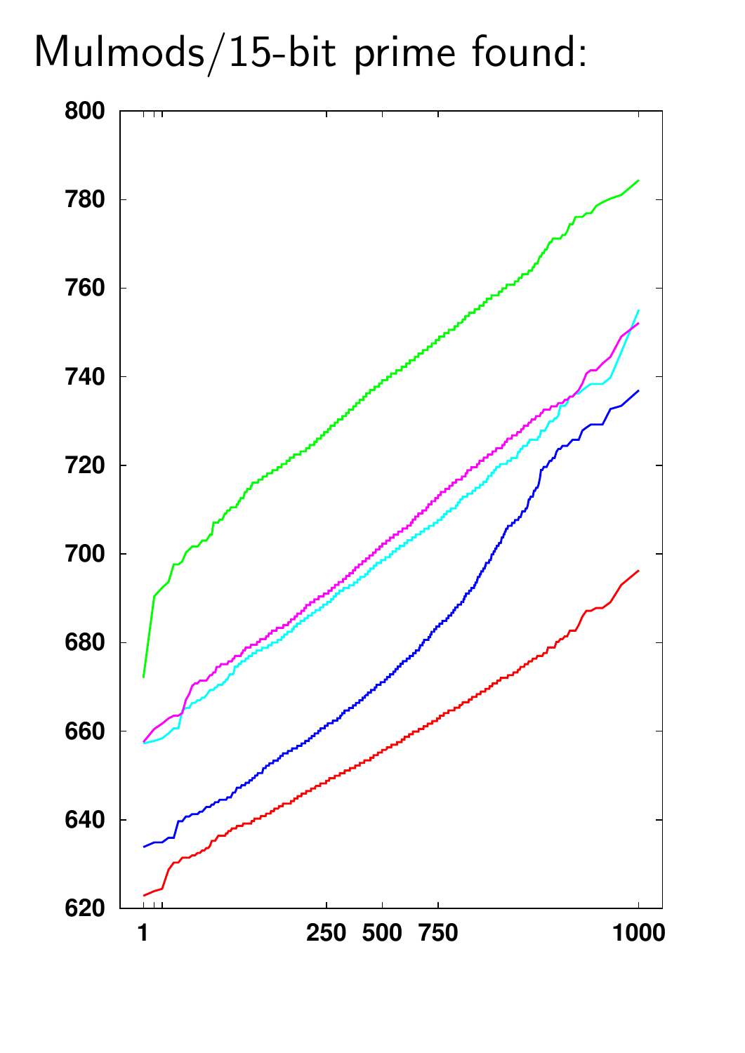# Mulmods/15-bit prime found: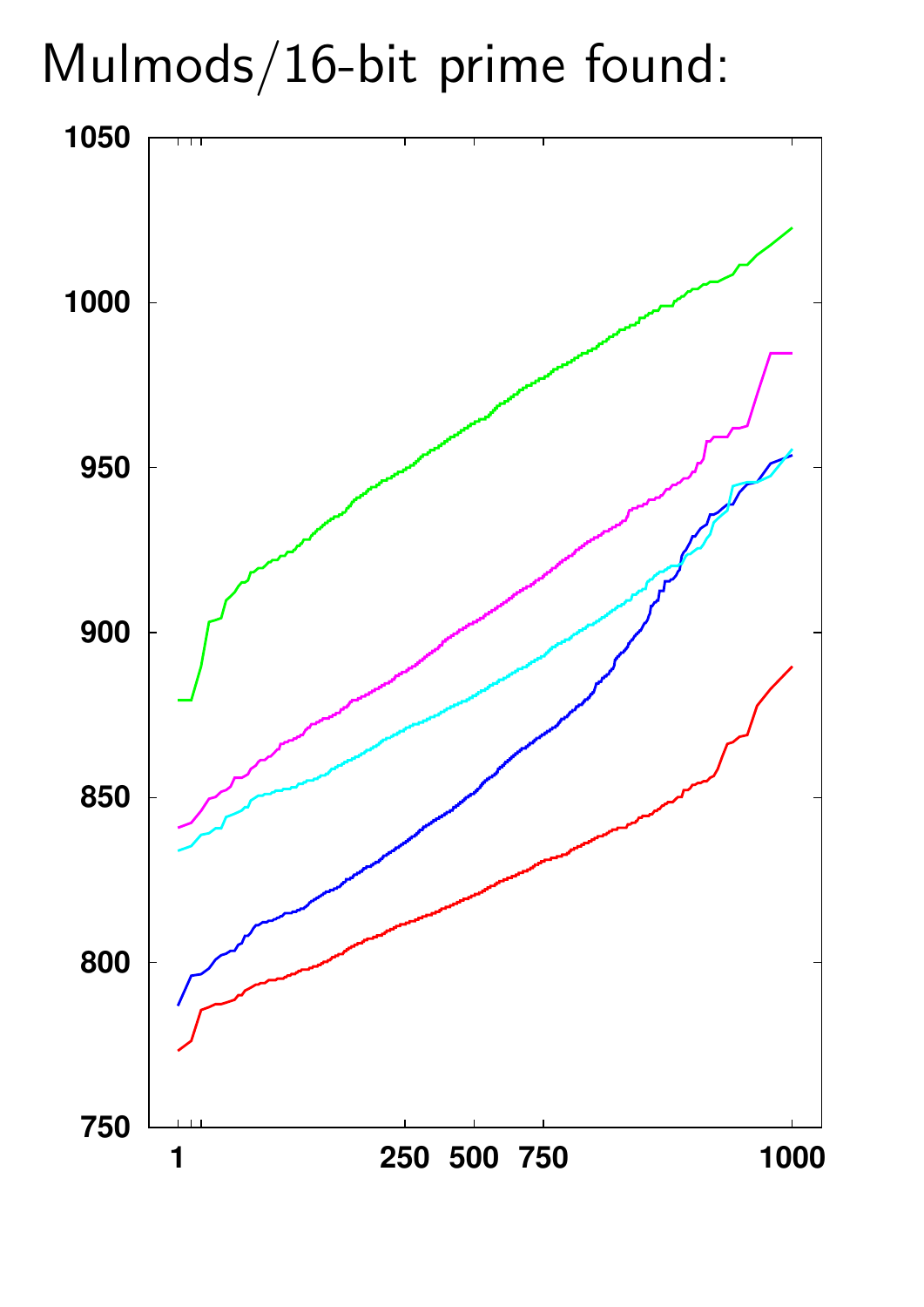# Mulmods/16-bit prime found: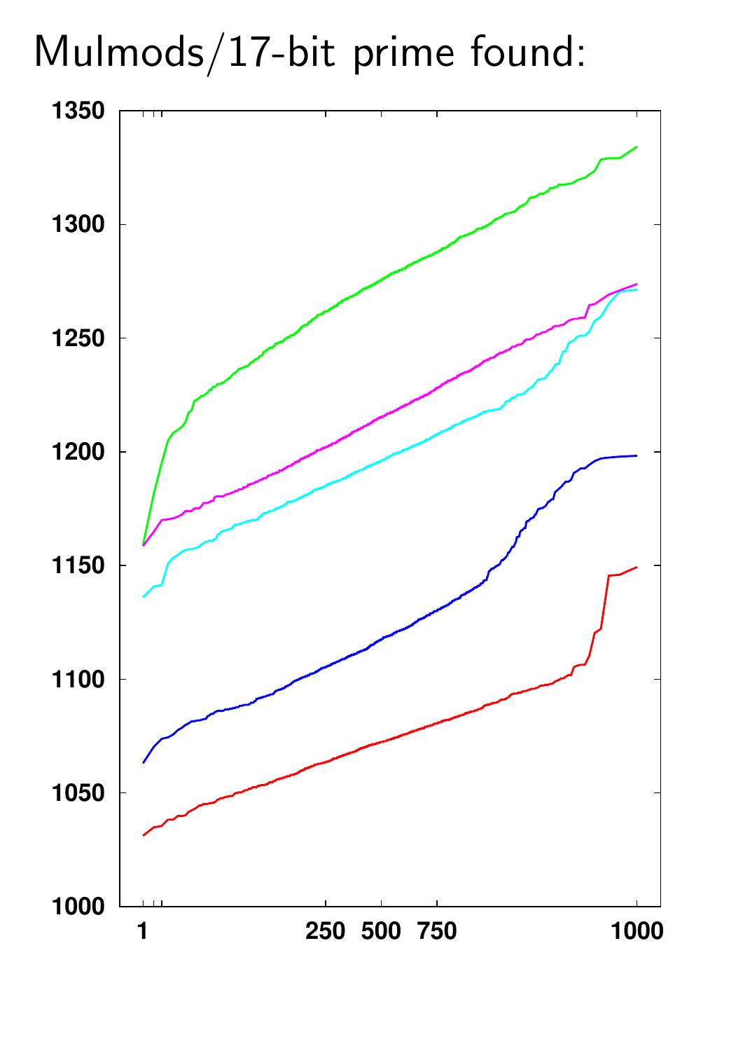# Mulmods/17-bit prime found: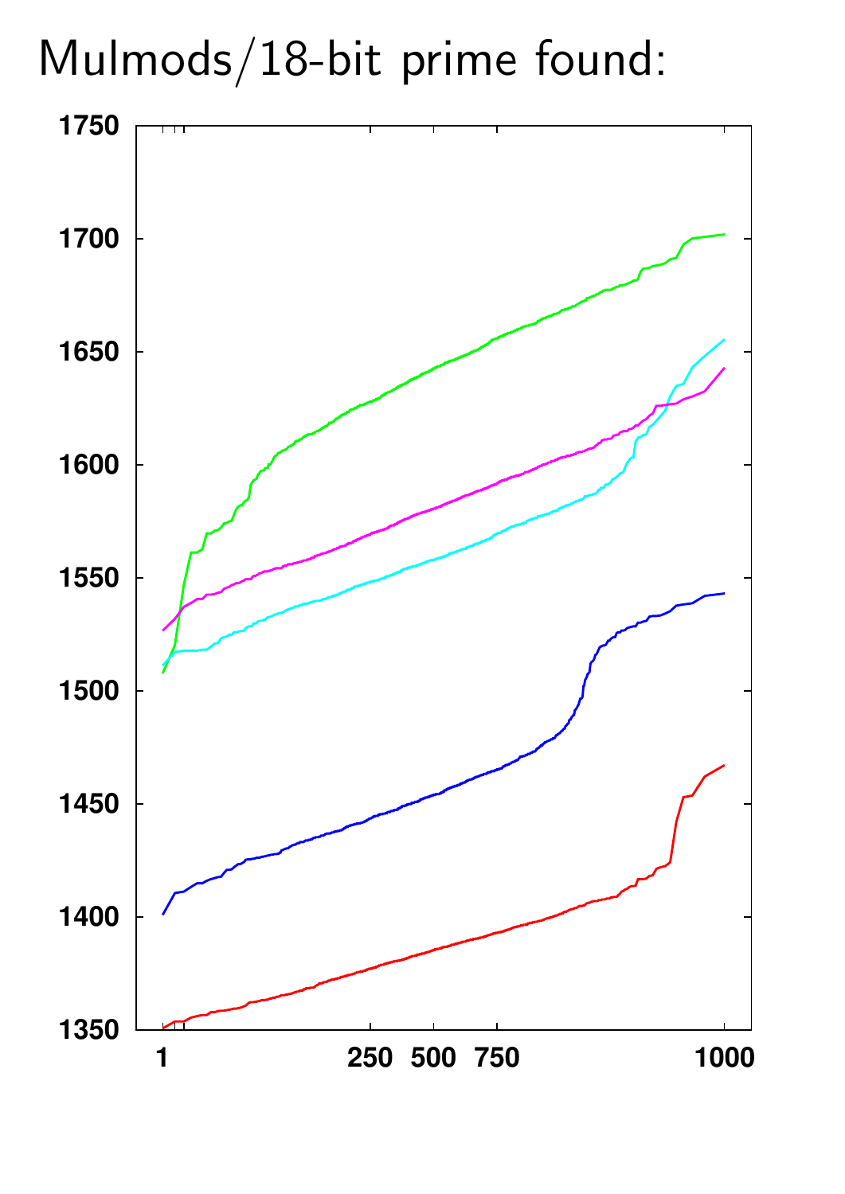# Mulmods/18-bit prime found: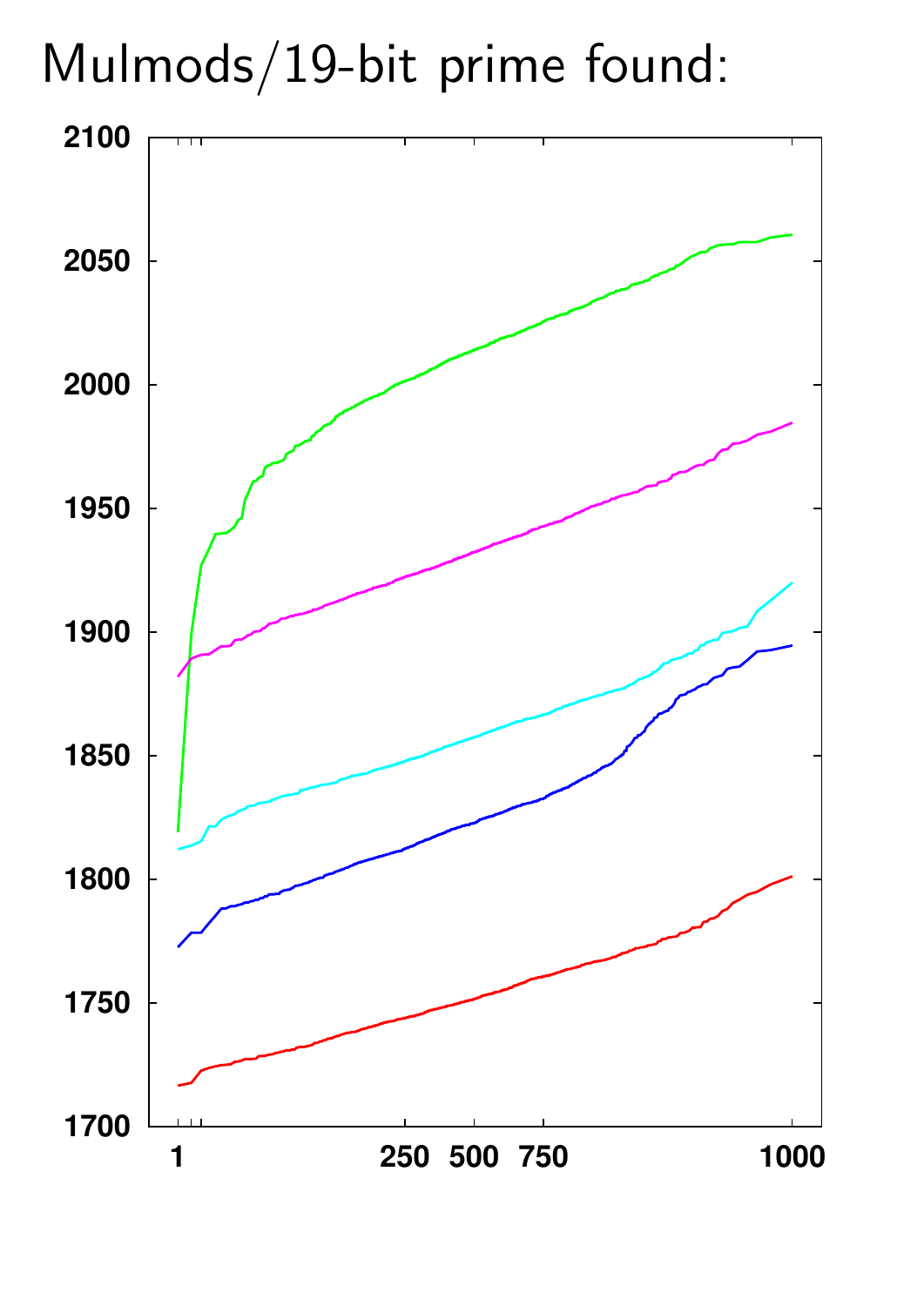# Mulmods/19-bit prime found: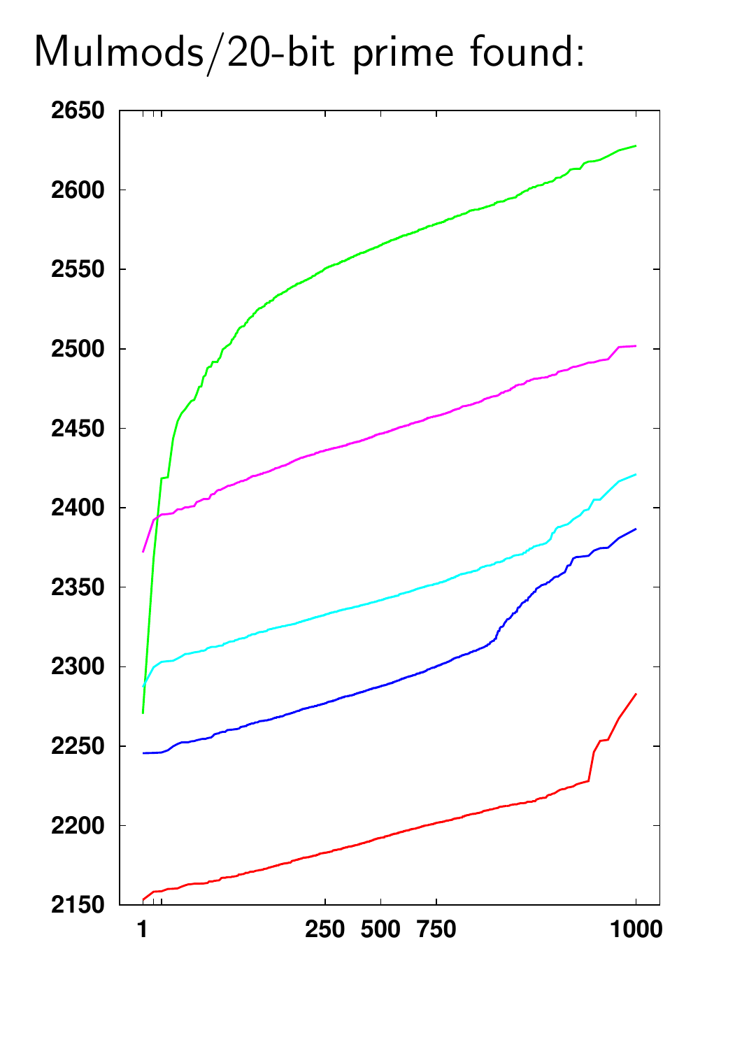# Mulmods/20-bit prime found: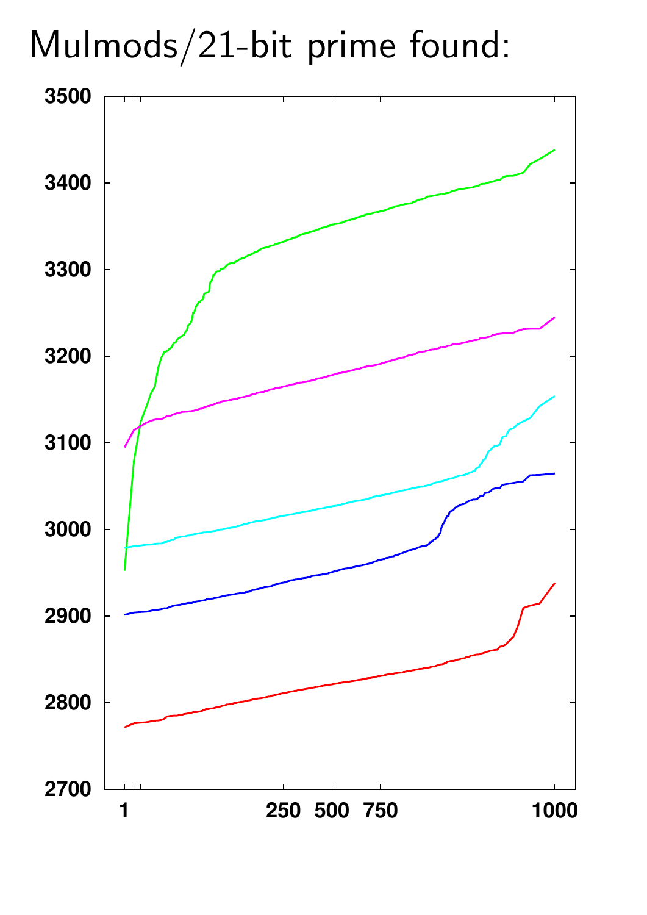# Mulmods/21-bit prime found: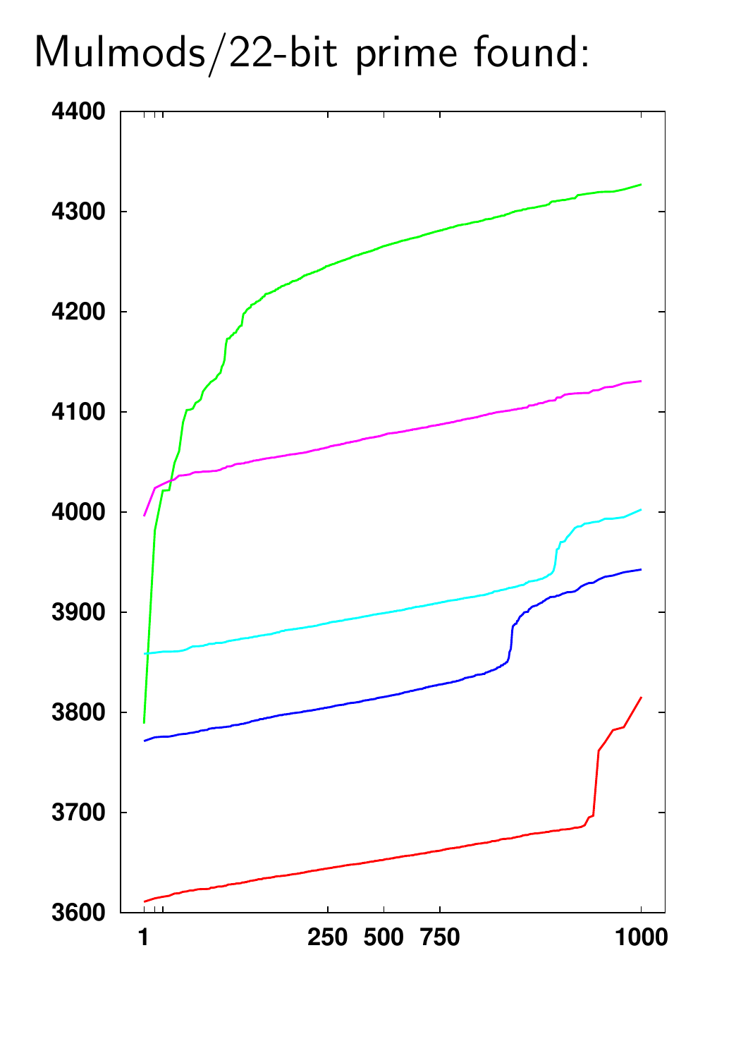# Mulmods/22-bit prime found: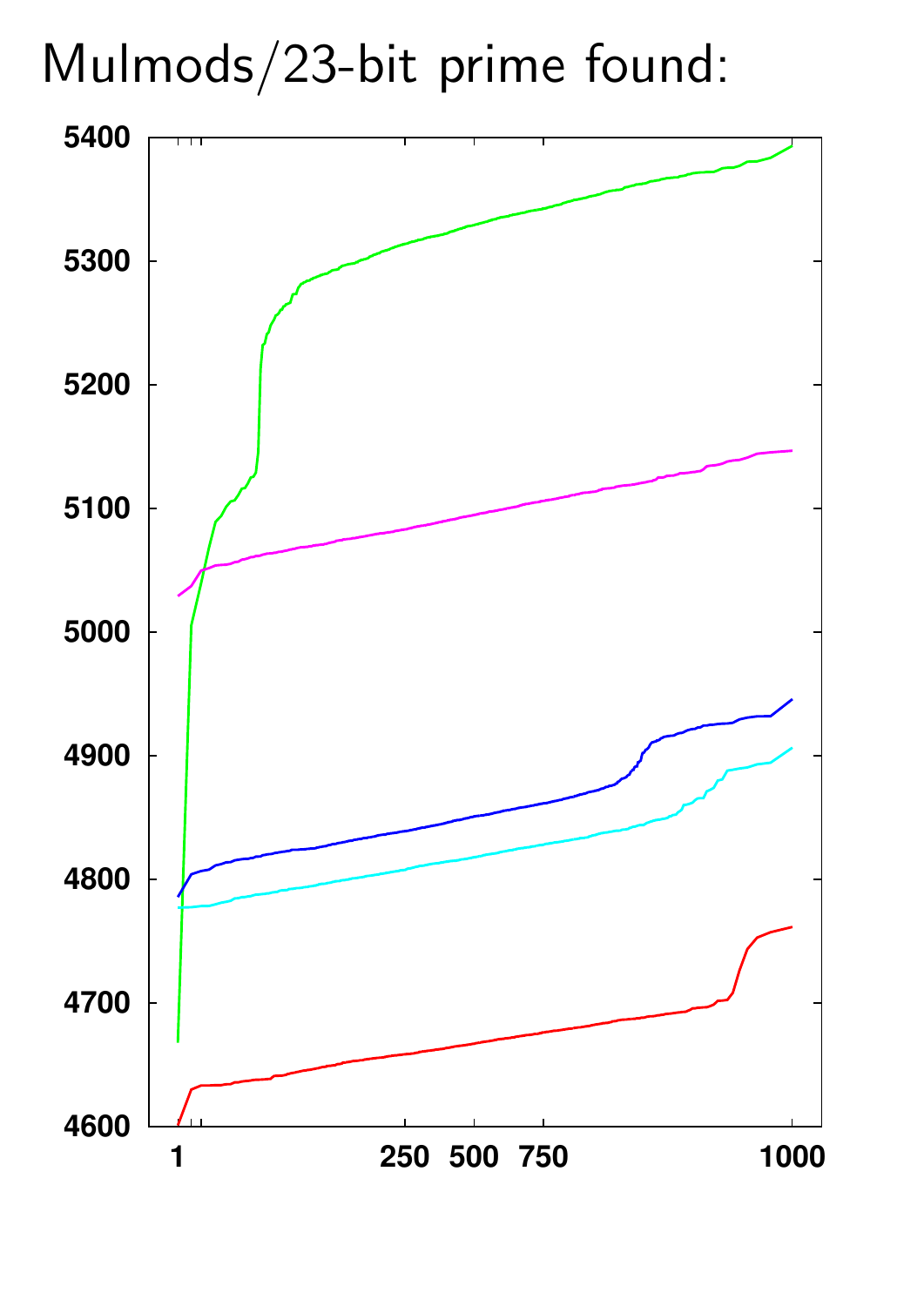# Mulmods/23-bit prime found: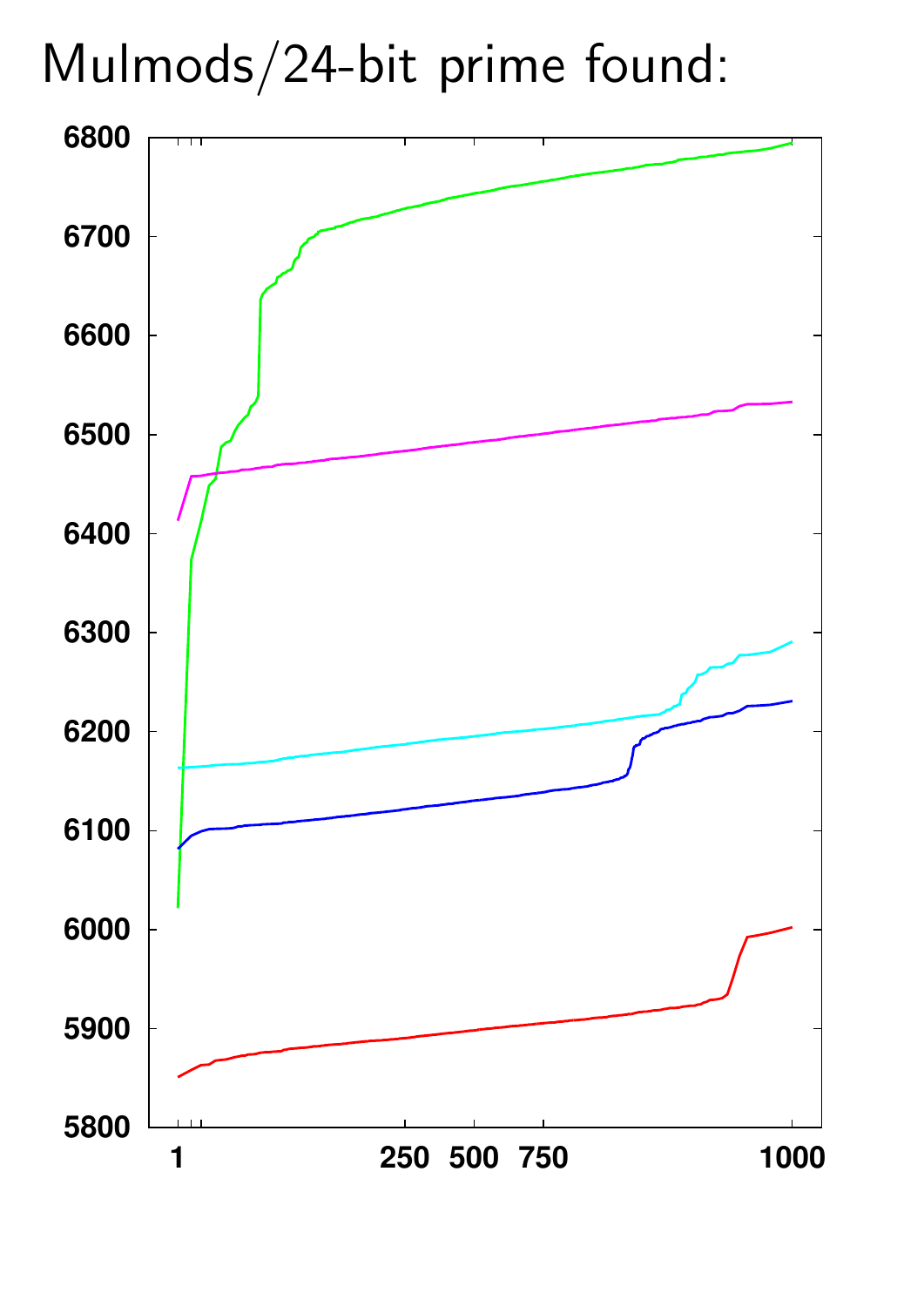# Mulmods/24-bit prime found: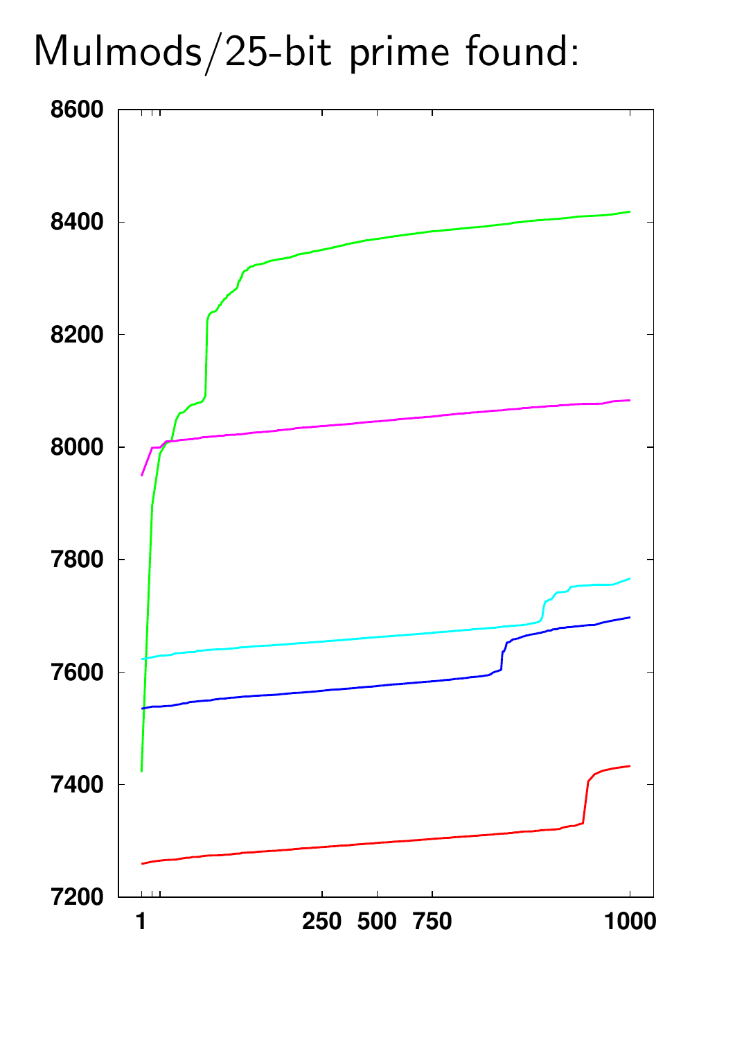# Mulmods/25-bit prime found: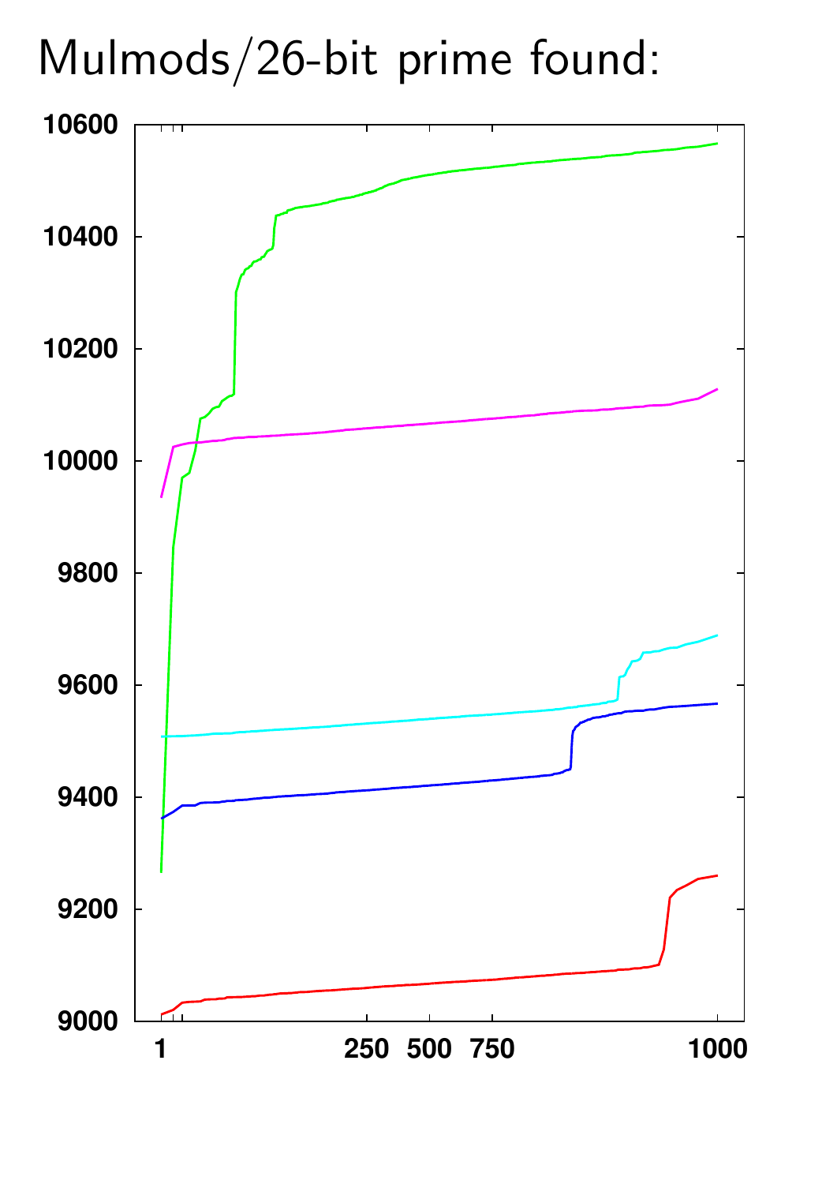# Mulmods/26-bit prime found: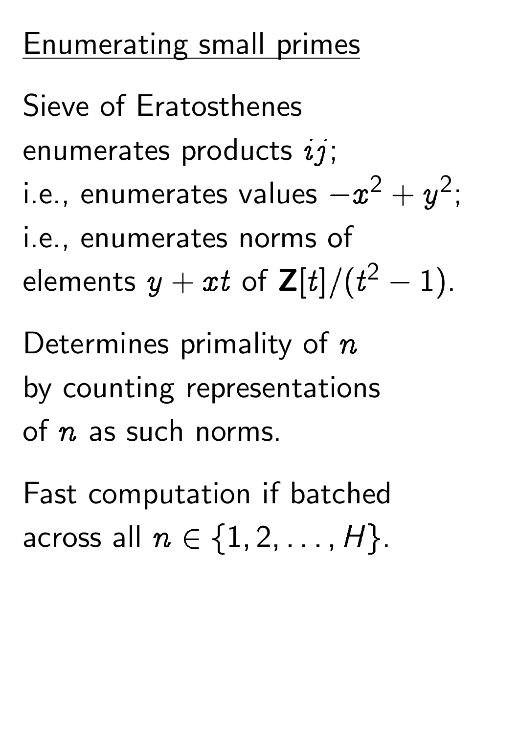# Enumerating small primes

Sieve of Eratosthenes enumerates products $ij$; i.e., enumerates values $-x^2 + y^2$; i.e., enumerates norms of elements $y + xt$ of $\mathbf{Z}[t]/(t^2 - 1)$.

Determines primality of $n$ by counting representations of $n$ as such norms.

Fast computation if batched across all $n \in \{1, 2, \ldots, H\}$.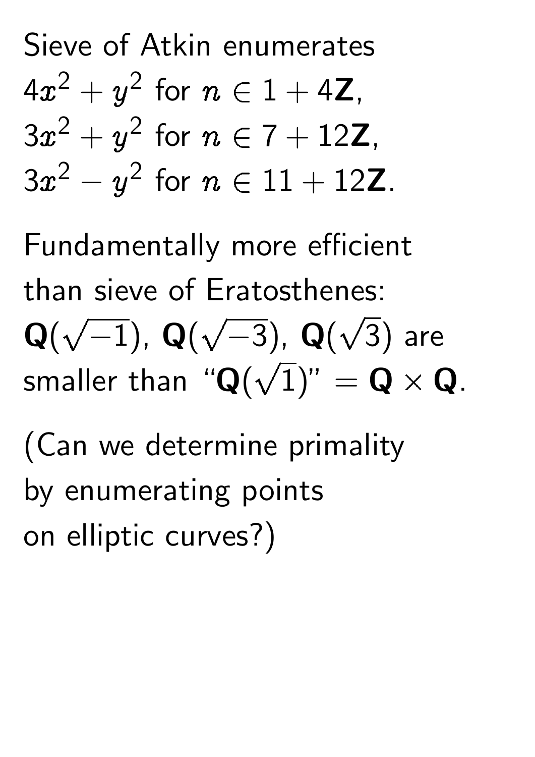Sieve of Atkin enumerates
$4x^2 + y^2$ for $n \in 1 + 4\mathbf{Z}$,
$3x^2 + y^2$ for $n \in 7 + 12\mathbf{Z}$,
$3x^2 - y^2$ for $n \in 11 + 12\mathbf{Z}$.

Fundamentally more efficient than sieve of Eratosthenes: $\mathbf{Q}(\sqrt{-1})$, $\mathbf{Q}(\sqrt{-3})$, $\mathbf{Q}(\sqrt{3})$ are smaller than "$\mathbf{Q}(\sqrt{1})$" $= \mathbf{Q} \times \mathbf{Q}$.

(Can we determine primality by enumerating points on elliptic curves?)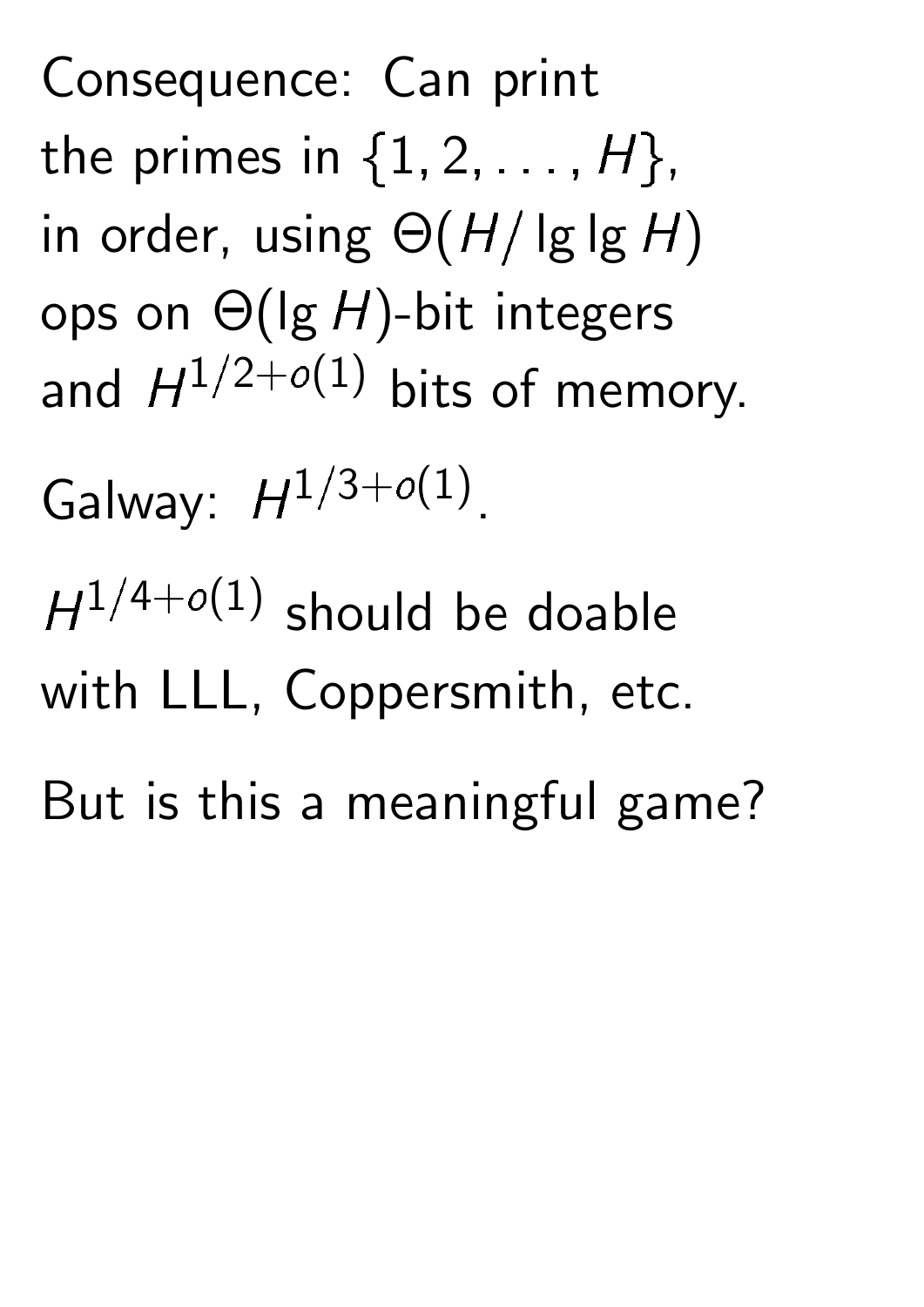Consequence: Can print the primes in $\{1, 2, \ldots, H\}$, in order, using $\Theta(H/\lg\lg H)$ ops on $\Theta(\lg H)$-bit integers and $H^{1/2+o(1)}$ bits of memory.

Galway: $H^{1/3+o(1)}$.

$H^{1/4+o(1)}$ should be doable with LLL, Coppersmith, etc.

But is this a meaningful game?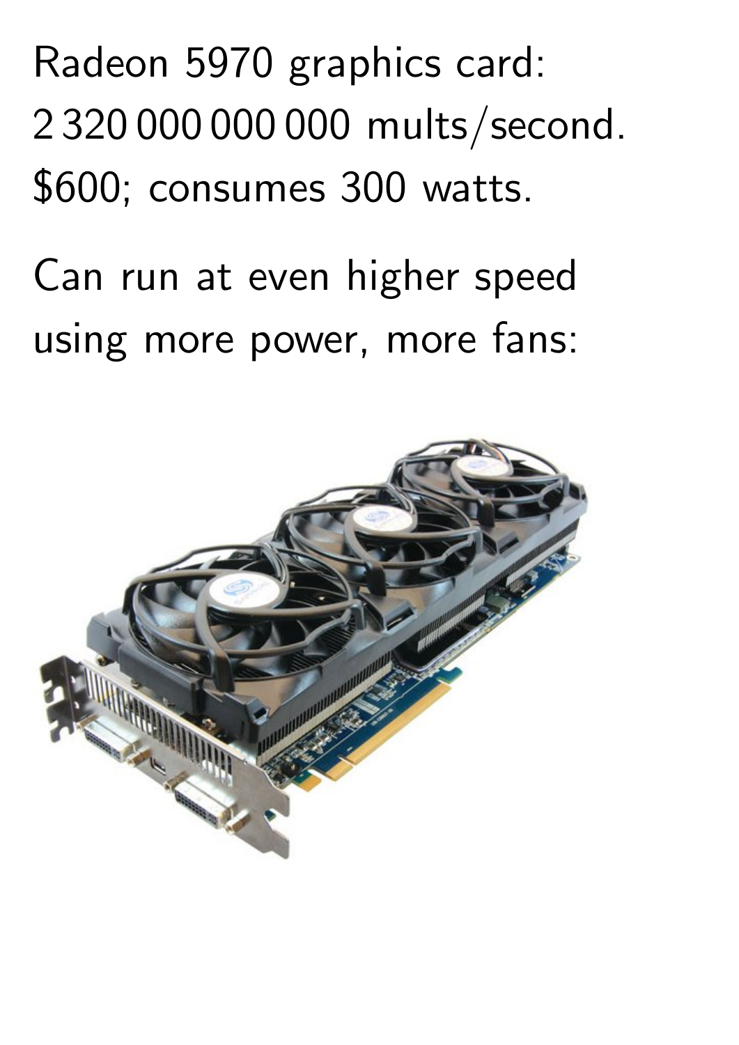Radeon 5970 graphics card:
2 320 000 000 000 mults/second.
$600; consumes 300 watts.

Can run at even higher speed
using more power, more fans: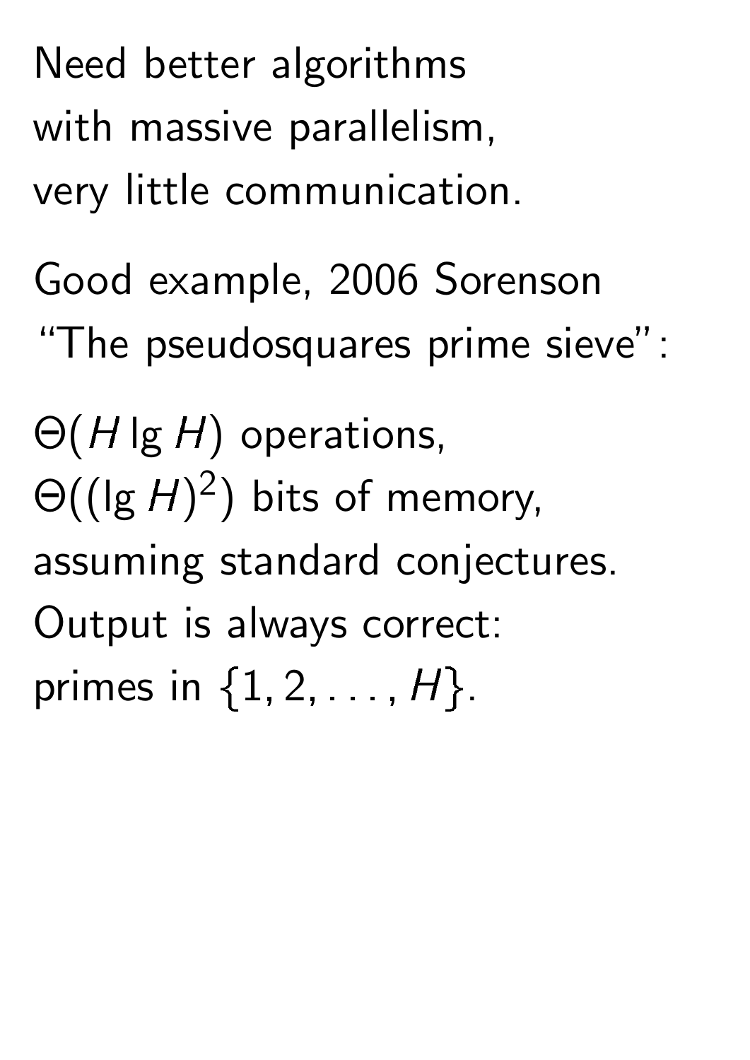Need better algorithms
with massive parallelism,
very little communication.

Good example, 2006 Sorenson
"The pseudosquares prime sieve":

$\Theta(H \lg H)$ operations,
$\Theta((\lg H)^2)$ bits of memory,
assuming standard conjectures.
Output is always correct:
primes in $\{1, 2, \ldots, H\}$.